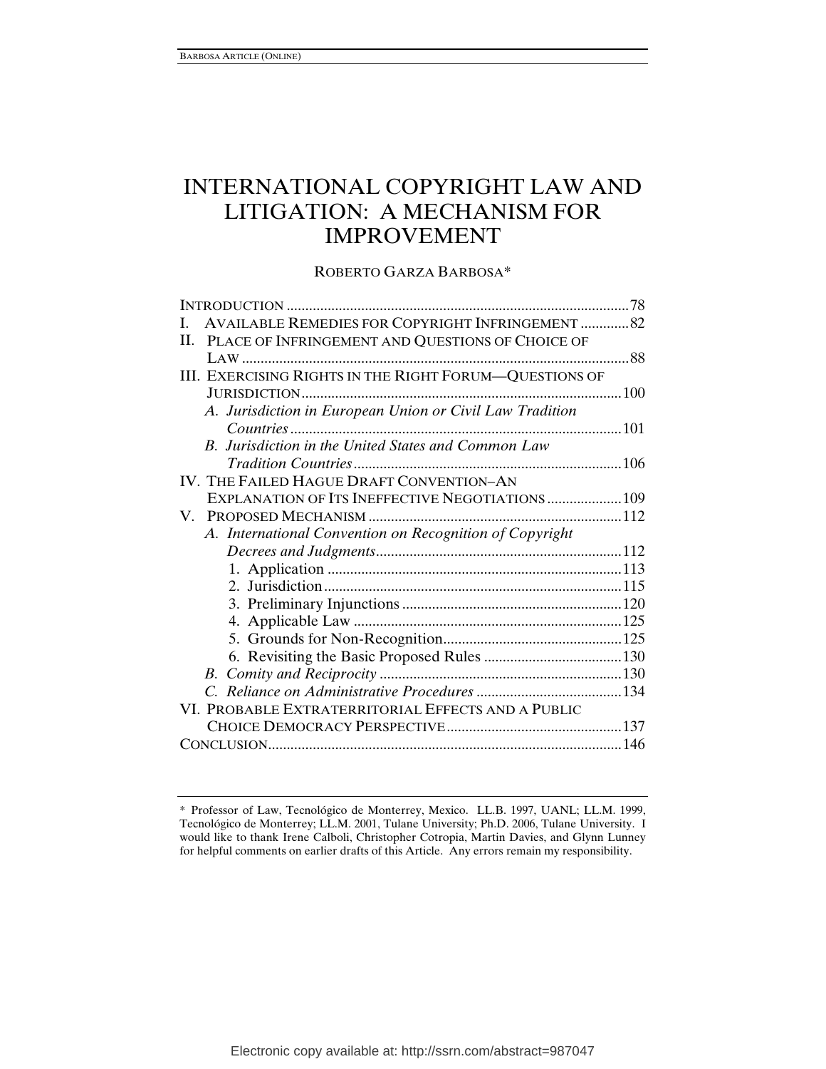# INTERNATIONAL COPYRIGHT LAW AND LITIGATION: A MECHANISM FOR IMPROVEMENT

ROBERTO GARZA BARBOSA*

INTRODUCTION ............................................................................................78

I. AVAILABLE REMEDIES FOR COPYRIGHT INFRINGEMENT .............82

II. PLACE OF INFRINGEMENT AND QUESTIONS OF CHOICE OF LAW .......................................................................................................88

III. EXERCISING RIGHTS IN THE RIGHT FORUM—QUESTIONS OF JURISDICTION.....................................................................................100

*A. Jurisdiction in European Union or Civil Law Tradition Countries*........................................................................................101

*B. Jurisdiction in the United States and Common Law Tradition Countries*.......................................................................106

IV. THE FAILED HAGUE DRAFT CONVENTION–AN EXPLANATION OF ITS INEFFECTIVE NEGOTIATIONS....................109

V. PROPOSED MECHANISM ...................................................................112

*A. International Convention on Recognition of Copyright Decrees and Judgments*.................................................................112

1. Application ..............................................................................113
2. Jurisdiction...............................................................................115
3. Preliminary Injunctions ...........................................................120
4. Applicable Law ........................................................................125
5. Grounds for Non-Recognition................................................125
6. Revisiting the Basic Proposed Rules .....................................130

*B. Comity and Reciprocity* ................................................................130

*C. Reliance on Administrative Procedures* .......................................134

VI. PROBABLE EXTRATERRITORIAL EFFECTS AND A PUBLIC CHOICE DEMOCRACY PERSPECTIVE...............................................137

CONCLUSION..............................................................................................146

---

\* Professor of Law, Tecnológico de Monterrey, Mexico. LL.B. 1997, UANL; LL.M. 1999, Tecnológico de Monterrey; LL.M. 2001, Tulane University; Ph.D. 2006, Tulane University. I would like to thank Irene Calboli, Christopher Cotropia, Martin Davies, and Glynn Lunney for helpful comments on earlier drafts of this Article. Any errors remain my responsibility.

Electronic copy available at: http://ssrn.com/abstract=987047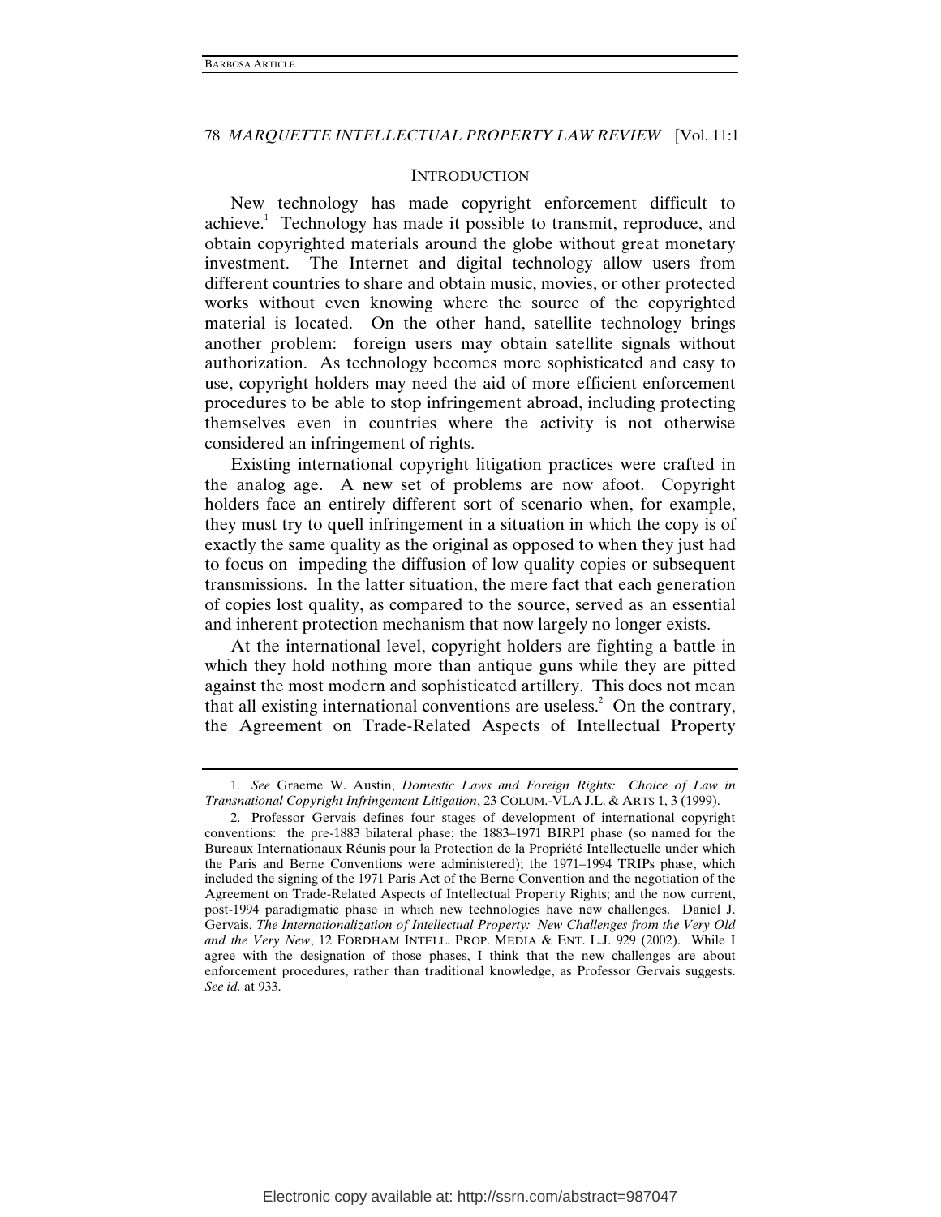## INTRODUCTION

New technology has made copyright enforcement difficult to achieve.[1] Technology has made it possible to transmit, reproduce, and obtain copyrighted materials around the globe without great monetary investment. The Internet and digital technology allow users from different countries to share and obtain music, movies, or other protected works without even knowing where the source of the copyrighted material is located. On the other hand, satellite technology brings another problem: foreign users may obtain satellite signals without authorization. As technology becomes more sophisticated and easy to use, copyright holders may need the aid of more efficient enforcement procedures to be able to stop infringement abroad, including protecting themselves even in countries where the activity is not otherwise considered an infringement of rights.

Existing international copyright litigation practices were crafted in the analog age. A new set of problems are now afoot. Copyright holders face an entirely different sort of scenario when, for example, they must try to quell infringement in a situation in which the copy is of exactly the same quality as the original as opposed to when they just had to focus on impeding the diffusion of low quality copies or subsequent transmissions. In the latter situation, the mere fact that each generation of copies lost quality, as compared to the source, served as an essential and inherent protection mechanism that now largely no longer exists.

At the international level, copyright holders are fighting a battle in which they hold nothing more than antique guns while they are pitted against the most modern and sophisticated artillery. This does not mean that all existing international conventions are useless.[2] On the contrary, the Agreement on Trade-Related Aspects of Intellectual Property

---

1. *See* Graeme W. Austin, *Domestic Laws and Foreign Rights: Choice of Law in Transnational Copyright Infringement Litigation*, 23 COLUM.-VLA J.L. & ARTS 1, 3 (1999).

2. Professor Gervais defines four stages of development of international copyright conventions: the pre-1883 bilateral phase; the 1883–1971 BIRPI phase (so named for the Bureaux Internationaux Réunis pour la Protection de la Propriété Intellectuelle under which the Paris and Berne Conventions were administered); the 1971–1994 TRIPs phase, which included the signing of the 1971 Paris Act of the Berne Convention and the negotiation of the Agreement on Trade-Related Aspects of Intellectual Property Rights; and the now current, post-1994 paradigmatic phase in which new technologies have new challenges. Daniel J. Gervais, *The Internationalization of Intellectual Property: New Challenges from the Very Old and the Very New*, 12 FORDHAM INTELL. PROP. MEDIA & ENT. L.J. 929 (2002). While I agree with the designation of those phases, I think that the new challenges are about enforcement procedures, rather than traditional knowledge, as Professor Gervais suggests. *See id.* at 933.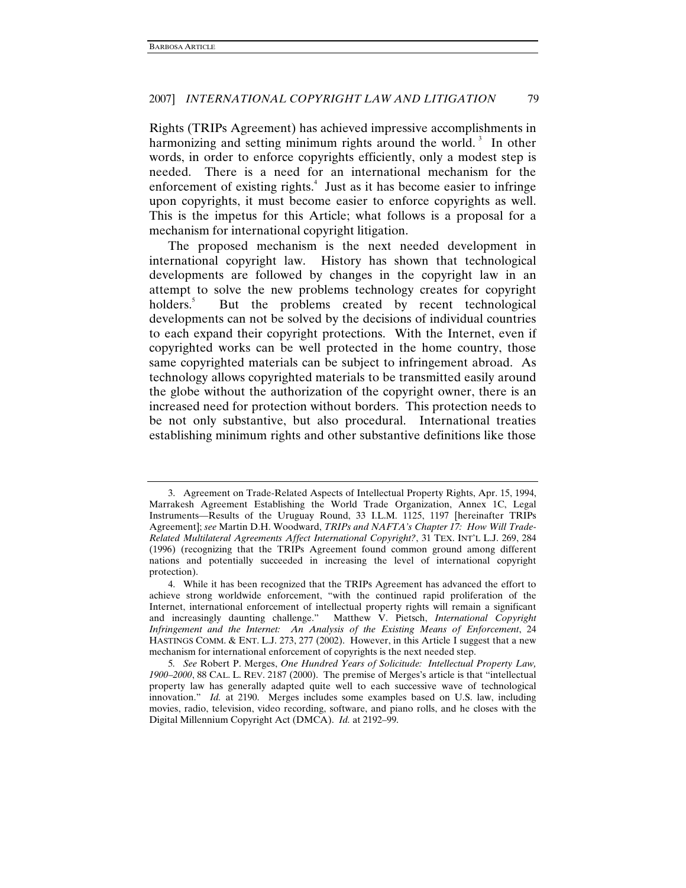Rights (TRIPs Agreement) has achieved impressive accomplishments in harmonizing and setting minimum rights around the world.[3] In other words, in order to enforce copyrights efficiently, only a modest step is needed. There is a need for an international mechanism for the enforcement of existing rights.[4] Just as it has become easier to infringe upon copyrights, it must become easier to enforce copyrights as well. This is the impetus for this Article; what follows is a proposal for a mechanism for international copyright litigation.

The proposed mechanism is the next needed development in international copyright law. History has shown that technological developments are followed by changes in the copyright law in an attempt to solve the new problems technology creates for copyright holders.[5] But the problems created by recent technological developments can not be solved by the decisions of individual countries to each expand their copyright protections. With the Internet, even if copyrighted works can be well protected in the home country, those same copyrighted materials can be subject to infringement abroad. As technology allows copyrighted materials to be transmitted easily around the globe without the authorization of the copyright owner, there is an increased need for protection without borders. This protection needs to be not only substantive, but also procedural. International treaties establishing minimum rights and other substantive definitions like those

---

3. Agreement on Trade-Related Aspects of Intellectual Property Rights, Apr. 15, 1994, Marrakesh Agreement Establishing the World Trade Organization, Annex 1C, Legal Instruments—Results of the Uruguay Round, 33 I.L.M. 1125, 1197 [hereinafter TRIPs Agreement]; *see* Martin D.H. Woodward, *TRIPs and NAFTA's Chapter 17: How Will Trade-Related Multilateral Agreements Affect International Copyright?*, 31 TEX. INT'L L.J. 269, 284 (1996) (recognizing that the TRIPs Agreement found common ground among different nations and potentially succeeded in increasing the level of international copyright protection).

4. While it has been recognized that the TRIPs Agreement has advanced the effort to achieve strong worldwide enforcement, "with the continued rapid proliferation of the Internet, international enforcement of intellectual property rights will remain a significant and increasingly daunting challenge." Matthew V. Pietsch, *International Copyright Infringement and the Internet: An Analysis of the Existing Means of Enforcement*, 24 HASTINGS COMM. & ENT. L.J. 273, 277 (2002). However, in this Article I suggest that a new mechanism for international enforcement of copyrights is the next needed step.

5. *See* Robert P. Merges, *One Hundred Years of Solicitude: Intellectual Property Law, 1900–2000*, 88 CAL. L. REV. 2187 (2000). The premise of Merges's article is that "intellectual property law has generally adapted quite well to each successive wave of technological innovation." *Id.* at 2190. Merges includes some examples based on U.S. law, including movies, radio, television, video recording, software, and piano rolls, and he closes with the Digital Millennium Copyright Act (DMCA). *Id.* at 2192–99.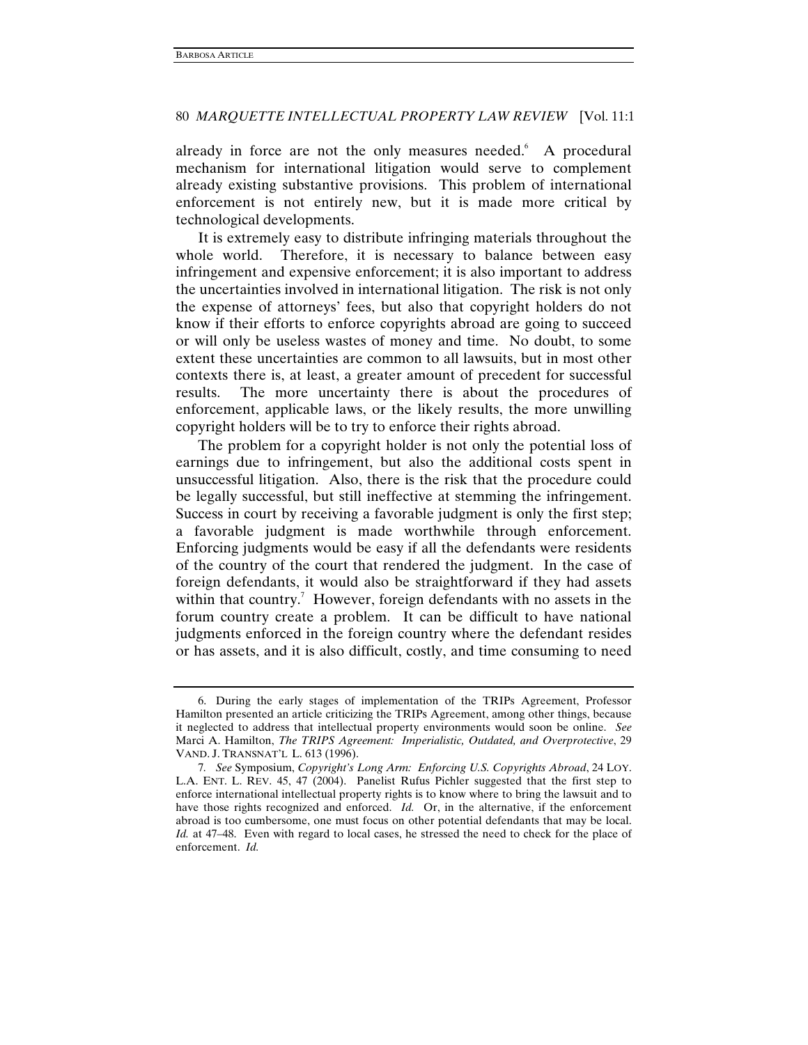already in force are not the only measures needed.[6] A procedural mechanism for international litigation would serve to complement already existing substantive provisions. This problem of international enforcement is not entirely new, but it is made more critical by technological developments.

It is extremely easy to distribute infringing materials throughout the whole world. Therefore, it is necessary to balance between easy infringement and expensive enforcement; it is also important to address the uncertainties involved in international litigation. The risk is not only the expense of attorneys' fees, but also that copyright holders do not know if their efforts to enforce copyrights abroad are going to succeed or will only be useless wastes of money and time. No doubt, to some extent these uncertainties are common to all lawsuits, but in most other contexts there is, at least, a greater amount of precedent for successful results. The more uncertainty there is about the procedures of enforcement, applicable laws, or the likely results, the more unwilling copyright holders will be to try to enforce their rights abroad.

The problem for a copyright holder is not only the potential loss of earnings due to infringement, but also the additional costs spent in unsuccessful litigation. Also, there is the risk that the procedure could be legally successful, but still ineffective at stemming the infringement. Success in court by receiving a favorable judgment is only the first step; a favorable judgment is made worthwhile through enforcement. Enforcing judgments would be easy if all the defendants were residents of the country of the court that rendered the judgment. In the case of foreign defendants, it would also be straightforward if they had assets within that country.[7] However, foreign defendants with no assets in the forum country create a problem. It can be difficult to have national judgments enforced in the foreign country where the defendant resides or has assets, and it is also difficult, costly, and time consuming to need

---

6. During the early stages of implementation of the TRIPs Agreement, Professor Hamilton presented an article criticizing the TRIPs Agreement, among other things, because it neglected to address that intellectual property environments would soon be online. *See* Marci A. Hamilton, *The TRIPS Agreement: Imperialistic, Outdated, and Overprotective*, 29 VAND. J. TRANSNAT'L L. 613 (1996).

7. *See* Symposium, *Copyright's Long Arm: Enforcing U.S. Copyrights Abroad*, 24 LOY. L.A. ENT. L. REV. 45, 47 (2004). Panelist Rufus Pichler suggested that the first step to enforce international intellectual property rights is to know where to bring the lawsuit and to have those rights recognized and enforced. *Id.* Or, in the alternative, if the enforcement abroad is too cumbersome, one must focus on other potential defendants that may be local. *Id.* at 47–48. Even with regard to local cases, he stressed the need to check for the place of enforcement. *Id.*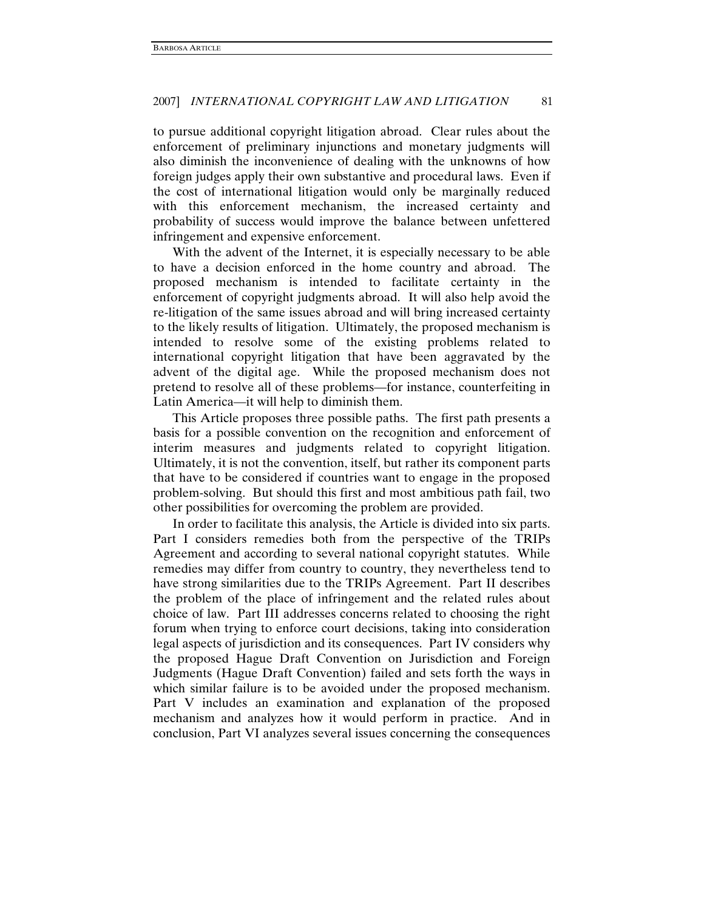to pursue additional copyright litigation abroad. Clear rules about the enforcement of preliminary injunctions and monetary judgments will also diminish the inconvenience of dealing with the unknowns of how foreign judges apply their own substantive and procedural laws. Even if the cost of international litigation would only be marginally reduced with this enforcement mechanism, the increased certainty and probability of success would improve the balance between unfettered infringement and expensive enforcement.

With the advent of the Internet, it is especially necessary to be able to have a decision enforced in the home country and abroad. The proposed mechanism is intended to facilitate certainty in the enforcement of copyright judgments abroad. It will also help avoid the re-litigation of the same issues abroad and will bring increased certainty to the likely results of litigation. Ultimately, the proposed mechanism is intended to resolve some of the existing problems related to international copyright litigation that have been aggravated by the advent of the digital age. While the proposed mechanism does not pretend to resolve all of these problems—for instance, counterfeiting in Latin America—it will help to diminish them.

This Article proposes three possible paths. The first path presents a basis for a possible convention on the recognition and enforcement of interim measures and judgments related to copyright litigation. Ultimately, it is not the convention, itself, but rather its component parts that have to be considered if countries want to engage in the proposed problem-solving. But should this first and most ambitious path fail, two other possibilities for overcoming the problem are provided.

In order to facilitate this analysis, the Article is divided into six parts. Part I considers remedies both from the perspective of the TRIPs Agreement and according to several national copyright statutes. While remedies may differ from country to country, they nevertheless tend to have strong similarities due to the TRIPs Agreement. Part II describes the problem of the place of infringement and the related rules about choice of law. Part III addresses concerns related to choosing the right forum when trying to enforce court decisions, taking into consideration legal aspects of jurisdiction and its consequences. Part IV considers why the proposed Hague Draft Convention on Jurisdiction and Foreign Judgments (Hague Draft Convention) failed and sets forth the ways in which similar failure is to be avoided under the proposed mechanism. Part V includes an examination and explanation of the proposed mechanism and analyzes how it would perform in practice. And in conclusion, Part VI analyzes several issues concerning the consequences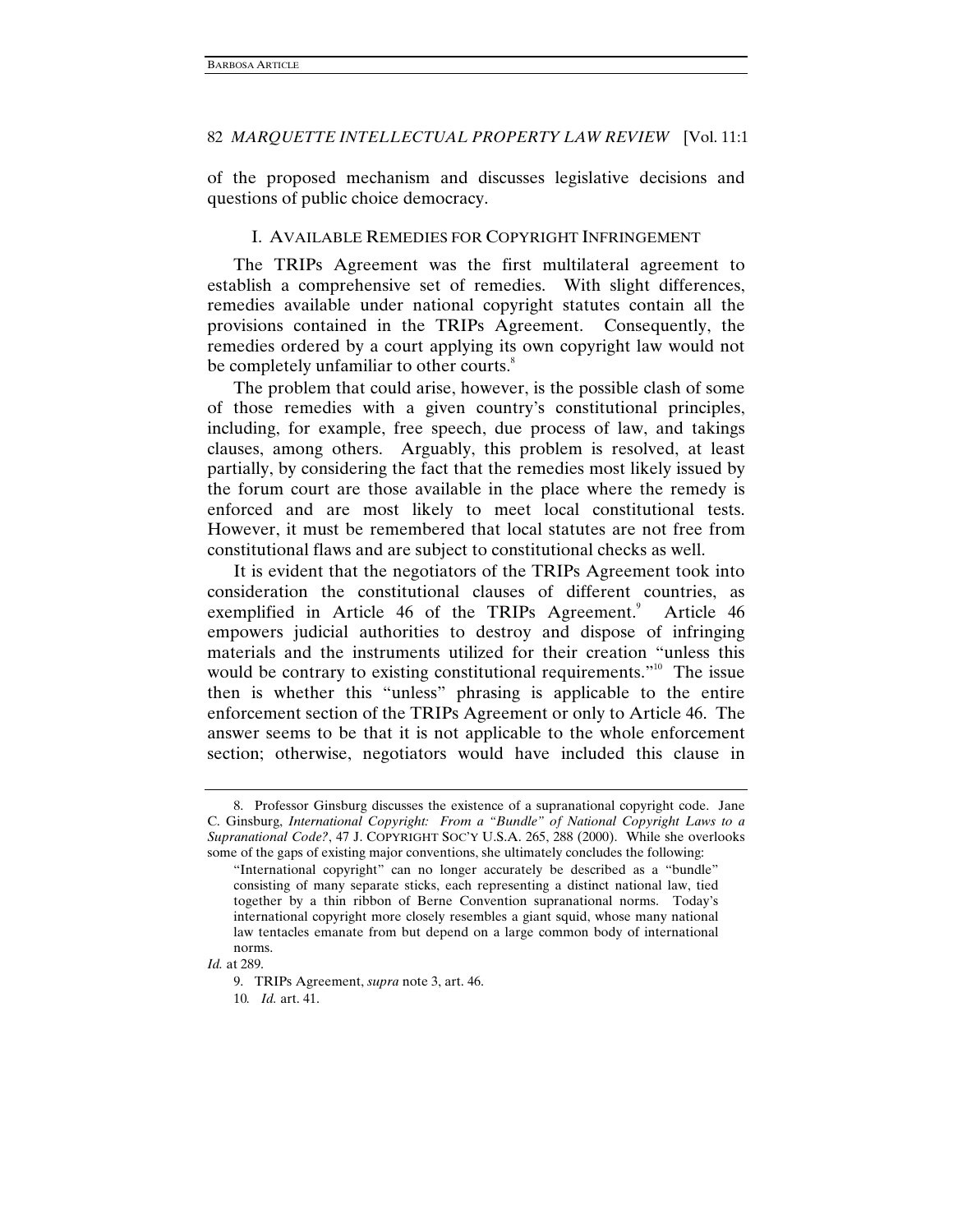of the proposed mechanism and discusses legislative decisions and questions of public choice democracy.

## I. AVAILABLE REMEDIES FOR COPYRIGHT INFRINGEMENT

The TRIPs Agreement was the first multilateral agreement to establish a comprehensive set of remedies. With slight differences, remedies available under national copyright statutes contain all the provisions contained in the TRIPs Agreement. Consequently, the remedies ordered by a court applying its own copyright law would not be completely unfamiliar to other courts.[8]

The problem that could arise, however, is the possible clash of some of those remedies with a given country's constitutional principles, including, for example, free speech, due process of law, and takings clauses, among others. Arguably, this problem is resolved, at least partially, by considering the fact that the remedies most likely issued by the forum court are those available in the place where the remedy is enforced and are most likely to meet local constitutional tests. However, it must be remembered that local statutes are not free from constitutional flaws and are subject to constitutional checks as well.

It is evident that the negotiators of the TRIPs Agreement took into consideration the constitutional clauses of different countries, as exemplified in Article 46 of the TRIPs Agreement.[9] Article 46 empowers judicial authorities to destroy and dispose of infringing materials and the instruments utilized for their creation "unless this would be contrary to existing constitutional requirements."[10] The issue then is whether this "unless" phrasing is applicable to the entire enforcement section of the TRIPs Agreement or only to Article 46. The answer seems to be that it is not applicable to the whole enforcement section; otherwise, negotiators would have included this clause in

---

8. Professor Ginsburg discusses the existence of a supranational copyright code. Jane C. Ginsburg, *International Copyright: From a "Bundle" of National Copyright Laws to a Supranational Code?*, 47 J. COPYRIGHT SOC'Y U.S.A. 265, 288 (2000). While she overlooks some of the gaps of existing major conventions, she ultimately concludes the following:

> "International copyright" can no longer accurately be described as a "bundle" consisting of many separate sticks, each representing a distinct national law, tied together by a thin ribbon of Berne Convention supranational norms. Today's international copyright more closely resembles a giant squid, whose many national law tentacles emanate from but depend on a large common body of international norms.

*Id.* at 289.

9. TRIPs Agreement, *supra* note 3, art. 46.

10. *Id.* art. 41.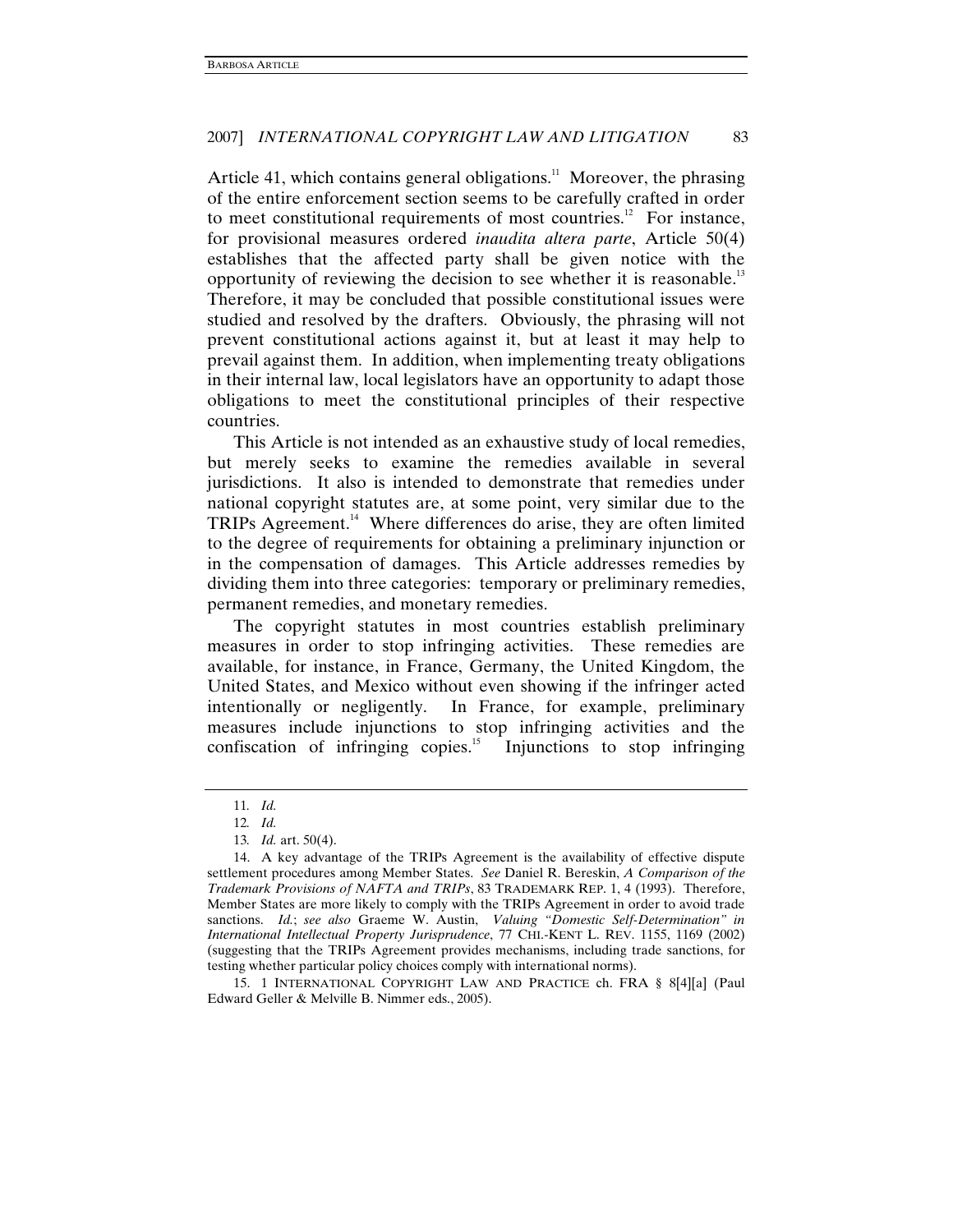Article 41, which contains general obligations.[11] Moreover, the phrasing of the entire enforcement section seems to be carefully crafted in order to meet constitutional requirements of most countries.[12] For instance, for provisional measures ordered *inaudita altera parte*, Article 50(4) establishes that the affected party shall be given notice with the opportunity of reviewing the decision to see whether it is reasonable.[13] Therefore, it may be concluded that possible constitutional issues were studied and resolved by the drafters. Obviously, the phrasing will not prevent constitutional actions against it, but at least it may help to prevail against them. In addition, when implementing treaty obligations in their internal law, local legislators have an opportunity to adapt those obligations to meet the constitutional principles of their respective countries.

This Article is not intended as an exhaustive study of local remedies, but merely seeks to examine the remedies available in several jurisdictions. It also is intended to demonstrate that remedies under national copyright statutes are, at some point, very similar due to the TRIPs Agreement.[14] Where differences do arise, they are often limited to the degree of requirements for obtaining a preliminary injunction or in the compensation of damages. This Article addresses remedies by dividing them into three categories: temporary or preliminary remedies, permanent remedies, and monetary remedies.

The copyright statutes in most countries establish preliminary measures in order to stop infringing activities. These remedies are available, for instance, in France, Germany, the United Kingdom, the United States, and Mexico without even showing if the infringer acted intentionally or negligently. In France, for example, preliminary measures include injunctions to stop infringing activities and the confiscation of infringing copies.[15] Injunctions to stop infringing

---

11. *Id.*

12. *Id.*

13. *Id.* art. 50(4).

14. A key advantage of the TRIPs Agreement is the availability of effective dispute settlement procedures among Member States. *See* Daniel R. Bereskin, *A Comparison of the Trademark Provisions of NAFTA and TRIPs*, 83 TRADEMARK REP. 1, 4 (1993). Therefore, Member States are more likely to comply with the TRIPs Agreement in order to avoid trade sanctions. *Id.*; *see also* Graeme W. Austin, *Valuing "Domestic Self-Determination" in International Intellectual Property Jurisprudence*, 77 CHI.-KENT L. REV. 1155, 1169 (2002) (suggesting that the TRIPs Agreement provides mechanisms, including trade sanctions, for testing whether particular policy choices comply with international norms).

15. 1 INTERNATIONAL COPYRIGHT LAW AND PRACTICE ch. FRA § 8[4][a] (Paul Edward Geller & Melville B. Nimmer eds., 2005).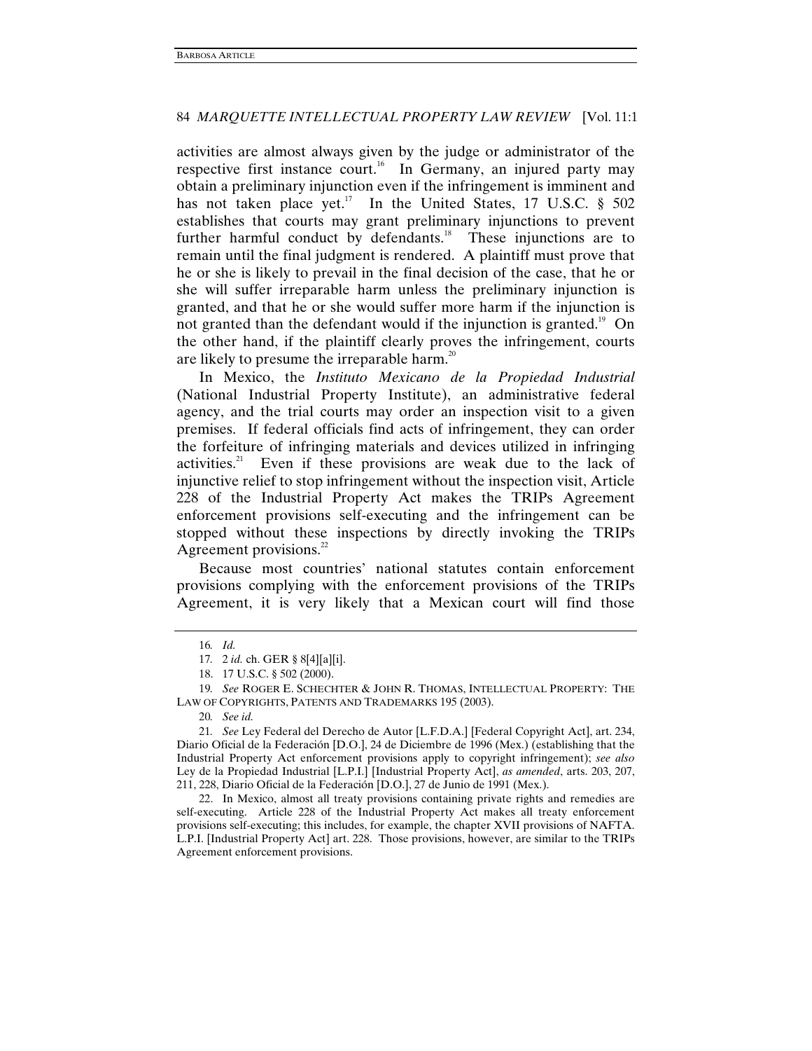activities are almost always given by the judge or administrator of the respective first instance court.[16] In Germany, an injured party may obtain a preliminary injunction even if the infringement is imminent and has not taken place yet.[17] In the United States, 17 U.S.C. § 502 establishes that courts may grant preliminary injunctions to prevent further harmful conduct by defendants.[18] These injunctions are to remain until the final judgment is rendered. A plaintiff must prove that he or she is likely to prevail in the final decision of the case, that he or she will suffer irreparable harm unless the preliminary injunction is granted, and that he or she would suffer more harm if the injunction is not granted than the defendant would if the injunction is granted.[19] On the other hand, if the plaintiff clearly proves the infringement, courts are likely to presume the irreparable harm.[20]

In Mexico, the *Instituto Mexicano de la Propiedad Industrial* (National Industrial Property Institute), an administrative federal agency, and the trial courts may order an inspection visit to a given premises. If federal officials find acts of infringement, they can order the forfeiture of infringing materials and devices utilized in infringing activities.[21] Even if these provisions are weak due to the lack of injunctive relief to stop infringement without the inspection visit, Article 228 of the Industrial Property Act makes the TRIPs Agreement enforcement provisions self-executing and the infringement can be stopped without these inspections by directly invoking the TRIPs Agreement provisions.[22]

Because most countries' national statutes contain enforcement provisions complying with the enforcement provisions of the TRIPs Agreement, it is very likely that a Mexican court will find those

---

16. *Id.*

17. 2 *id.* ch. GER § 8[4][a][i].

18. 17 U.S.C. § 502 (2000).

19. *See* ROGER E. SCHECHTER & JOHN R. THOMAS, INTELLECTUAL PROPERTY: THE LAW OF COPYRIGHTS, PATENTS AND TRADEMARKS 195 (2003).

20. *See id.*

21. *See* Ley Federal del Derecho de Autor [L.F.D.A.] [Federal Copyright Act], art. 234, Diario Oficial de la Federación [D.O.], 24 de Diciembre de 1996 (Mex.) (establishing that the Industrial Property Act enforcement provisions apply to copyright infringement); *see also* Ley de la Propiedad Industrial [L.P.I.] [Industrial Property Act], *as amended*, arts. 203, 207, 211, 228, Diario Oficial de la Federación [D.O.], 27 de Junio de 1991 (Mex.).

22. In Mexico, almost all treaty provisions containing private rights and remedies are self-executing. Article 228 of the Industrial Property Act makes all treaty enforcement provisions self-executing; this includes, for example, the chapter XVII provisions of NAFTA. L.P.I. [Industrial Property Act] art. 228. Those provisions, however, are similar to the TRIPs Agreement enforcement provisions.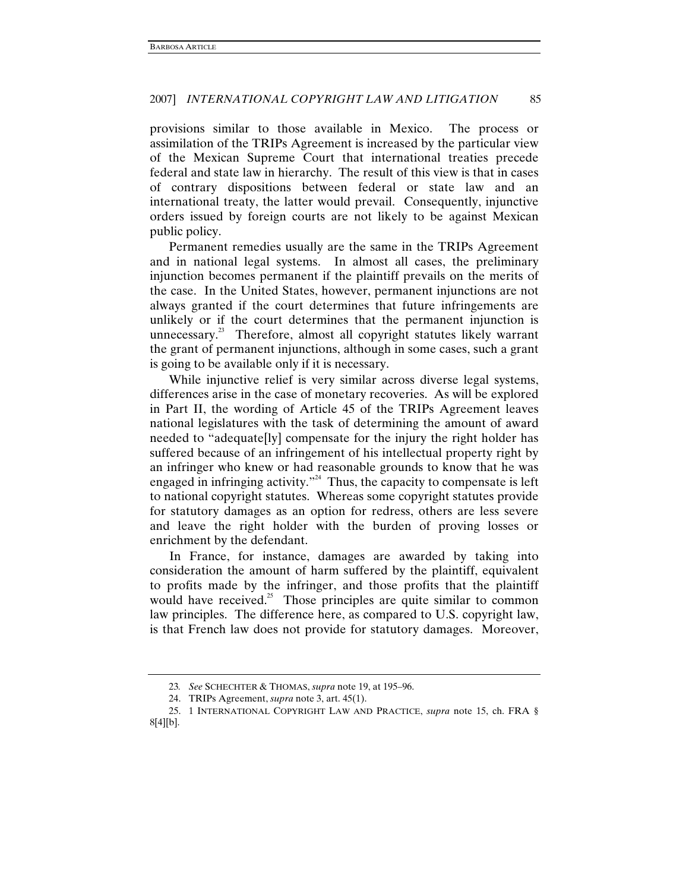provisions similar to those available in Mexico. The process or assimilation of the TRIPs Agreement is increased by the particular view of the Mexican Supreme Court that international treaties precede federal and state law in hierarchy. The result of this view is that in cases of contrary dispositions between federal or state law and an international treaty, the latter would prevail. Consequently, injunctive orders issued by foreign courts are not likely to be against Mexican public policy.

Permanent remedies usually are the same in the TRIPs Agreement and in national legal systems. In almost all cases, the preliminary injunction becomes permanent if the plaintiff prevails on the merits of the case. In the United States, however, permanent injunctions are not always granted if the court determines that future infringements are unlikely or if the court determines that the permanent injunction is unnecessary.[23] Therefore, almost all copyright statutes likely warrant the grant of permanent injunctions, although in some cases, such a grant is going to be available only if it is necessary.

While injunctive relief is very similar across diverse legal systems, differences arise in the case of monetary recoveries. As will be explored in Part II, the wording of Article 45 of the TRIPs Agreement leaves national legislatures with the task of determining the amount of award needed to "adequate[ly] compensate for the injury the right holder has suffered because of an infringement of his intellectual property right by an infringer who knew or had reasonable grounds to know that he was engaged in infringing activity."[24] Thus, the capacity to compensate is left to national copyright statutes. Whereas some copyright statutes provide for statutory damages as an option for redress, others are less severe and leave the right holder with the burden of proving losses or enrichment by the defendant.

In France, for instance, damages are awarded by taking into consideration the amount of harm suffered by the plaintiff, equivalent to profits made by the infringer, and those profits that the plaintiff would have received.[25] Those principles are quite similar to common law principles. The difference here, as compared to U.S. copyright law, is that French law does not provide for statutory damages. Moreover,

---

23. *See* SCHECHTER & THOMAS, *supra* note 19, at 195–96.

24. TRIPs Agreement, *supra* note 3, art. 45(1).

25. 1 INTERNATIONAL COPYRIGHT LAW AND PRACTICE, *supra* note 15, ch. FRA § 8[4][b].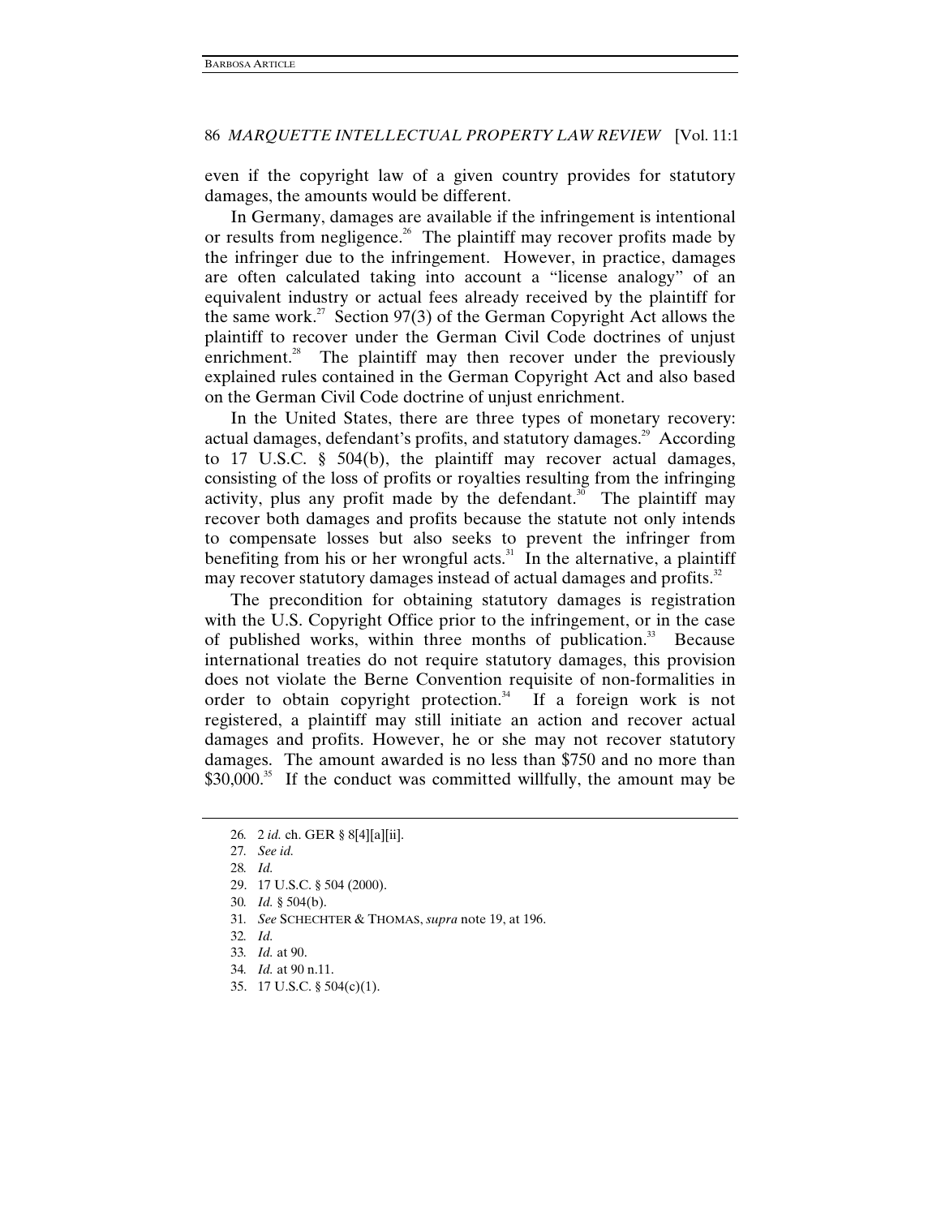even if the copyright law of a given country provides for statutory damages, the amounts would be different.

In Germany, damages are available if the infringement is intentional or results from negligence.[26] The plaintiff may recover profits made by the infringer due to the infringement. However, in practice, damages are often calculated taking into account a "license analogy" of an equivalent industry or actual fees already received by the plaintiff for the same work.[27] Section 97(3) of the German Copyright Act allows the plaintiff to recover under the German Civil Code doctrines of unjust enrichment.[28] The plaintiff may then recover under the previously explained rules contained in the German Copyright Act and also based on the German Civil Code doctrine of unjust enrichment.

In the United States, there are three types of monetary recovery: actual damages, defendant's profits, and statutory damages.[29] According to 17 U.S.C. § 504(b), the plaintiff may recover actual damages, consisting of the loss of profits or royalties resulting from the infringing activity, plus any profit made by the defendant.[30] The plaintiff may recover both damages and profits because the statute not only intends to compensate losses but also seeks to prevent the infringer from benefiting from his or her wrongful acts.[31] In the alternative, a plaintiff may recover statutory damages instead of actual damages and profits.[32]

The precondition for obtaining statutory damages is registration with the U.S. Copyright Office prior to the infringement, or in the case of published works, within three months of publication.[33] Because international treaties do not require statutory damages, this provision does not violate the Berne Convention requisite of non-formalities in order to obtain copyright protection.[34] If a foreign work is not registered, a plaintiff may still initiate an action and recover actual damages and profits. However, he or she may not recover statutory damages. The amount awarded is no less than $750 and no more than $30,000.[35] If the conduct was committed willfully, the amount may be

26. 2 *id.* ch. GER § 8[4][a][ii].
27. *See id.*
28. *Id.*
29. 17 U.S.C. § 504 (2000).
30. *Id.* § 504(b).
31. *See* SCHECHTER & THOMAS, *supra* note 19, at 196.
32. *Id.*
33. *Id.* at 90.
34. *Id.* at 90 n.11.
35. 17 U.S.C. § 504(c)(1).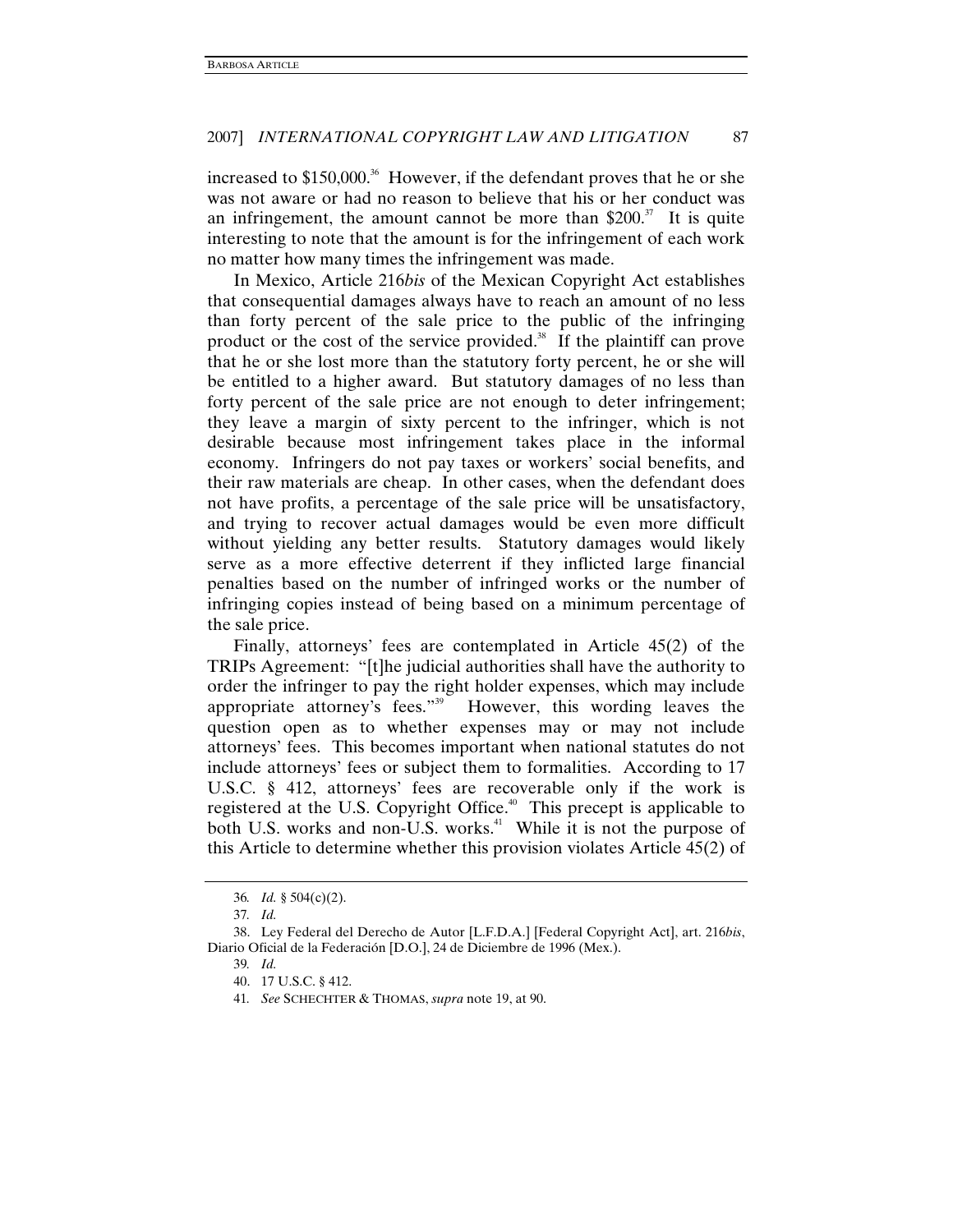increased to $150,000.[36] However, if the defendant proves that he or she was not aware or had no reason to believe that his or her conduct was an infringement, the amount cannot be more than $200.[37] It is quite interesting to note that the amount is for the infringement of each work no matter how many times the infringement was made.

In Mexico, Article 216*bis* of the Mexican Copyright Act establishes that consequential damages always have to reach an amount of no less than forty percent of the sale price to the public of the infringing product or the cost of the service provided.[38] If the plaintiff can prove that he or she lost more than the statutory forty percent, he or she will be entitled to a higher award. But statutory damages of no less than forty percent of the sale price are not enough to deter infringement; they leave a margin of sixty percent to the infringer, which is not desirable because most infringement takes place in the informal economy. Infringers do not pay taxes or workers' social benefits, and their raw materials are cheap. In other cases, when the defendant does not have profits, a percentage of the sale price will be unsatisfactory, and trying to recover actual damages would be even more difficult without yielding any better results. Statutory damages would likely serve as a more effective deterrent if they inflicted large financial penalties based on the number of infringed works or the number of infringing copies instead of being based on a minimum percentage of the sale price.

Finally, attorneys' fees are contemplated in Article 45(2) of the TRIPs Agreement: "[t]he judicial authorities shall have the authority to order the infringer to pay the right holder expenses, which may include appropriate attorney's fees."[39] However, this wording leaves the question open as to whether expenses may or may not include attorneys' fees. This becomes important when national statutes do not include attorneys' fees or subject them to formalities. According to 17 U.S.C. § 412, attorneys' fees are recoverable only if the work is registered at the U.S. Copyright Office.[40] This precept is applicable to both U.S. works and non-U.S. works.[41] While it is not the purpose of this Article to determine whether this provision violates Article 45(2) of

---

36. *Id.* § 504(c)(2).

37. *Id.*

38. Ley Federal del Derecho de Autor [L.F.D.A.] [Federal Copyright Act], art. 216*bis*, Diario Oficial de la Federación [D.O.], 24 de Diciembre de 1996 (Mex.).

39. *Id.*

40. 17 U.S.C. § 412.

41. *See* SCHECHTER & THOMAS, *supra* note 19, at 90.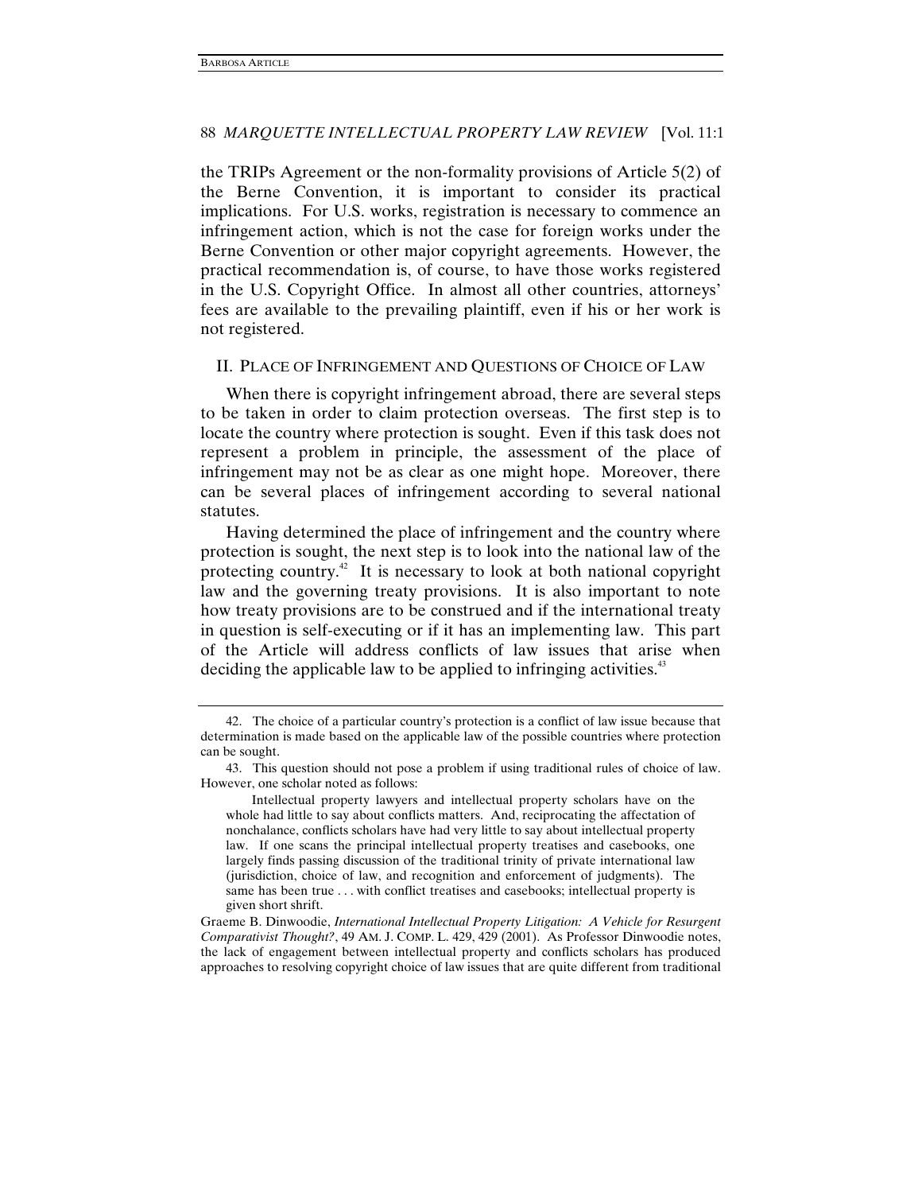the TRIPs Agreement or the non-formality provisions of Article 5(2) of the Berne Convention, it is important to consider its practical implications. For U.S. works, registration is necessary to commence an infringement action, which is not the case for foreign works under the Berne Convention or other major copyright agreements. However, the practical recommendation is, of course, to have those works registered in the U.S. Copyright Office. In almost all other countries, attorneys' fees are available to the prevailing plaintiff, even if his or her work is not registered.

## II. PLACE OF INFRINGEMENT AND QUESTIONS OF CHOICE OF LAW

When there is copyright infringement abroad, there are several steps to be taken in order to claim protection overseas. The first step is to locate the country where protection is sought. Even if this task does not represent a problem in principle, the assessment of the place of infringement may not be as clear as one might hope. Moreover, there can be several places of infringement according to several national statutes.

Having determined the place of infringement and the country where protection is sought, the next step is to look into the national law of the protecting country.[42] It is necessary to look at both national copyright law and the governing treaty provisions. It is also important to note how treaty provisions are to be construed and if the international treaty in question is self-executing or if it has an implementing law. This part of the Article will address conflicts of law issues that arise when deciding the applicable law to be applied to infringing activities.[43]

---

42. The choice of a particular country's protection is a conflict of law issue because that determination is made based on the applicable law of the possible countries where protection can be sought.

43. This question should not pose a problem if using traditional rules of choice of law. However, one scholar noted as follows:

> Intellectual property lawyers and intellectual property scholars have on the whole had little to say about conflicts matters. And, reciprocating the affectation of nonchalance, conflicts scholars have had very little to say about intellectual property law. If one scans the principal intellectual property treatises and casebooks, one largely finds passing discussion of the traditional trinity of private international law (jurisdiction, choice of law, and recognition and enforcement of judgments). The same has been true . . . with conflict treatises and casebooks; intellectual property is given short shrift.

Graeme B. Dinwoodie, *International Intellectual Property Litigation: A Vehicle for Resurgent Comparativist Thought?*, 49 AM. J. COMP. L. 429, 429 (2001). As Professor Dinwoodie notes, the lack of engagement between intellectual property and conflicts scholars has produced approaches to resolving copyright choice of law issues that are quite different from traditional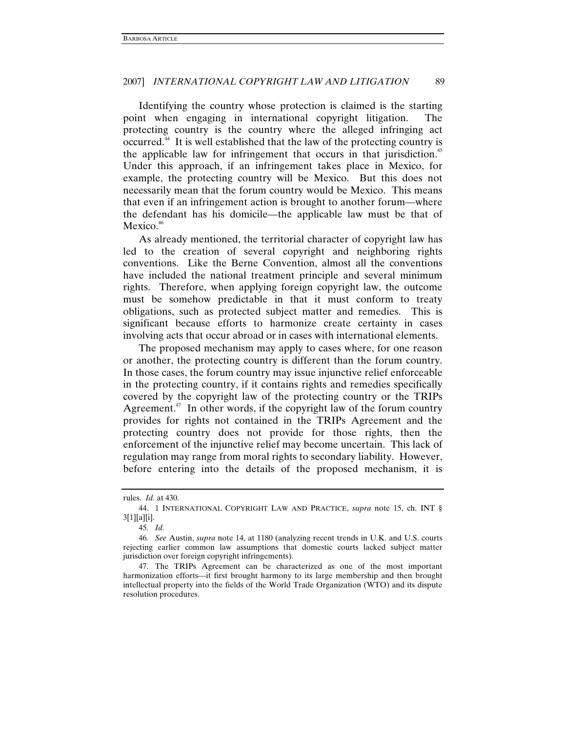Identifying the country whose protection is claimed is the starting point when engaging in international copyright litigation. The protecting country is the country where the alleged infringing act occurred.[44] It is well established that the law of the protecting country is the applicable law for infringement that occurs in that jurisdiction.[45] Under this approach, if an infringement takes place in Mexico, for example, the protecting country will be Mexico. But this does not necessarily mean that the forum country would be Mexico. This means that even if an infringement action is brought to another forum—where the defendant has his domicile—the applicable law must be that of Mexico.[46]

As already mentioned, the territorial character of copyright law has led to the creation of several copyright and neighboring rights conventions. Like the Berne Convention, almost all the conventions have included the national treatment principle and several minimum rights. Therefore, when applying foreign copyright law, the outcome must be somehow predictable in that it must conform to treaty obligations, such as protected subject matter and remedies. This is significant because efforts to harmonize create certainty in cases involving acts that occur abroad or in cases with international elements.

The proposed mechanism may apply to cases where, for one reason or another, the protecting country is different than the forum country. In those cases, the forum country may issue injunctive relief enforceable in the protecting country, if it contains rights and remedies specifically covered by the copyright law of the protecting country or the TRIPs Agreement.[47] In other words, if the copyright law of the forum country provides for rights not contained in the TRIPs Agreement and the protecting country does not provide for those rights, then the enforcement of the injunctive relief may become uncertain. This lack of regulation may range from moral rights to secondary liability. However, before entering into the details of the proposed mechanism, it is

---

rules. *Id.* at 430.

44. 1 INTERNATIONAL COPYRIGHT LAW AND PRACTICE, *supra* note 15, ch. INT § 3[1][a][i].

45. *Id.*

46. *See* Austin, *supra* note 14, at 1180 (analyzing recent trends in U.K. and U.S. courts rejecting earlier common law assumptions that domestic courts lacked subject matter jurisdiction over foreign copyright infringements).

47. The TRIPs Agreement can be characterized as one of the most important harmonization efforts—it first brought harmony to its large membership and then brought intellectual property into the fields of the World Trade Organization (WTO) and its dispute resolution procedures.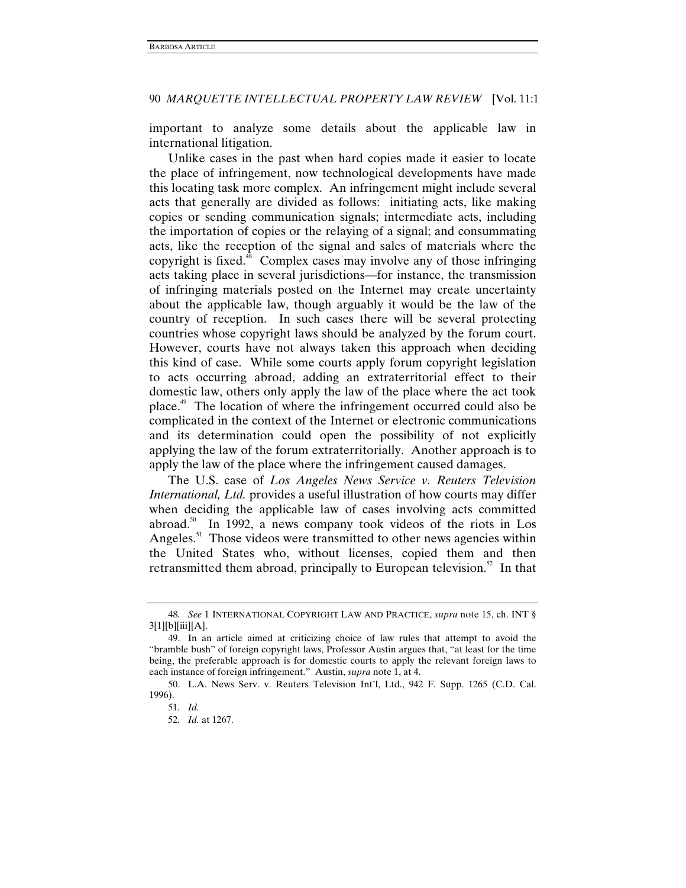important to analyze some details about the applicable law in international litigation.

Unlike cases in the past when hard copies made it easier to locate the place of infringement, now technological developments have made this locating task more complex. An infringement might include several acts that generally are divided as follows: initiating acts, like making copies or sending communication signals; intermediate acts, including the importation of copies or the relaying of a signal; and consummating acts, like the reception of the signal and sales of materials where the copyright is fixed.[48] Complex cases may involve any of those infringing acts taking place in several jurisdictions—for instance, the transmission of infringing materials posted on the Internet may create uncertainty about the applicable law, though arguably it would be the law of the country of reception. In such cases there will be several protecting countries whose copyright laws should be analyzed by the forum court. However, courts have not always taken this approach when deciding this kind of case. While some courts apply forum copyright legislation to acts occurring abroad, adding an extraterritorial effect to their domestic law, others only apply the law of the place where the act took place.[49] The location of where the infringement occurred could also be complicated in the context of the Internet or electronic communications and its determination could open the possibility of not explicitly applying the law of the forum extraterritorially. Another approach is to apply the law of the place where the infringement caused damages.

The U.S. case of *Los Angeles News Service v. Reuters Television International, Ltd.* provides a useful illustration of how courts may differ when deciding the applicable law of cases involving acts committed abroad.[50] In 1992, a news company took videos of the riots in Los Angeles.[51] Those videos were transmitted to other news agencies within the United States who, without licenses, copied them and then retransmitted them abroad, principally to European television.[52] In that

---

48. *See* 1 INTERNATIONAL COPYRIGHT LAW AND PRACTICE, *supra* note 15, ch. INT § 3[1][b][iii][A].

49. In an article aimed at criticizing choice of law rules that attempt to avoid the "bramble bush" of foreign copyright laws, Professor Austin argues that, "at least for the time being, the preferable approach is for domestic courts to apply the relevant foreign laws to each instance of foreign infringement." Austin, *supra* note 1, at 4.

50. L.A. News Serv. v. Reuters Television Int'l, Ltd., 942 F. Supp. 1265 (C.D. Cal. 1996).

51. *Id.*

52. *Id.* at 1267.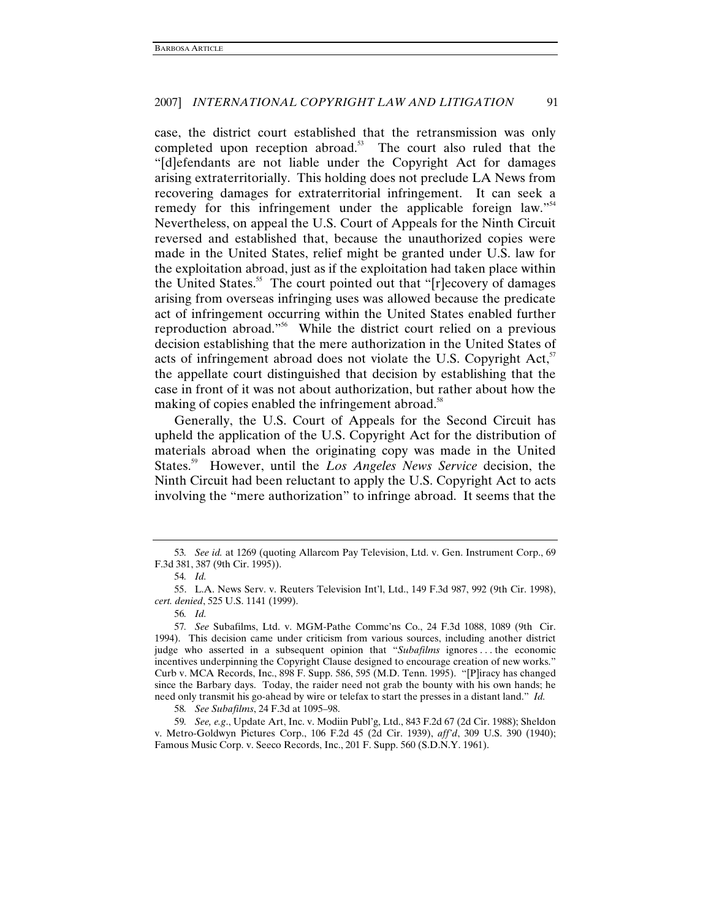case, the district court established that the retransmission was only completed upon reception abroad.[53] The court also ruled that the "[d]efendants are not liable under the Copyright Act for damages arising extraterritorially. This holding does not preclude LA News from recovering damages for extraterritorial infringement. It can seek a remedy for this infringement under the applicable foreign law."[54] Nevertheless, on appeal the U.S. Court of Appeals for the Ninth Circuit reversed and established that, because the unauthorized copies were made in the United States, relief might be granted under U.S. law for the exploitation abroad, just as if the exploitation had taken place within the United States.[55] The court pointed out that "[r]ecovery of damages arising from overseas infringing uses was allowed because the predicate act of infringement occurring within the United States enabled further reproduction abroad."[56] While the district court relied on a previous decision establishing that the mere authorization in the United States of acts of infringement abroad does not violate the U.S. Copyright Act,[57] the appellate court distinguished that decision by establishing that the case in front of it was not about authorization, but rather about how the making of copies enabled the infringement abroad.[58]

Generally, the U.S. Court of Appeals for the Second Circuit has upheld the application of the U.S. Copyright Act for the distribution of materials abroad when the originating copy was made in the United States.[59] However, until the *Los Angeles News Service* decision, the Ninth Circuit had been reluctant to apply the U.S. Copyright Act to acts involving the "mere authorization" to infringe abroad. It seems that the

---

53. *See id.* at 1269 (quoting Allarcom Pay Television, Ltd. v. Gen. Instrument Corp., 69 F.3d 381, 387 (9th Cir. 1995)).

54. *Id.*

55. L.A. News Serv. v. Reuters Television Int'l, Ltd., 149 F.3d 987, 992 (9th Cir. 1998), *cert. denied*, 525 U.S. 1141 (1999).

56. *Id.*

57. *See* Subafilms, Ltd. v. MGM-Pathe Commc'ns Co., 24 F.3d 1088, 1089 (9th Cir. 1994). This decision came under criticism from various sources, including another district judge who asserted in a subsequent opinion that "*Subafilms* ignores . . . the economic incentives underpinning the Copyright Clause designed to encourage creation of new works." Curb v. MCA Records, Inc., 898 F. Supp. 586, 595 (M.D. Tenn. 1995). "[P]iracy has changed since the Barbary days. Today, the raider need not grab the bounty with his own hands; he need only transmit his go-ahead by wire or telefax to start the presses in a distant land." *Id.*

58. *See Subafilms*, 24 F.3d at 1095–98.

59. *See, e.g.*, Update Art, Inc. v. Modiin Publ'g, Ltd., 843 F.2d 67 (2d Cir. 1988); Sheldon v. Metro-Goldwyn Pictures Corp., 106 F.2d 45 (2d Cir. 1939), *aff'd*, 309 U.S. 390 (1940); Famous Music Corp. v. Seeco Records, Inc., 201 F. Supp. 560 (S.D.N.Y. 1961).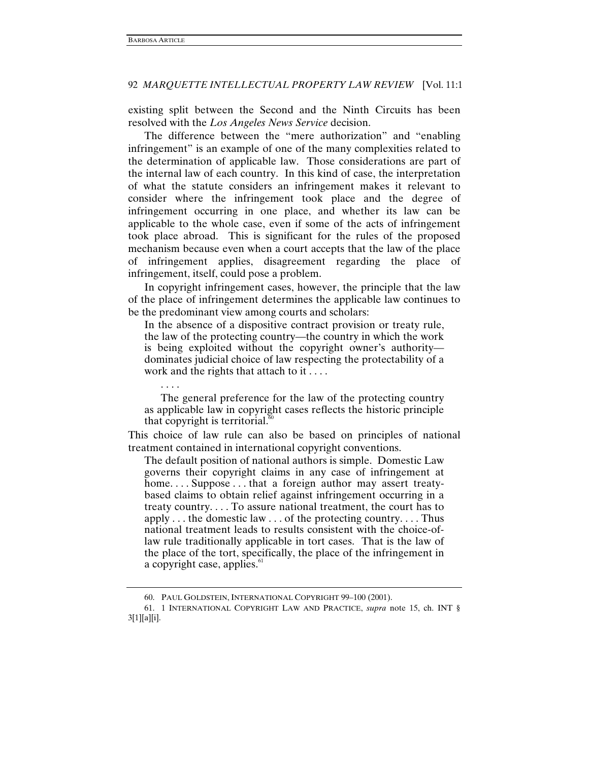existing split between the Second and the Ninth Circuits has been resolved with the *Los Angeles News Service* decision.

The difference between the "mere authorization" and "enabling infringement" is an example of one of the many complexities related to the determination of applicable law. Those considerations are part of the internal law of each country. In this kind of case, the interpretation of what the statute considers an infringement makes it relevant to consider where the infringement took place and the degree of infringement occurring in one place, and whether its law can be applicable to the whole case, even if some of the acts of infringement took place abroad. This is significant for the rules of the proposed mechanism because even when a court accepts that the law of the place of infringement applies, disagreement regarding the place of infringement, itself, could pose a problem.

In copyright infringement cases, however, the principle that the law of the place of infringement determines the applicable law continues to be the predominant view among courts and scholars:

> In the absence of a dispositive contract provision or treaty rule, the law of the protecting country—the country in which the work is being exploited without the copyright owner's authority—dominates judicial choice of law respecting the protectability of a work and the rights that attach to it . . . .
>
> . . . .
>
> The general preference for the law of the protecting country as applicable law in copyright cases reflects the historic principle that copyright is territorial.[60]

This choice of law rule can also be based on principles of national treatment contained in international copyright conventions.

> The default position of national authors is simple. Domestic Law governs their copyright claims in any case of infringement at home. . . . Suppose . . . that a foreign author may assert treaty-based claims to obtain relief against infringement occurring in a treaty country. . . . To assure national treatment, the court has to apply . . . the domestic law . . . of the protecting country. . . . Thus national treatment leads to results consistent with the choice-of-law rule traditionally applicable in tort cases. That is the law of the place of the tort, specifically, the place of the infringement in a copyright case, applies.[61]

---

60. PAUL GOLDSTEIN, INTERNATIONAL COPYRIGHT 99–100 (2001).

61. 1 INTERNATIONAL COPYRIGHT LAW AND PRACTICE, *supra* note 15, ch. INT § 3[1][a][i].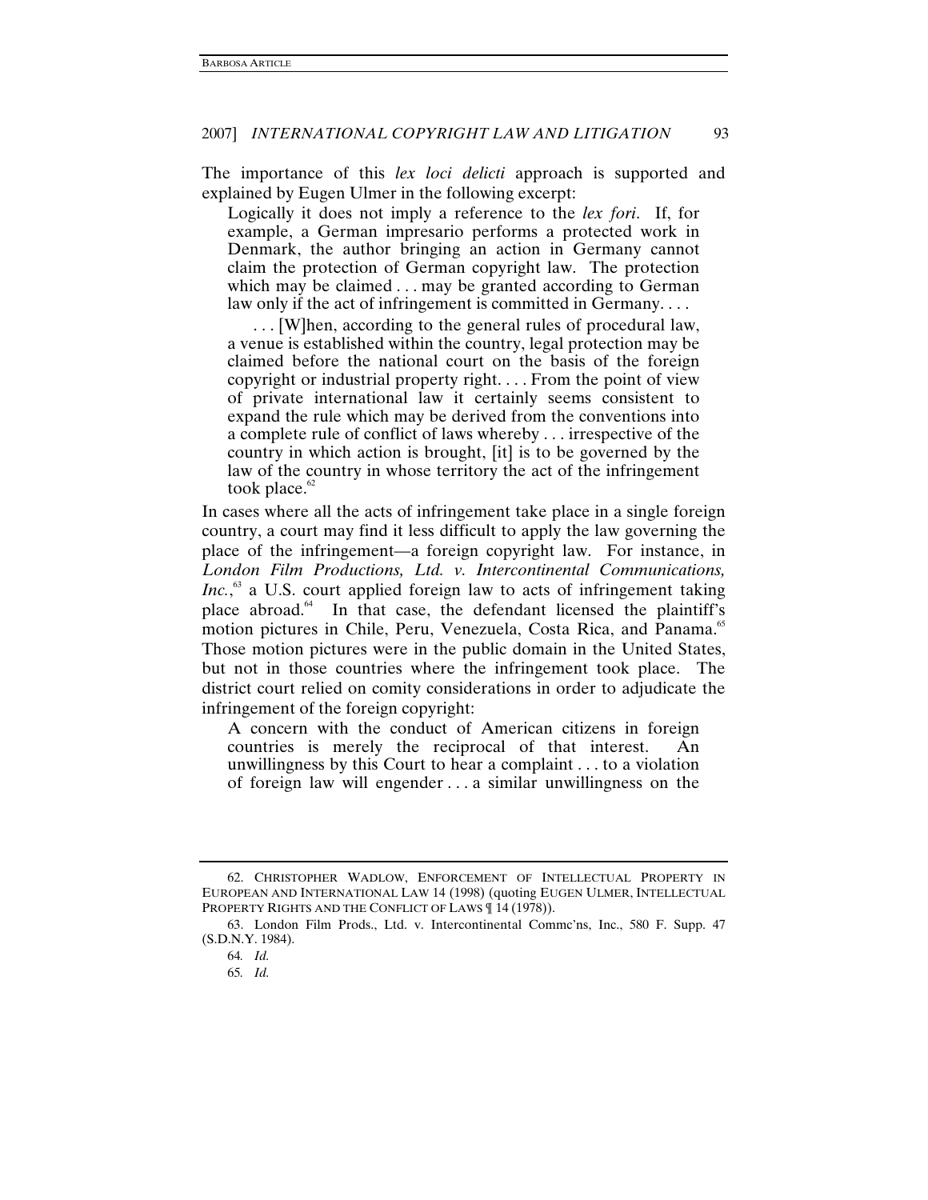The importance of this *lex loci delicti* approach is supported and explained by Eugen Ulmer in the following excerpt:

> Logically it does not imply a reference to the *lex fori*. If, for example, a German impresario performs a protected work in Denmark, the author bringing an action in Germany cannot claim the protection of German copyright law. The protection which may be claimed . . . may be granted according to German law only if the act of infringement is committed in Germany. . . .
>
> . . . [W]hen, according to the general rules of procedural law, a venue is established within the country, legal protection may be claimed before the national court on the basis of the foreign copyright or industrial property right. . . . From the point of view of private international law it certainly seems consistent to expand the rule which may be derived from the conventions into a complete rule of conflict of laws whereby . . . irrespective of the country in which action is brought, [it] is to be governed by the law of the country in whose territory the act of the infringement took place.[62]

In cases where all the acts of infringement take place in a single foreign country, a court may find it less difficult to apply the law governing the place of the infringement—a foreign copyright law. For instance, in *London Film Productions, Ltd. v. Intercontinental Communications, Inc.*,[63] a U.S. court applied foreign law to acts of infringement taking place abroad.[64] In that case, the defendant licensed the plaintiff's motion pictures in Chile, Peru, Venezuela, Costa Rica, and Panama.[65] Those motion pictures were in the public domain in the United States, but not in those countries where the infringement took place. The district court relied on comity considerations in order to adjudicate the infringement of the foreign copyright:

> A concern with the conduct of American citizens in foreign countries is merely the reciprocal of that interest. An unwillingness by this Court to hear a complaint . . . to a violation of foreign law will engender . . . a similar unwillingness on the

---

62. CHRISTOPHER WADLOW, ENFORCEMENT OF INTELLECTUAL PROPERTY IN EUROPEAN AND INTERNATIONAL LAW 14 (1998) (quoting EUGEN ULMER, INTELLECTUAL PROPERTY RIGHTS AND THE CONFLICT OF LAWS ¶ 14 (1978)).

63. London Film Prods., Ltd. v. Intercontinental Commc'ns, Inc., 580 F. Supp. 47 (S.D.N.Y. 1984).

64. *Id.*

65. *Id.*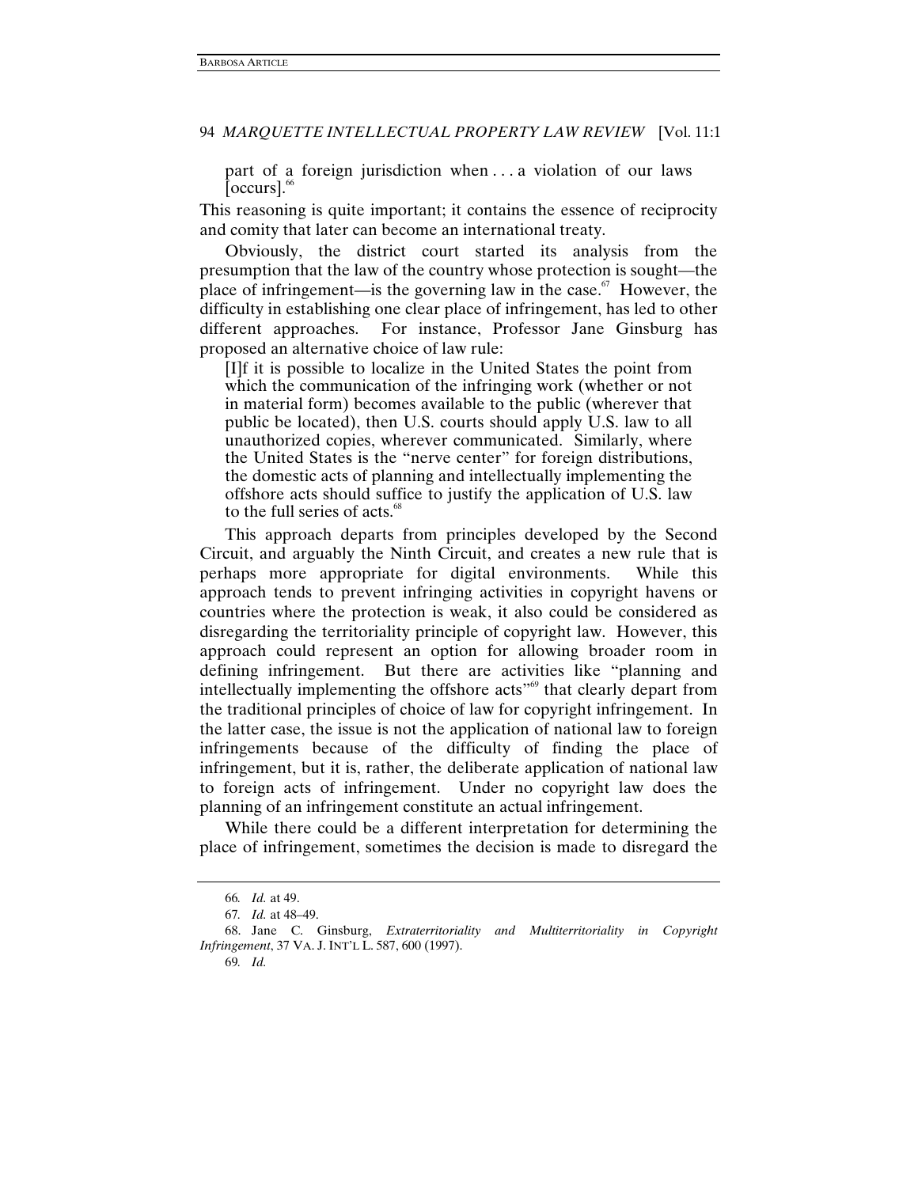> part of a foreign jurisdiction when . . . a violation of our laws [occurs].[66]

This reasoning is quite important; it contains the essence of reciprocity and comity that later can become an international treaty.

Obviously, the district court started its analysis from the presumption that the law of the country whose protection is sought—the place of infringement—is the governing law in the case.[67] However, the difficulty in establishing one clear place of infringement, has led to other different approaches. For instance, Professor Jane Ginsburg has proposed an alternative choice of law rule:

> [I]f it is possible to localize in the United States the point from which the communication of the infringing work (whether or not in material form) becomes available to the public (wherever that public be located), then U.S. courts should apply U.S. law to all unauthorized copies, wherever communicated. Similarly, where the United States is the "nerve center" for foreign distributions, the domestic acts of planning and intellectually implementing the offshore acts should suffice to justify the application of U.S. law to the full series of acts.[68]

This approach departs from principles developed by the Second Circuit, and arguably the Ninth Circuit, and creates a new rule that is perhaps more appropriate for digital environments. While this approach tends to prevent infringing activities in copyright havens or countries where the protection is weak, it also could be considered as disregarding the territoriality principle of copyright law. However, this approach could represent an option for allowing broader room in defining infringement. But there are activities like "planning and intellectually implementing the offshore acts"[69] that clearly depart from the traditional principles of choice of law for copyright infringement. In the latter case, the issue is not the application of national law to foreign infringements because of the difficulty of finding the place of infringement, but it is, rather, the deliberate application of national law to foreign acts of infringement. Under no copyright law does the planning of an infringement constitute an actual infringement.

While there could be a different interpretation for determining the place of infringement, sometimes the decision is made to disregard the

---

66. *Id.* at 49.

67. *Id.* at 48–49.

68. Jane C. Ginsburg, *Extraterritoriality and Multiterritoriality in Copyright Infringement*, 37 VA. J. INT'L L. 587, 600 (1997).

69. *Id.*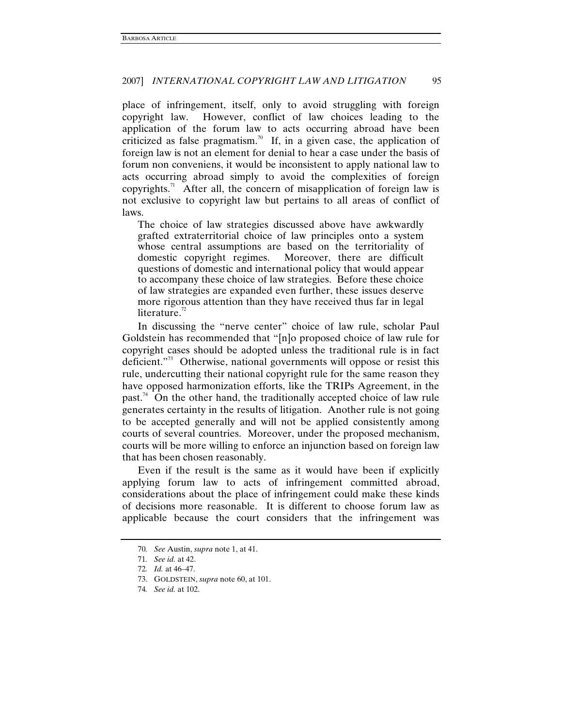place of infringement, itself, only to avoid struggling with foreign copyright law. However, conflict of law choices leading to the application of the forum law to acts occurring abroad have been criticized as false pragmatism.[70] If, in a given case, the application of foreign law is not an element for denial to hear a case under the basis of forum non conveniens, it would be inconsistent to apply national law to acts occurring abroad simply to avoid the complexities of foreign copyrights.[71] After all, the concern of misapplication of foreign law is not exclusive to copyright law but pertains to all areas of conflict of laws.

> The choice of law strategies discussed above have awkwardly grafted extraterritorial choice of law principles onto a system whose central assumptions are based on the territoriality of domestic copyright regimes. Moreover, there are difficult questions of domestic and international policy that would appear to accompany these choice of law strategies. Before these choice of law strategies are expanded even further, these issues deserve more rigorous attention than they have received thus far in legal literature.[72]

In discussing the "nerve center" choice of law rule, scholar Paul Goldstein has recommended that "[n]o proposed choice of law rule for copyright cases should be adopted unless the traditional rule is in fact deficient."[73] Otherwise, national governments will oppose or resist this rule, undercutting their national copyright rule for the same reason they have opposed harmonization efforts, like the TRIPs Agreement, in the past.[74] On the other hand, the traditionally accepted choice of law rule generates certainty in the results of litigation. Another rule is not going to be accepted generally and will not be applied consistently among courts of several countries. Moreover, under the proposed mechanism, courts will be more willing to enforce an injunction based on foreign law that has been chosen reasonably.

Even if the result is the same as it would have been if explicitly applying forum law to acts of infringement committed abroad, considerations about the place of infringement could make these kinds of decisions more reasonable. It is different to choose forum law as applicable because the court considers that the infringement was

---

70. *See* Austin, *supra* note 1, at 41.

71. *See id.* at 42.

72. *Id.* at 46–47.

73. GOLDSTEIN, *supra* note 60, at 101.

74. *See id.* at 102.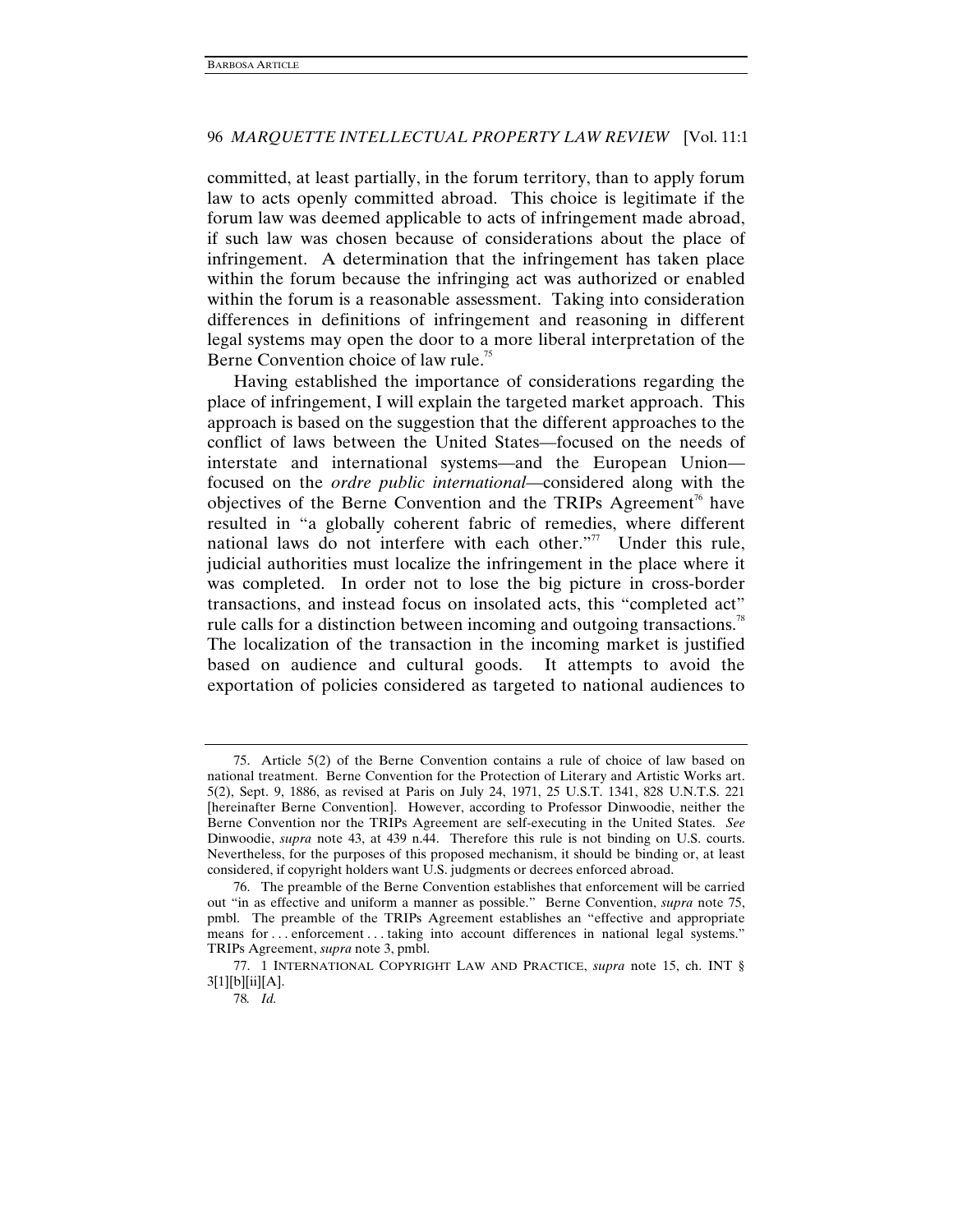committed, at least partially, in the forum territory, than to apply forum law to acts openly committed abroad. This choice is legitimate if the forum law was deemed applicable to acts of infringement made abroad, if such law was chosen because of considerations about the place of infringement. A determination that the infringement has taken place within the forum because the infringing act was authorized or enabled within the forum is a reasonable assessment. Taking into consideration differences in definitions of infringement and reasoning in different legal systems may open the door to a more liberal interpretation of the Berne Convention choice of law rule.[75]

Having established the importance of considerations regarding the place of infringement, I will explain the targeted market approach. This approach is based on the suggestion that the different approaches to the conflict of laws between the United States—focused on the needs of interstate and international systems—and the European Union—focused on the *ordre public international*—considered along with the objectives of the Berne Convention and the TRIPs Agreement[76] have resulted in "a globally coherent fabric of remedies, where different national laws do not interfere with each other."[77] Under this rule, judicial authorities must localize the infringement in the place where it was completed. In order not to lose the big picture in cross-border transactions, and instead focus on insolated acts, this "completed act" rule calls for a distinction between incoming and outgoing transactions.[78] The localization of the transaction in the incoming market is justified based on audience and cultural goods. It attempts to avoid the exportation of policies considered as targeted to national audiences to

---

75. Article 5(2) of the Berne Convention contains a rule of choice of law based on national treatment. Berne Convention for the Protection of Literary and Artistic Works art. 5(2), Sept. 9, 1886, as revised at Paris on July 24, 1971, 25 U.S.T. 1341, 828 U.N.T.S. 221 [hereinafter Berne Convention]. However, according to Professor Dinwoodie, neither the Berne Convention nor the TRIPs Agreement are self-executing in the United States. *See* Dinwoodie, *supra* note 43, at 439 n.44. Therefore this rule is not binding on U.S. courts. Nevertheless, for the purposes of this proposed mechanism, it should be binding or, at least considered, if copyright holders want U.S. judgments or decrees enforced abroad.

76. The preamble of the Berne Convention establishes that enforcement will be carried out "in as effective and uniform a manner as possible." Berne Convention, *supra* note 75, pmbl. The preamble of the TRIPs Agreement establishes an "effective and appropriate means for . . . enforcement . . . taking into account differences in national legal systems." TRIPs Agreement, *supra* note 3, pmbl.

77. 1 INTERNATIONAL COPYRIGHT LAW AND PRACTICE, *supra* note 15, ch. INT § 3[1][b][ii][A].

78. *Id.*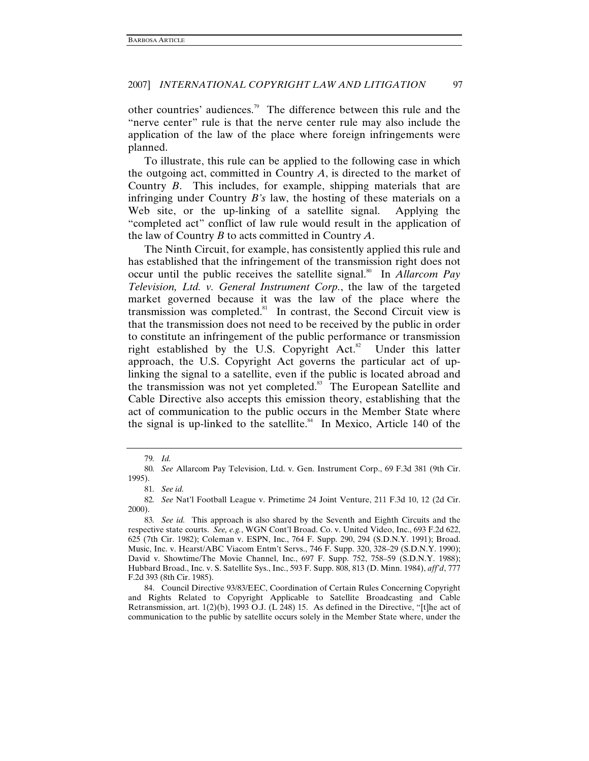other countries' audiences.[79] The difference between this rule and the "nerve center" rule is that the nerve center rule may also include the application of the law of the place where foreign infringements were planned.

To illustrate, this rule can be applied to the following case in which the outgoing act, committed in Country *A*, is directed to the market of Country *B*. This includes, for example, shipping materials that are infringing under Country *B's* law, the hosting of these materials on a Web site, or the up-linking of a satellite signal. Applying the "completed act" conflict of law rule would result in the application of the law of Country *B* to acts committed in Country *A*.

The Ninth Circuit, for example, has consistently applied this rule and has established that the infringement of the transmission right does not occur until the public receives the satellite signal.[80] In *Allarcom Pay Television, Ltd. v. General Instrument Corp.*, the law of the targeted market governed because it was the law of the place where the transmission was completed.[81] In contrast, the Second Circuit view is that the transmission does not need to be received by the public in order to constitute an infringement of the public performance or transmission right established by the U.S. Copyright Act.[82] Under this latter approach, the U.S. Copyright Act governs the particular act of up-linking the signal to a satellite, even if the public is located abroad and the transmission was not yet completed.[83] The European Satellite and Cable Directive also accepts this emission theory, establishing that the act of communication to the public occurs in the Member State where the signal is up-linked to the satellite.[84] In Mexico, Article 140 of the

---

79. *Id.*

80. *See* Allarcom Pay Television, Ltd. v. Gen. Instrument Corp., 69 F.3d 381 (9th Cir. 1995).

81. *See id.*

82. *See* Nat'l Football League v. Primetime 24 Joint Venture, 211 F.3d 10, 12 (2d Cir. 2000).

83. *See id.* This approach is also shared by the Seventh and Eighth Circuits and the respective state courts. *See, e.g.*, WGN Cont'l Broad. Co. v. United Video, Inc., 693 F.2d 622, 625 (7th Cir. 1982); Coleman v. ESPN, Inc., 764 F. Supp. 290, 294 (S.D.N.Y. 1991); Broad. Music, Inc. v. Hearst/ABC Viacom Entm't Servs., 746 F. Supp. 320, 328–29 (S.D.N.Y. 1990); David v. Showtime/The Movie Channel, Inc., 697 F. Supp. 752, 758–59 (S.D.N.Y. 1988); Hubbard Broad., Inc. v. S. Satellite Sys., Inc., 593 F. Supp. 808, 813 (D. Minn. 1984), *aff'd*, 777 F.2d 393 (8th Cir. 1985).

84. Council Directive 93/83/EEC, Coordination of Certain Rules Concerning Copyright and Rights Related to Copyright Applicable to Satellite Broadcasting and Cable Retransmission, art. 1(2)(b), 1993 O.J. (L 248) 15. As defined in the Directive, "[t]he act of communication to the public by satellite occurs solely in the Member State where, under the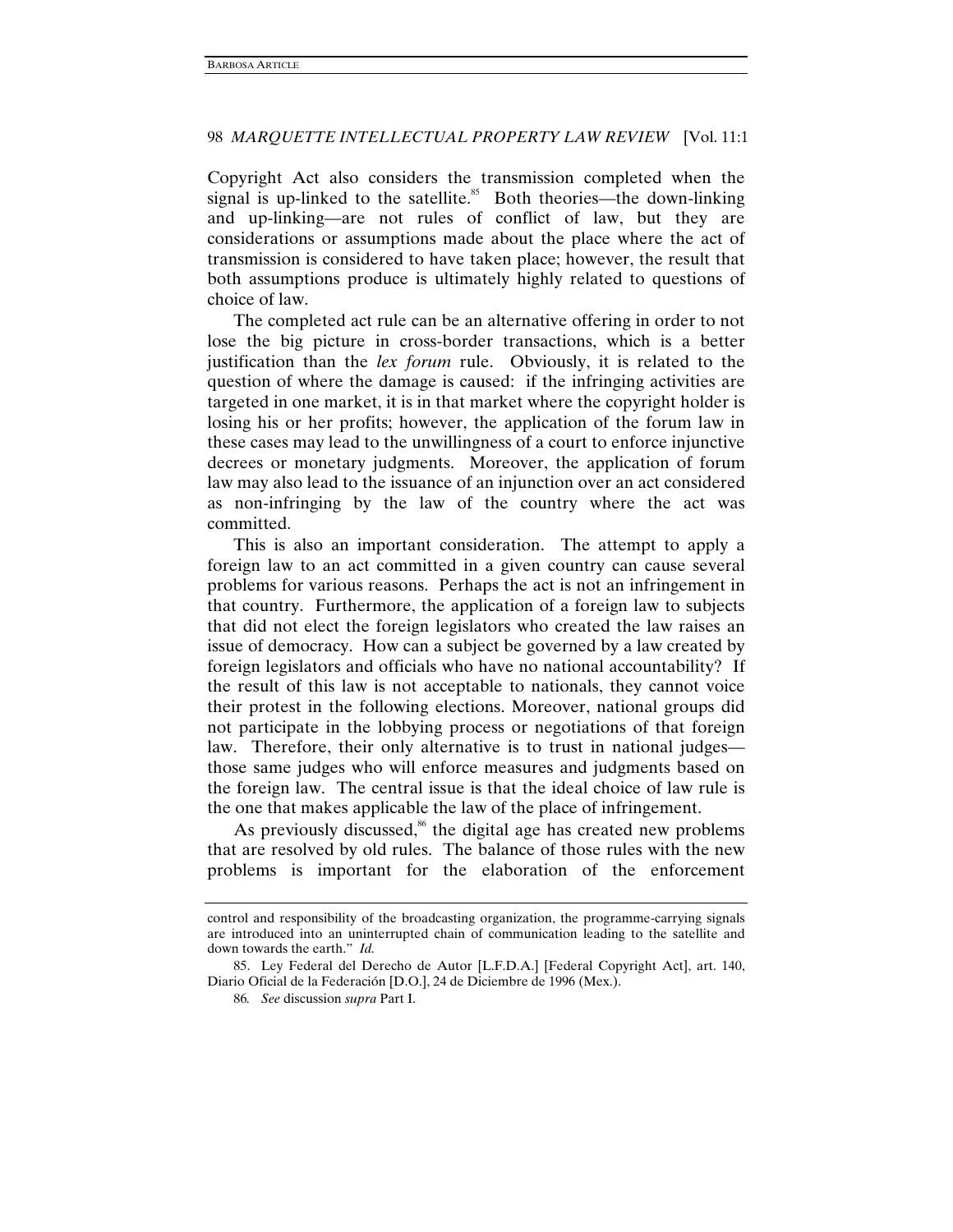Copyright Act also considers the transmission completed when the signal is up-linked to the satellite.[85] Both theories—the down-linking and up-linking—are not rules of conflict of law, but they are considerations or assumptions made about the place where the act of transmission is considered to have taken place; however, the result that both assumptions produce is ultimately highly related to questions of choice of law.

The completed act rule can be an alternative offering in order to not lose the big picture in cross-border transactions, which is a better justification than the *lex forum* rule. Obviously, it is related to the question of where the damage is caused: if the infringing activities are targeted in one market, it is in that market where the copyright holder is losing his or her profits; however, the application of the forum law in these cases may lead to the unwillingness of a court to enforce injunctive decrees or monetary judgments. Moreover, the application of forum law may also lead to the issuance of an injunction over an act considered as non-infringing by the law of the country where the act was committed.

This is also an important consideration. The attempt to apply a foreign law to an act committed in a given country can cause several problems for various reasons. Perhaps the act is not an infringement in that country. Furthermore, the application of a foreign law to subjects that did not elect the foreign legislators who created the law raises an issue of democracy. How can a subject be governed by a law created by foreign legislators and officials who have no national accountability? If the result of this law is not acceptable to nationals, they cannot voice their protest in the following elections. Moreover, national groups did not participate in the lobbying process or negotiations of that foreign law. Therefore, their only alternative is to trust in national judges—those same judges who will enforce measures and judgments based on the foreign law. The central issue is that the ideal choice of law rule is the one that makes applicable the law of the place of infringement.

As previously discussed,[86] the digital age has created new problems that are resolved by old rules. The balance of those rules with the new problems is important for the elaboration of the enforcement

---

control and responsibility of the broadcasting organization, the programme-carrying signals are introduced into an uninterrupted chain of communication leading to the satellite and down towards the earth." *Id.*

85. Ley Federal del Derecho de Autor [L.F.D.A.] [Federal Copyright Act], art. 140, Diario Oficial de la Federación [D.O.], 24 de Diciembre de 1996 (Mex.).

86. *See* discussion *supra* Part I.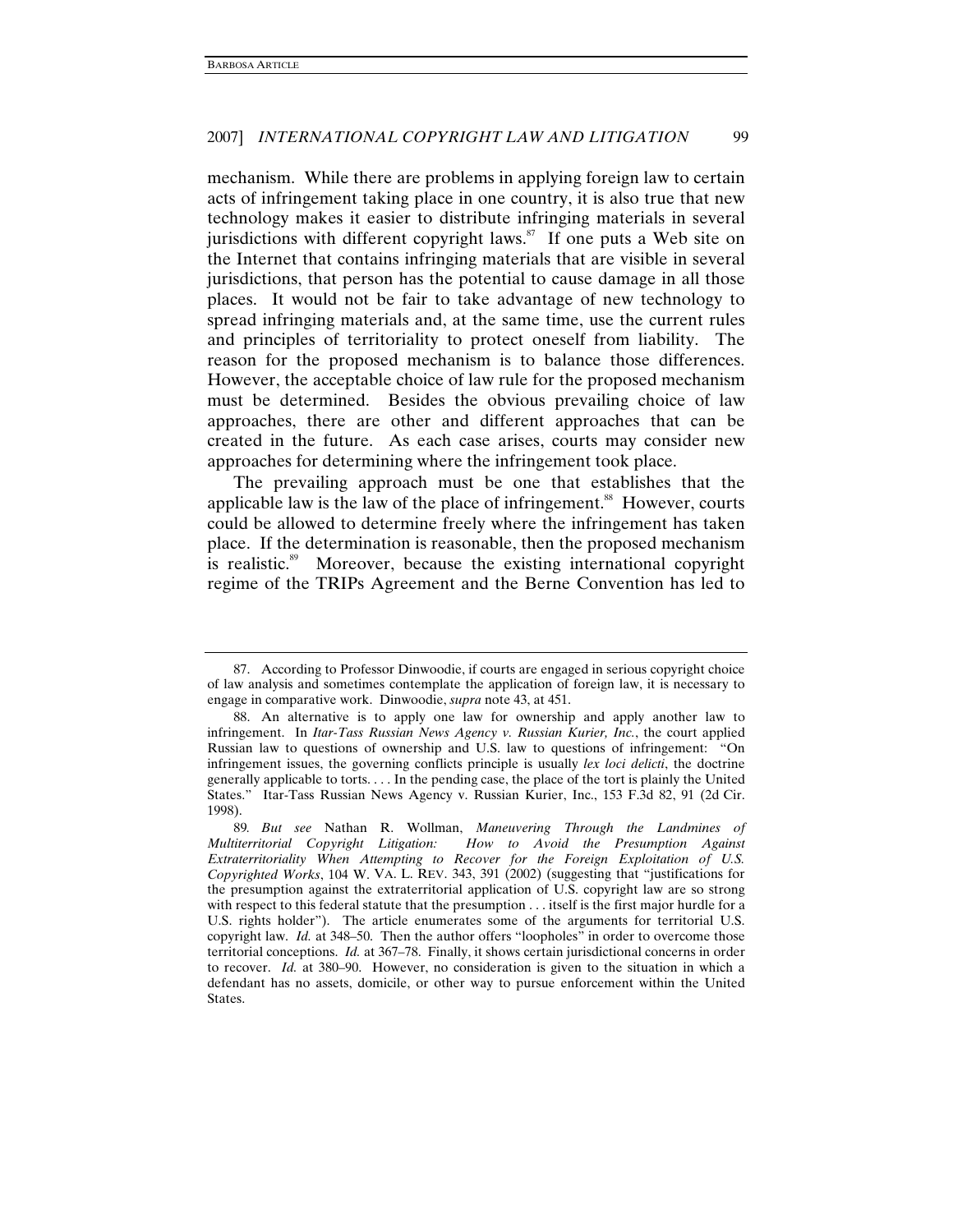mechanism. While there are problems in applying foreign law to certain acts of infringement taking place in one country, it is also true that new technology makes it easier to distribute infringing materials in several jurisdictions with different copyright laws.[87] If one puts a Web site on the Internet that contains infringing materials that are visible in several jurisdictions, that person has the potential to cause damage in all those places. It would not be fair to take advantage of new technology to spread infringing materials and, at the same time, use the current rules and principles of territoriality to protect oneself from liability. The reason for the proposed mechanism is to balance those differences. However, the acceptable choice of law rule for the proposed mechanism must be determined. Besides the obvious prevailing choice of law approaches, there are other and different approaches that can be created in the future. As each case arises, courts may consider new approaches for determining where the infringement took place.

The prevailing approach must be one that establishes that the applicable law is the law of the place of infringement.[88] However, courts could be allowed to determine freely where the infringement has taken place. If the determination is reasonable, then the proposed mechanism is realistic.[89] Moreover, because the existing international copyright regime of the TRIPs Agreement and the Berne Convention has led to

---

87. According to Professor Dinwoodie, if courts are engaged in serious copyright choice of law analysis and sometimes contemplate the application of foreign law, it is necessary to engage in comparative work. Dinwoodie, *supra* note 43, at 451.

88. An alternative is to apply one law for ownership and apply another law to infringement. In *Itar-Tass Russian News Agency v. Russian Kurier, Inc.*, the court applied Russian law to questions of ownership and U.S. law to questions of infringement: "On infringement issues, the governing conflicts principle is usually *lex loci delicti*, the doctrine generally applicable to torts. . . . In the pending case, the place of the tort is plainly the United States." Itar-Tass Russian News Agency v. Russian Kurier, Inc., 153 F.3d 82, 91 (2d Cir. 1998).

89. *But see* Nathan R. Wollman, *Maneuvering Through the Landmines of Multiterritorial Copyright Litigation: How to Avoid the Presumption Against Extraterritoriality When Attempting to Recover for the Foreign Exploitation of U.S. Copyrighted Works*, 104 W. VA. L. REV. 343, 391 (2002) (suggesting that "justifications for the presumption against the extraterritorial application of U.S. copyright law are so strong with respect to this federal statute that the presumption . . . itself is the first major hurdle for a U.S. rights holder"). The article enumerates some of the arguments for territorial U.S. copyright law. *Id.* at 348–50. Then the author offers "loopholes" in order to overcome those territorial conceptions. *Id.* at 367–78. Finally, it shows certain jurisdictional concerns in order to recover. *Id.* at 380–90. However, no consideration is given to the situation in which a defendant has no assets, domicile, or other way to pursue enforcement within the United States.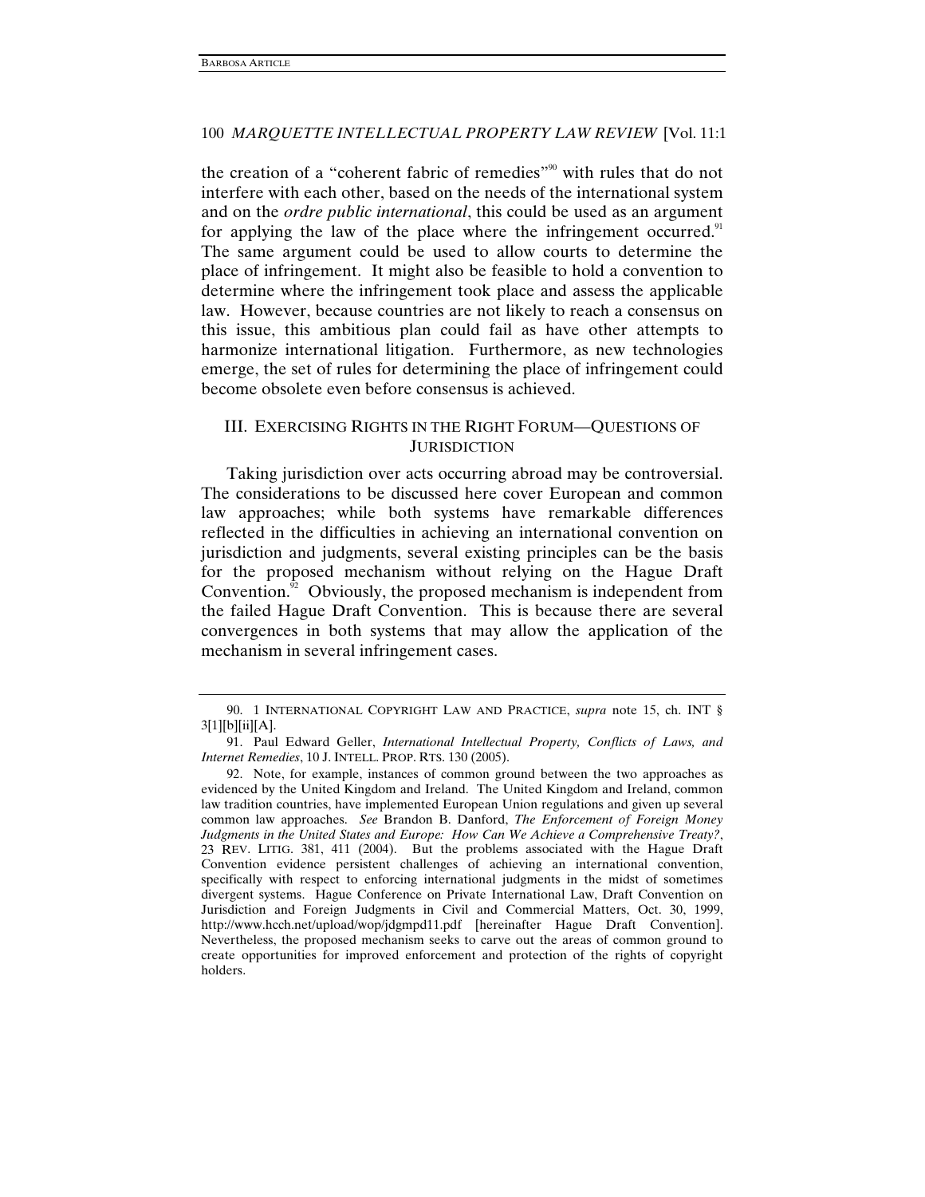the creation of a "coherent fabric of remedies"[90] with rules that do not interfere with each other, based on the needs of the international system and on the *ordre public international*, this could be used as an argument for applying the law of the place where the infringement occurred.[91] The same argument could be used to allow courts to determine the place of infringement. It might also be feasible to hold a convention to determine where the infringement took place and assess the applicable law. However, because countries are not likely to reach a consensus on this issue, this ambitious plan could fail as have other attempts to harmonize international litigation. Furthermore, as new technologies emerge, the set of rules for determining the place of infringement could become obsolete even before consensus is achieved.

## III. EXERCISING RIGHTS IN THE RIGHT FORUM—QUESTIONS OF JURISDICTION

Taking jurisdiction over acts occurring abroad may be controversial. The considerations to be discussed here cover European and common law approaches; while both systems have remarkable differences reflected in the difficulties in achieving an international convention on jurisdiction and judgments, several existing principles can be the basis for the proposed mechanism without relying on the Hague Draft Convention.[92] Obviously, the proposed mechanism is independent from the failed Hague Draft Convention. This is because there are several convergences in both systems that may allow the application of the mechanism in several infringement cases.

---

90. 1 INTERNATIONAL COPYRIGHT LAW AND PRACTICE, *supra* note 15, ch. INT § 3[1][b][ii][A].

91. Paul Edward Geller, *International Intellectual Property, Conflicts of Laws, and Internet Remedies*, 10 J. INTELL. PROP. RTS. 130 (2005).

92. Note, for example, instances of common ground between the two approaches as evidenced by the United Kingdom and Ireland. The United Kingdom and Ireland, common law tradition countries, have implemented European Union regulations and given up several common law approaches. *See* Brandon B. Danford, *The Enforcement of Foreign Money Judgments in the United States and Europe: How Can We Achieve a Comprehensive Treaty?*, 23 REV. LITIG. 381, 411 (2004). But the problems associated with the Hague Draft Convention evidence persistent challenges of achieving an international convention, specifically with respect to enforcing international judgments in the midst of sometimes divergent systems. Hague Conference on Private International Law, Draft Convention on Jurisdiction and Foreign Judgments in Civil and Commercial Matters, Oct. 30, 1999, http://www.hcch.net/upload/wop/jdgmpd11.pdf [hereinafter Hague Draft Convention]. Nevertheless, the proposed mechanism seeks to carve out the areas of common ground to create opportunities for improved enforcement and protection of the rights of copyright holders.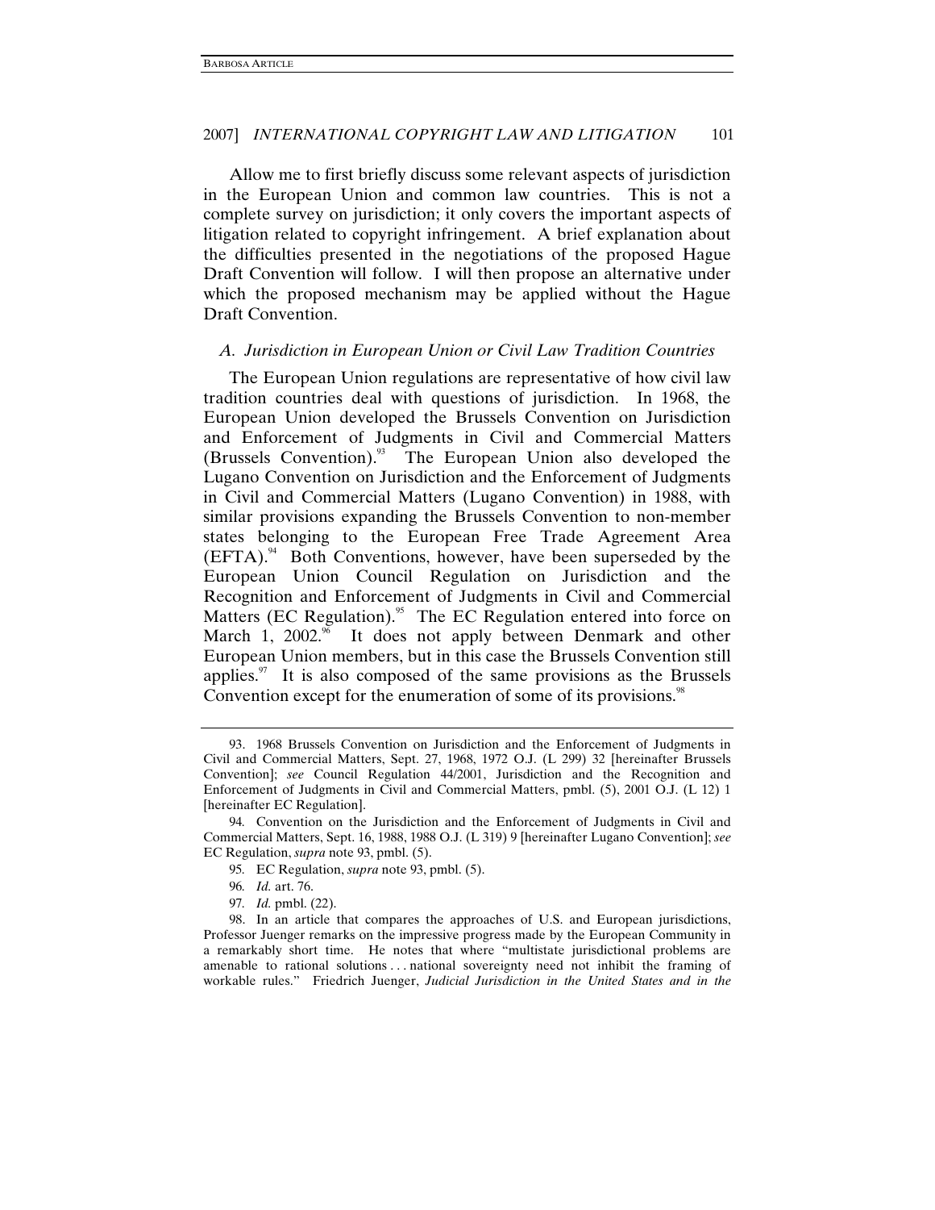Allow me to first briefly discuss some relevant aspects of jurisdiction in the European Union and common law countries. This is not a complete survey on jurisdiction; it only covers the important aspects of litigation related to copyright infringement. A brief explanation about the difficulties presented in the negotiations of the proposed Hague Draft Convention will follow. I will then propose an alternative under which the proposed mechanism may be applied without the Hague Draft Convention.

### *A. Jurisdiction in European Union or Civil Law Tradition Countries*

The European Union regulations are representative of how civil law tradition countries deal with questions of jurisdiction. In 1968, the European Union developed the Brussels Convention on Jurisdiction and Enforcement of Judgments in Civil and Commercial Matters (Brussels Convention).[93] The European Union also developed the Lugano Convention on Jurisdiction and the Enforcement of Judgments in Civil and Commercial Matters (Lugano Convention) in 1988, with similar provisions expanding the Brussels Convention to non-member states belonging to the European Free Trade Agreement Area (EFTA).[94] Both Conventions, however, have been superseded by the European Union Council Regulation on Jurisdiction and the Recognition and Enforcement of Judgments in Civil and Commercial Matters (EC Regulation).[95] The EC Regulation entered into force on March 1, 2002.[96] It does not apply between Denmark and other European Union members, but in this case the Brussels Convention still applies.[97] It is also composed of the same provisions as the Brussels Convention except for the enumeration of some of its provisions.[98]

---

93. 1968 Brussels Convention on Jurisdiction and the Enforcement of Judgments in Civil and Commercial Matters, Sept. 27, 1968, 1972 O.J. (L 299) 32 [hereinafter Brussels Convention]; *see* Council Regulation 44/2001, Jurisdiction and the Recognition and Enforcement of Judgments in Civil and Commercial Matters, pmbl. (5), 2001 O.J. (L 12) 1 [hereinafter EC Regulation].

94. Convention on the Jurisdiction and the Enforcement of Judgments in Civil and Commercial Matters, Sept. 16, 1988, 1988 O.J. (L 319) 9 [hereinafter Lugano Convention]; *see* EC Regulation, *supra* note 93, pmbl. (5).

95. EC Regulation, *supra* note 93, pmbl. (5).

96. *Id.* art. 76.

97. *Id.* pmbl. (22).

98. In an article that compares the approaches of U.S. and European jurisdictions, Professor Juenger remarks on the impressive progress made by the European Community in a remarkably short time. He notes that where "multistate jurisdictional problems are amenable to rational solutions . . . national sovereignty need not inhibit the framing of workable rules." Friedrich Juenger, *Judicial Jurisdiction in the United States and in the*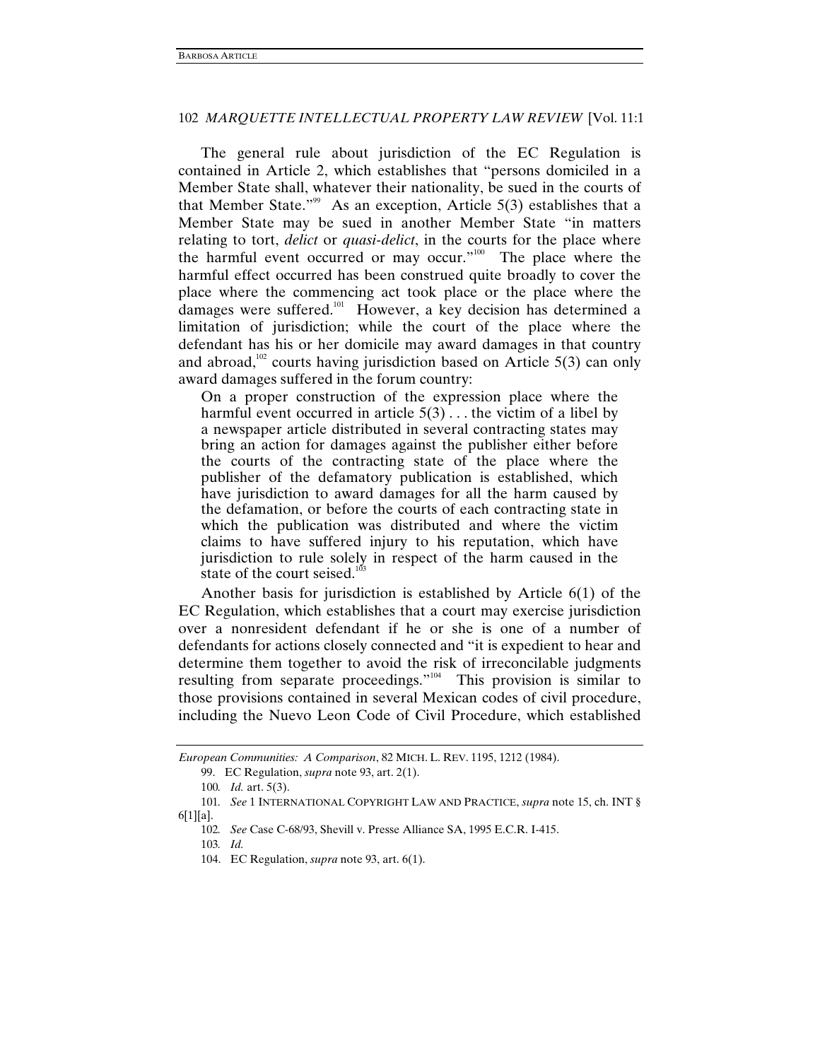The general rule about jurisdiction of the EC Regulation is contained in Article 2, which establishes that "persons domiciled in a Member State shall, whatever their nationality, be sued in the courts of that Member State."[99] As an exception, Article 5(3) establishes that a Member State may be sued in another Member State "in matters relating to tort, *delict* or *quasi-delict*, in the courts for the place where the harmful event occurred or may occur."[100] The place where the harmful effect occurred has been construed quite broadly to cover the place where the commencing act took place or the place where the damages were suffered.[101] However, a key decision has determined a limitation of jurisdiction; while the court of the place where the defendant has his or her domicile may award damages in that country and abroad,[102] courts having jurisdiction based on Article 5(3) can only award damages suffered in the forum country:

> On a proper construction of the expression place where the harmful event occurred in article 5(3) . . . the victim of a libel by a newspaper article distributed in several contracting states may bring an action for damages against the publisher either before the courts of the contracting state of the place where the publisher of the defamatory publication is established, which have jurisdiction to award damages for all the harm caused by the defamation, or before the courts of each contracting state in which the publication was distributed and where the victim claims to have suffered injury to his reputation, which have jurisdiction to rule solely in respect of the harm caused in the state of the court seised.[103]

Another basis for jurisdiction is established by Article 6(1) of the EC Regulation, which establishes that a court may exercise jurisdiction over a nonresident defendant if he or she is one of a number of defendants for actions closely connected and "it is expedient to hear and determine them together to avoid the risk of irreconcilable judgments resulting from separate proceedings."[104] This provision is similar to those provisions contained in several Mexican codes of civil procedure, including the Nuevo Leon Code of Civil Procedure, which established

---

*European Communities: A Comparison*, 82 MICH. L. REV. 1195, 1212 (1984).

99. EC Regulation, *supra* note 93, art. 2(1).

100. *Id.* art. 5(3).

101. *See* 1 INTERNATIONAL COPYRIGHT LAW AND PRACTICE, *supra* note 15, ch. INT § 6[1][a].

102. *See* Case C-68/93, Shevill v. Presse Alliance SA, 1995 E.C.R. I-415.

103. *Id.*

104. EC Regulation, *supra* note 93, art. 6(1).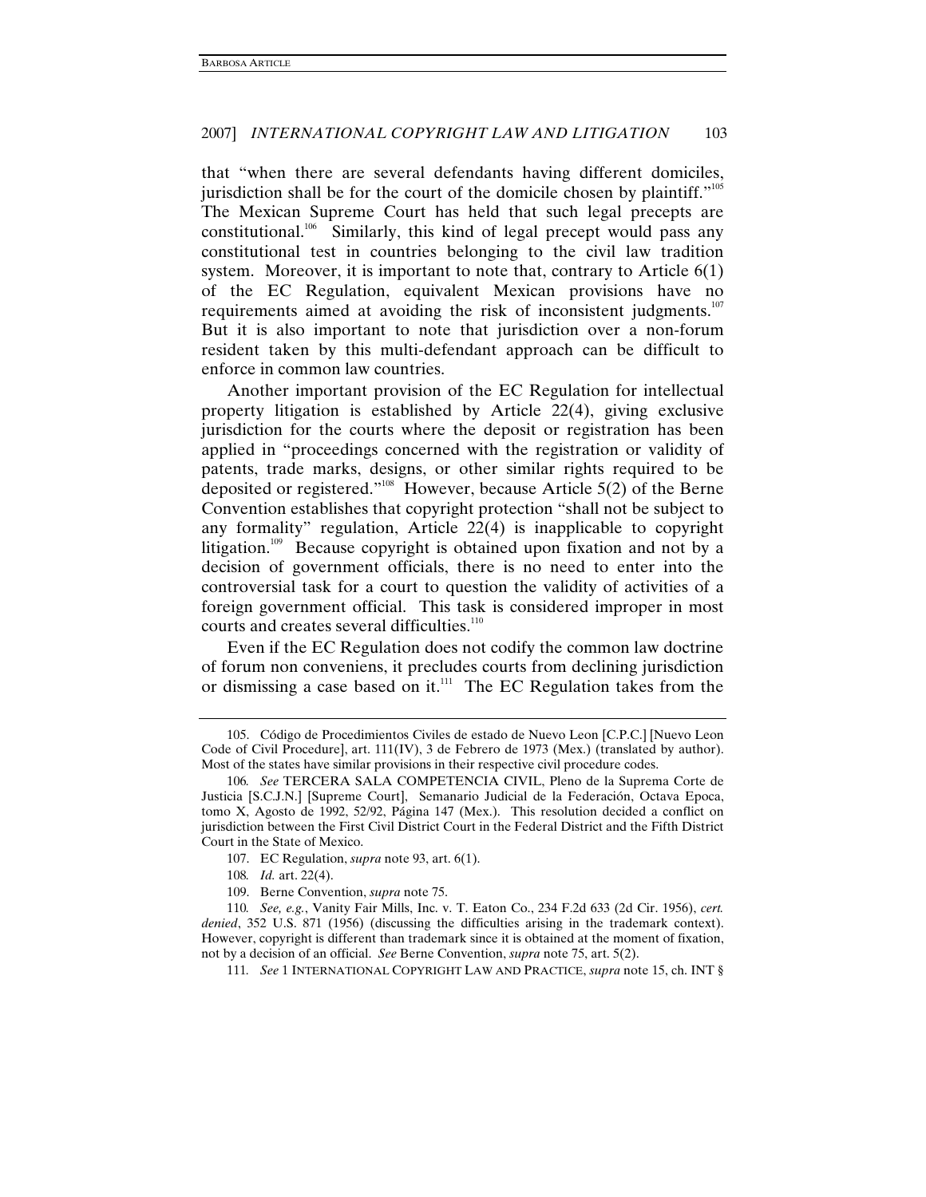that "when there are several defendants having different domiciles, jurisdiction shall be for the court of the domicile chosen by plaintiff."[105] The Mexican Supreme Court has held that such legal precepts are constitutional.[106] Similarly, this kind of legal precept would pass any constitutional test in countries belonging to the civil law tradition system. Moreover, it is important to note that, contrary to Article 6(1) of the EC Regulation, equivalent Mexican provisions have no requirements aimed at avoiding the risk of inconsistent judgments.[107] But it is also important to note that jurisdiction over a non-forum resident taken by this multi-defendant approach can be difficult to enforce in common law countries.

Another important provision of the EC Regulation for intellectual property litigation is established by Article 22(4), giving exclusive jurisdiction for the courts where the deposit or registration has been applied in "proceedings concerned with the registration or validity of patents, trade marks, designs, or other similar rights required to be deposited or registered."[108] However, because Article 5(2) of the Berne Convention establishes that copyright protection "shall not be subject to any formality" regulation, Article 22(4) is inapplicable to copyright litigation.[109] Because copyright is obtained upon fixation and not by a decision of government officials, there is no need to enter into the controversial task for a court to question the validity of activities of a foreign government official. This task is considered improper in most courts and creates several difficulties.[110]

Even if the EC Regulation does not codify the common law doctrine of forum non conveniens, it precludes courts from declining jurisdiction or dismissing a case based on it.[111] The EC Regulation takes from the

---

105. Código de Procedimientos Civiles de estado de Nuevo Leon [C.P.C.] [Nuevo Leon Code of Civil Procedure], art. 111(IV), 3 de Febrero de 1973 (Mex.) (translated by author). Most of the states have similar provisions in their respective civil procedure codes.

106. *See* TERCERA SALA COMPETENCIA CIVIL, Pleno de la Suprema Corte de Justicia [S.C.J.N.] [Supreme Court], Semanario Judicial de la Federación, Octava Epoca, tomo X, Agosto de 1992, 52/92, Página 147 (Mex.). This resolution decided a conflict on jurisdiction between the First Civil District Court in the Federal District and the Fifth District Court in the State of Mexico.

107. EC Regulation, *supra* note 93, art. 6(1).

108. *Id.* art. 22(4).

109. Berne Convention, *supra* note 75.

110. *See, e.g.*, Vanity Fair Mills, Inc. v. T. Eaton Co., 234 F.2d 633 (2d Cir. 1956), *cert. denied*, 352 U.S. 871 (1956) (discussing the difficulties arising in the trademark context). However, copyright is different than trademark since it is obtained at the moment of fixation, not by a decision of an official. *See* Berne Convention, *supra* note 75, art. 5(2).

111. *See* 1 INTERNATIONAL COPYRIGHT LAW AND PRACTICE, *supra* note 15, ch. INT §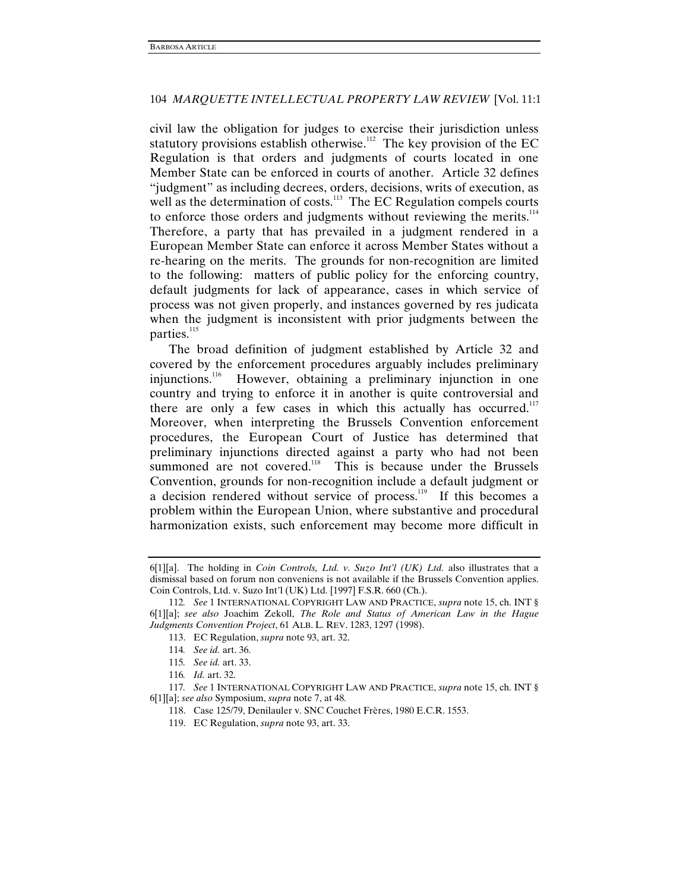civil law the obligation for judges to exercise their jurisdiction unless statutory provisions establish otherwise.[112] The key provision of the EC Regulation is that orders and judgments of courts located in one Member State can be enforced in courts of another. Article 32 defines "judgment" as including decrees, orders, decisions, writs of execution, as well as the determination of costs.[113] The EC Regulation compels courts to enforce those orders and judgments without reviewing the merits.[114] Therefore, a party that has prevailed in a judgment rendered in a European Member State can enforce it across Member States without a re-hearing on the merits. The grounds for non-recognition are limited to the following: matters of public policy for the enforcing country, default judgments for lack of appearance, cases in which service of process was not given properly, and instances governed by res judicata when the judgment is inconsistent with prior judgments between the parties.[115]

The broad definition of judgment established by Article 32 and covered by the enforcement procedures arguably includes preliminary injunctions.[116] However, obtaining a preliminary injunction in one country and trying to enforce it in another is quite controversial and there are only a few cases in which this actually has occurred.[117] Moreover, when interpreting the Brussels Convention enforcement procedures, the European Court of Justice has determined that preliminary injunctions directed against a party who had not been summoned are not covered.[118] This is because under the Brussels Convention, grounds for non-recognition include a default judgment or a decision rendered without service of process.[119] If this becomes a problem within the European Union, where substantive and procedural harmonization exists, such enforcement may become more difficult in

---

6[1][a]. The holding in *Coin Controls, Ltd. v. Suzo Int'l (UK) Ltd.* also illustrates that a dismissal based on forum non conveniens is not available if the Brussels Convention applies. Coin Controls, Ltd. v. Suzo Int'l (UK) Ltd. [1997] F.S.R. 660 (Ch.).

112. *See* 1 INTERNATIONAL COPYRIGHT LAW AND PRACTICE, *supra* note 15, ch. INT § 6[1][a]; *see also* Joachim Zekoll, *The Role and Status of American Law in the Hague Judgments Convention Project*, 61 ALB. L. REV. 1283, 1297 (1998).

113. EC Regulation, *supra* note 93, art. 32.

114. *See id.* art. 36.

115. *See id.* art. 33.

116. *Id.* art. 32.

117. *See* 1 INTERNATIONAL COPYRIGHT LAW AND PRACTICE, *supra* note 15, ch. INT § 6[1][a]; *see also* Symposium, *supra* note 7, at 48.

118. Case 125/79, Denilauler v. SNC Couchet Frères, 1980 E.C.R. 1553.

119. EC Regulation, *supra* note 93, art. 33.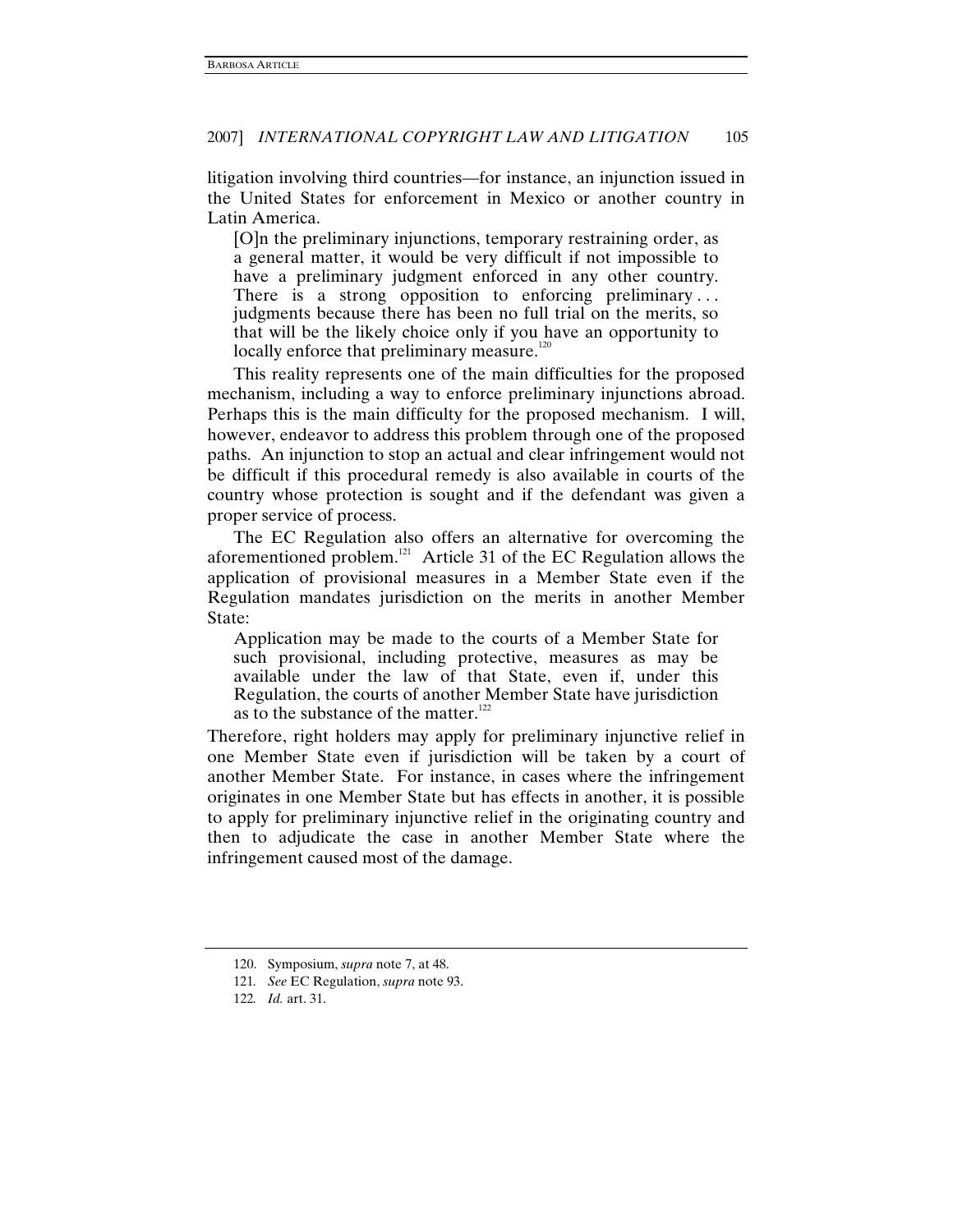litigation involving third countries—for instance, an injunction issued in the United States for enforcement in Mexico or another country in Latin America.

> [O]n the preliminary injunctions, temporary restraining order, as a general matter, it would be very difficult if not impossible to have a preliminary judgment enforced in any other country. There is a strong opposition to enforcing preliminary . . . judgments because there has been no full trial on the merits, so that will be the likely choice only if you have an opportunity to locally enforce that preliminary measure.[120]

This reality represents one of the main difficulties for the proposed mechanism, including a way to enforce preliminary injunctions abroad. Perhaps this is the main difficulty for the proposed mechanism. I will, however, endeavor to address this problem through one of the proposed paths. An injunction to stop an actual and clear infringement would not be difficult if this procedural remedy is also available in courts of the country whose protection is sought and if the defendant was given a proper service of process.

The EC Regulation also offers an alternative for overcoming the aforementioned problem.[121] Article 31 of the EC Regulation allows the application of provisional measures in a Member State even if the Regulation mandates jurisdiction on the merits in another Member State:

> Application may be made to the courts of a Member State for such provisional, including protective, measures as may be available under the law of that State, even if, under this Regulation, the courts of another Member State have jurisdiction as to the substance of the matter.[122]

Therefore, right holders may apply for preliminary injunctive relief in one Member State even if jurisdiction will be taken by a court of another Member State. For instance, in cases where the infringement originates in one Member State but has effects in another, it is possible to apply for preliminary injunctive relief in the originating country and then to adjudicate the case in another Member State where the infringement caused most of the damage.

---

120. Symposium, *supra* note 7, at 48.

121. *See* EC Regulation, *supra* note 93.

122. *Id.* art. 31.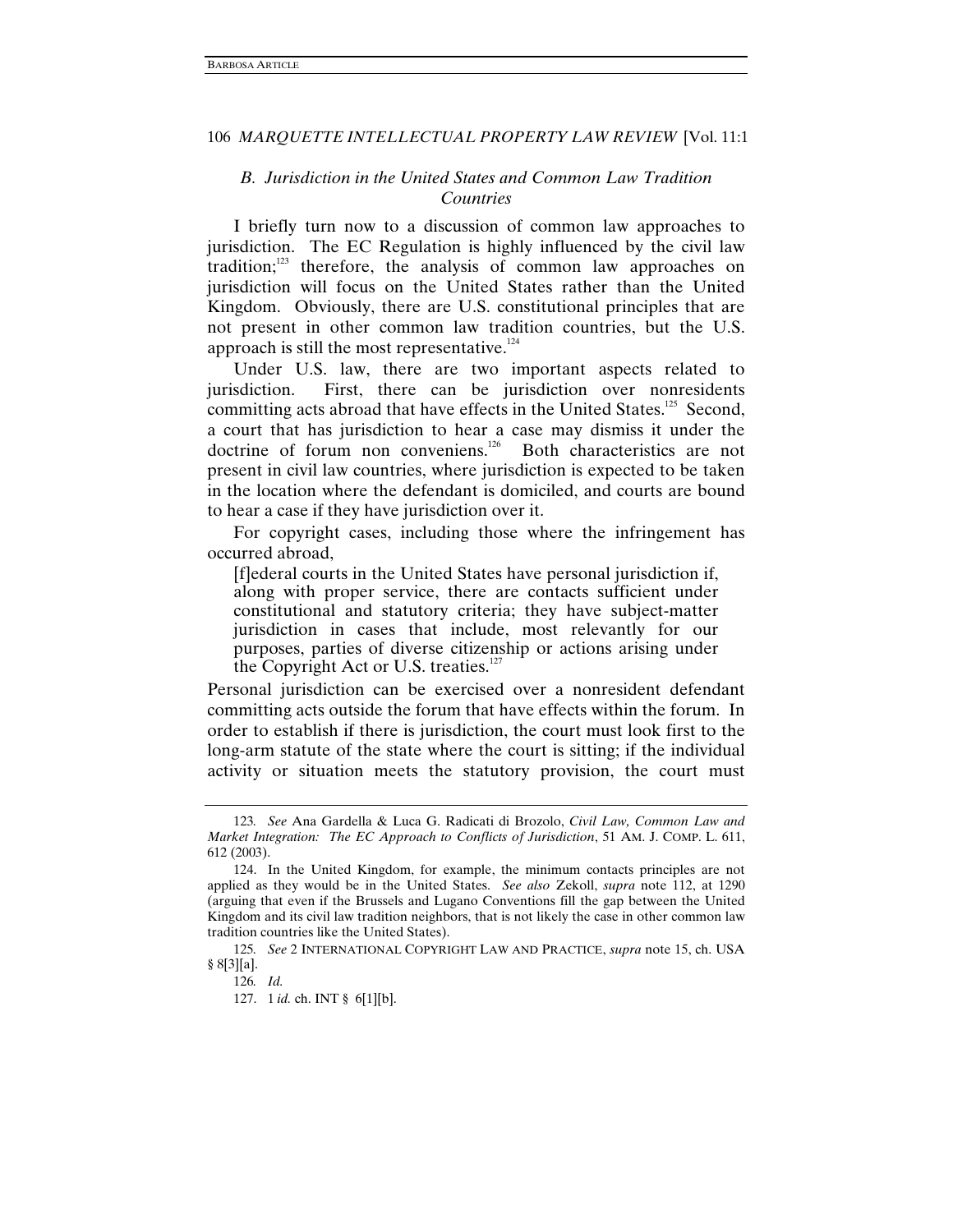### *B. Jurisdiction in the United States and Common Law Tradition Countries*

I briefly turn now to a discussion of common law approaches to jurisdiction. The EC Regulation is highly influenced by the civil law tradition;[123] therefore, the analysis of common law approaches on jurisdiction will focus on the United States rather than the United Kingdom. Obviously, there are U.S. constitutional principles that are not present in other common law tradition countries, but the U.S. approach is still the most representative.[124]

Under U.S. law, there are two important aspects related to jurisdiction. First, there can be jurisdiction over nonresidents committing acts abroad that have effects in the United States.[125] Second, a court that has jurisdiction to hear a case may dismiss it under the doctrine of forum non conveniens.[126] Both characteristics are not present in civil law countries, where jurisdiction is expected to be taken in the location where the defendant is domiciled, and courts are bound to hear a case if they have jurisdiction over it.

For copyright cases, including those where the infringement has occurred abroad,

> [f]ederal courts in the United States have personal jurisdiction if, along with proper service, there are contacts sufficient under constitutional and statutory criteria; they have subject-matter jurisdiction in cases that include, most relevantly for our purposes, parties of diverse citizenship or actions arising under the Copyright Act or U.S. treaties.[127]

Personal jurisdiction can be exercised over a nonresident defendant committing acts outside the forum that have effects within the forum. In order to establish if there is jurisdiction, the court must look first to the long-arm statute of the state where the court is sitting; if the individual activity or situation meets the statutory provision, the court must

---

123. *See* Ana Gardella & Luca G. Radicati di Brozolo, *Civil Law, Common Law and Market Integration: The EC Approach to Conflicts of Jurisdiction*, 51 AM. J. COMP. L. 611, 612 (2003).

124. In the United Kingdom, for example, the minimum contacts principles are not applied as they would be in the United States. *See also* Zekoll, *supra* note 112, at 1290 (arguing that even if the Brussels and Lugano Conventions fill the gap between the United Kingdom and its civil law tradition neighbors, that is not likely the case in other common law tradition countries like the United States).

125. *See* 2 INTERNATIONAL COPYRIGHT LAW AND PRACTICE, *supra* note 15, ch. USA § 8[3][a].

126. *Id.*

127. 1 *id.* ch. INT § 6[1][b].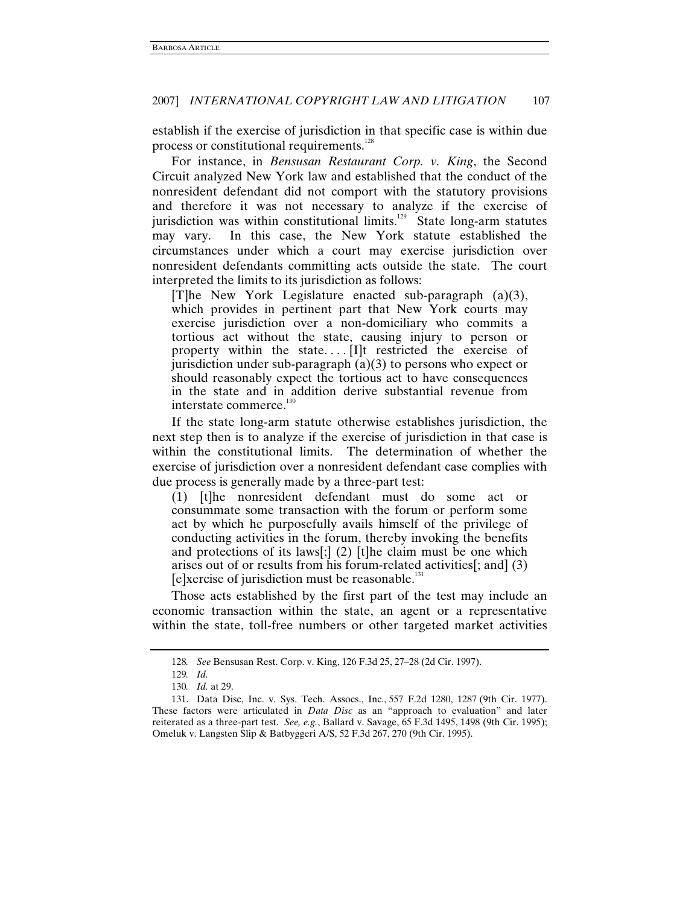establish if the exercise of jurisdiction in that specific case is within due process or constitutional requirements.[128]

For instance, in *Bensusan Restaurant Corp. v. King*, the Second Circuit analyzed New York law and established that the conduct of the nonresident defendant did not comport with the statutory provisions and therefore it was not necessary to analyze if the exercise of jurisdiction was within constitutional limits.[129] State long-arm statutes may vary. In this case, the New York statute established the circumstances under which a court may exercise jurisdiction over nonresident defendants committing acts outside the state. The court interpreted the limits to its jurisdiction as follows:

> [T]he New York Legislature enacted sub-paragraph (a)(3), which provides in pertinent part that New York courts may exercise jurisdiction over a non-domiciliary who commits a tortious act without the state, causing injury to person or property within the state. . . . [I]t restricted the exercise of jurisdiction under sub-paragraph (a)(3) to persons who expect or should reasonably expect the tortious act to have consequences in the state and in addition derive substantial revenue from interstate commerce.[130]

If the state long-arm statute otherwise establishes jurisdiction, the next step then is to analyze if the exercise of jurisdiction in that case is within the constitutional limits. The determination of whether the exercise of jurisdiction over a nonresident defendant case complies with due process is generally made by a three-part test:

> (1) [t]he nonresident defendant must do some act or consummate some transaction with the forum or perform some act by which he purposefully avails himself of the privilege of conducting activities in the forum, thereby invoking the benefits and protections of its laws[;] (2) [t]he claim must be one which arises out of or results from his forum-related activities[; and] (3) [e]xercise of jurisdiction must be reasonable.[131]

Those acts established by the first part of the test may include an economic transaction within the state, an agent or a representative within the state, toll-free numbers or other targeted market activities

---

128. *See* Bensusan Rest. Corp. v. King, 126 F.3d 25, 27–28 (2d Cir. 1997).

129. *Id.*

130. *Id.* at 29.

131. Data Disc, Inc. v. Sys. Tech. Assocs., Inc., 557 F.2d 1280, 1287 (9th Cir. 1977). These factors were articulated in *Data Disc* as an "approach to evaluation" and later reiterated as a three-part test. *See, e.g.*, Ballard v. Savage, 65 F.3d 1495, 1498 (9th Cir. 1995); Omeluk v. Langsten Slip & Batbyggeri A/S, 52 F.3d 267, 270 (9th Cir. 1995).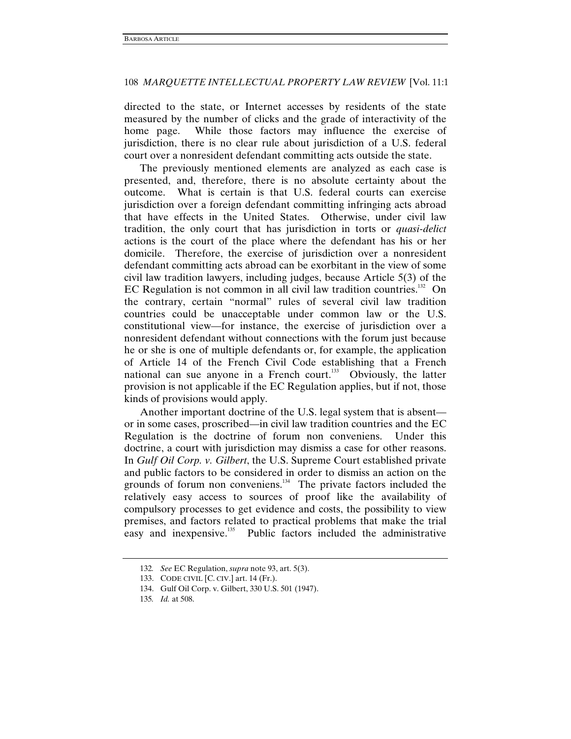directed to the state, or Internet accesses by residents of the state measured by the number of clicks and the grade of interactivity of the home page. While those factors may influence the exercise of jurisdiction, there is no clear rule about jurisdiction of a U.S. federal court over a nonresident defendant committing acts outside the state.

The previously mentioned elements are analyzed as each case is presented, and, therefore, there is no absolute certainty about the outcome. What is certain is that U.S. federal courts can exercise jurisdiction over a foreign defendant committing infringing acts abroad that have effects in the United States. Otherwise, under civil law tradition, the only court that has jurisdiction in torts or *quasi-delict* actions is the court of the place where the defendant has his or her domicile. Therefore, the exercise of jurisdiction over a nonresident defendant committing acts abroad can be exorbitant in the view of some civil law tradition lawyers, including judges, because Article 5(3) of the EC Regulation is not common in all civil law tradition countries.[132] On the contrary, certain "normal" rules of several civil law tradition countries could be unacceptable under common law or the U.S. constitutional view—for instance, the exercise of jurisdiction over a nonresident defendant without connections with the forum just because he or she is one of multiple defendants or, for example, the application of Article 14 of the French Civil Code establishing that a French national can sue anyone in a French court.[133] Obviously, the latter provision is not applicable if the EC Regulation applies, but if not, those kinds of provisions would apply.

Another important doctrine of the U.S. legal system that is absent—or in some cases, proscribed—in civil law tradition countries and the EC Regulation is the doctrine of forum non conveniens. Under this doctrine, a court with jurisdiction may dismiss a case for other reasons. In *Gulf Oil Corp. v. Gilbert*, the U.S. Supreme Court established private and public factors to be considered in order to dismiss an action on the grounds of forum non conveniens.[134] The private factors included the relatively easy access to sources of proof like the availability of compulsory processes to get evidence and costs, the possibility to view premises, and factors related to practical problems that make the trial easy and inexpensive.[135] Public factors included the administrative

---

132. *See* EC Regulation, *supra* note 93, art. 5(3).

133. CODE CIVIL [C. CIV.] art. 14 (Fr.).

134. Gulf Oil Corp. v. Gilbert, 330 U.S. 501 (1947).

135. *Id.* at 508.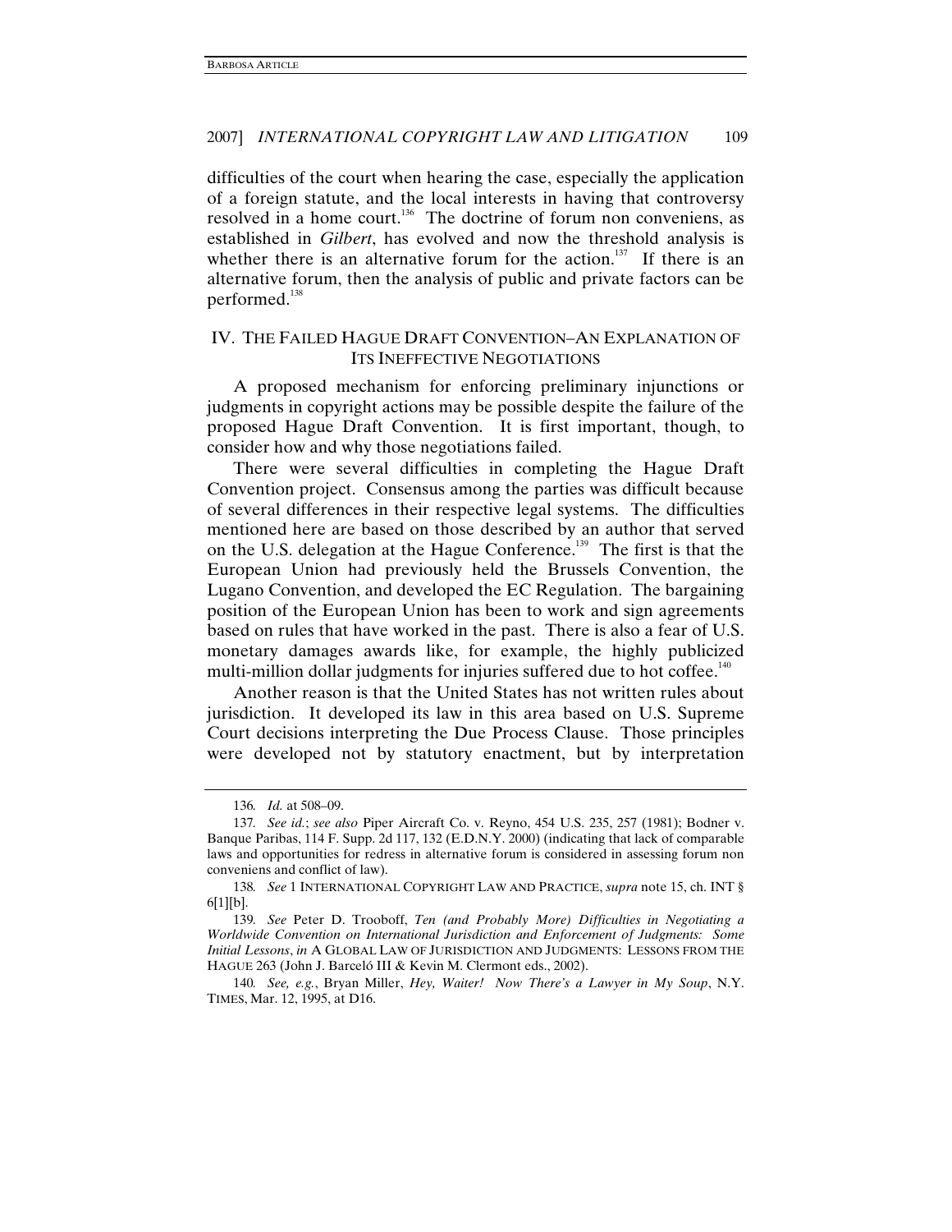difficulties of the court when hearing the case, especially the application of a foreign statute, and the local interests in having that controversy resolved in a home court.[136] The doctrine of forum non conveniens, as established in *Gilbert*, has evolved and now the threshold analysis is whether there is an alternative forum for the action.[137] If there is an alternative forum, then the analysis of public and private factors can be performed.[138]

## IV. THE FAILED HAGUE DRAFT CONVENTION–AN EXPLANATION OF ITS INEFFECTIVE NEGOTIATIONS

A proposed mechanism for enforcing preliminary injunctions or judgments in copyright actions may be possible despite the failure of the proposed Hague Draft Convention. It is first important, though, to consider how and why those negotiations failed.

There were several difficulties in completing the Hague Draft Convention project. Consensus among the parties was difficult because of several differences in their respective legal systems. The difficulties mentioned here are based on those described by an author that served on the U.S. delegation at the Hague Conference.[139] The first is that the European Union had previously held the Brussels Convention, the Lugano Convention, and developed the EC Regulation. The bargaining position of the European Union has been to work and sign agreements based on rules that have worked in the past. There is also a fear of U.S. monetary damages awards like, for example, the highly publicized multi-million dollar judgments for injuries suffered due to hot coffee.[140]

Another reason is that the United States has not written rules about jurisdiction. It developed its law in this area based on U.S. Supreme Court decisions interpreting the Due Process Clause. Those principles were developed not by statutory enactment, but by interpretation

---

136. *Id.* at 508–09.

137. *See id.*; *see also* Piper Aircraft Co. v. Reyno, 454 U.S. 235, 257 (1981); Bodner v. Banque Paribas, 114 F. Supp. 2d 117, 132 (E.D.N.Y. 2000) (indicating that lack of comparable laws and opportunities for redress in alternative forum is considered in assessing forum non conveniens and conflict of law).

138. *See* 1 INTERNATIONAL COPYRIGHT LAW AND PRACTICE, *supra* note 15, ch. INT § 6[1][b].

139. *See* Peter D. Trooboff, *Ten (and Probably More) Difficulties in Negotiating a Worldwide Convention on International Jurisdiction and Enforcement of Judgments: Some Initial Lessons*, *in* A GLOBAL LAW OF JURISDICTION AND JUDGMENTS: LESSONS FROM THE HAGUE 263 (John J. Barceló III & Kevin M. Clermont eds., 2002).

140. *See, e.g.*, Bryan Miller, *Hey, Waiter! Now There's a Lawyer in My Soup*, N.Y. TIMES, Mar. 12, 1995, at D16.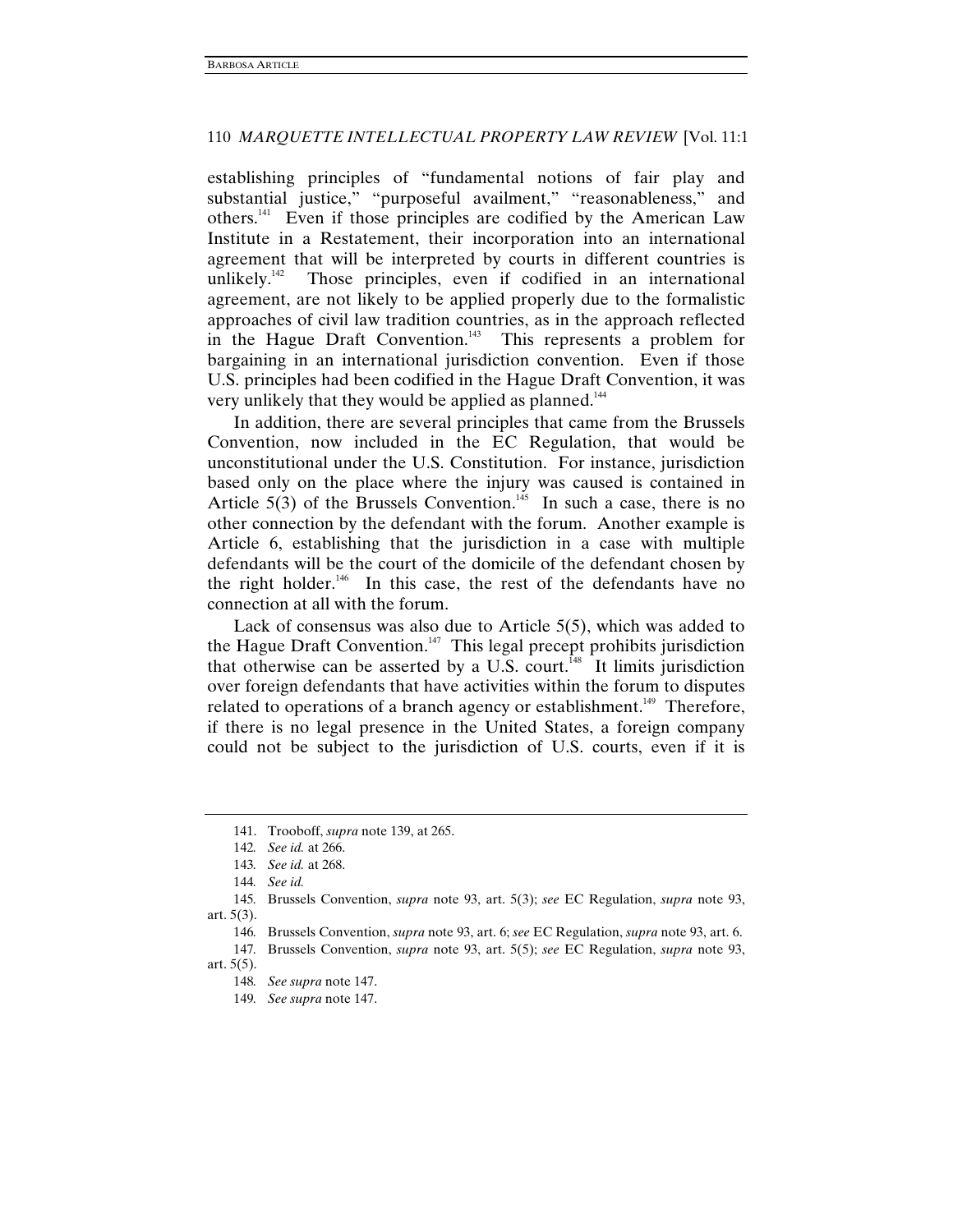establishing principles of "fundamental notions of fair play and substantial justice," "purposeful availment," "reasonableness," and others.[141] Even if those principles are codified by the American Law Institute in a Restatement, their incorporation into an international agreement that will be interpreted by courts in different countries is unlikely.[142] Those principles, even if codified in an international agreement, are not likely to be applied properly due to the formalistic approaches of civil law tradition countries, as in the approach reflected in the Hague Draft Convention.[143] This represents a problem for bargaining in an international jurisdiction convention. Even if those U.S. principles had been codified in the Hague Draft Convention, it was very unlikely that they would be applied as planned.[144]

In addition, there are several principles that came from the Brussels Convention, now included in the EC Regulation, that would be unconstitutional under the U.S. Constitution. For instance, jurisdiction based only on the place where the injury was caused is contained in Article 5(3) of the Brussels Convention.[145] In such a case, there is no other connection by the defendant with the forum. Another example is Article 6, establishing that the jurisdiction in a case with multiple defendants will be the court of the domicile of the defendant chosen by the right holder.[146] In this case, the rest of the defendants have no connection at all with the forum.

Lack of consensus was also due to Article 5(5), which was added to the Hague Draft Convention.[147] This legal precept prohibits jurisdiction that otherwise can be asserted by a U.S. court.[148] It limits jurisdiction over foreign defendants that have activities within the forum to disputes related to operations of a branch agency or establishment.[149] Therefore, if there is no legal presence in the United States, a foreign company could not be subject to the jurisdiction of U.S. courts, even if it is

---

141. Trooboff, *supra* note 139, at 265.

142. *See id.* at 266.

143. *See id.* at 268.

144. *See id.*

145. Brussels Convention, *supra* note 93, art. 5(3); *see* EC Regulation, *supra* note 93, art. 5(3).

146. Brussels Convention, *supra* note 93, art. 6; *see* EC Regulation, *supra* note 93, art. 6.

147. Brussels Convention, *supra* note 93, art. 5(5); *see* EC Regulation, *supra* note 93, art. 5(5).

148. *See supra* note 147.

149. *See supra* note 147.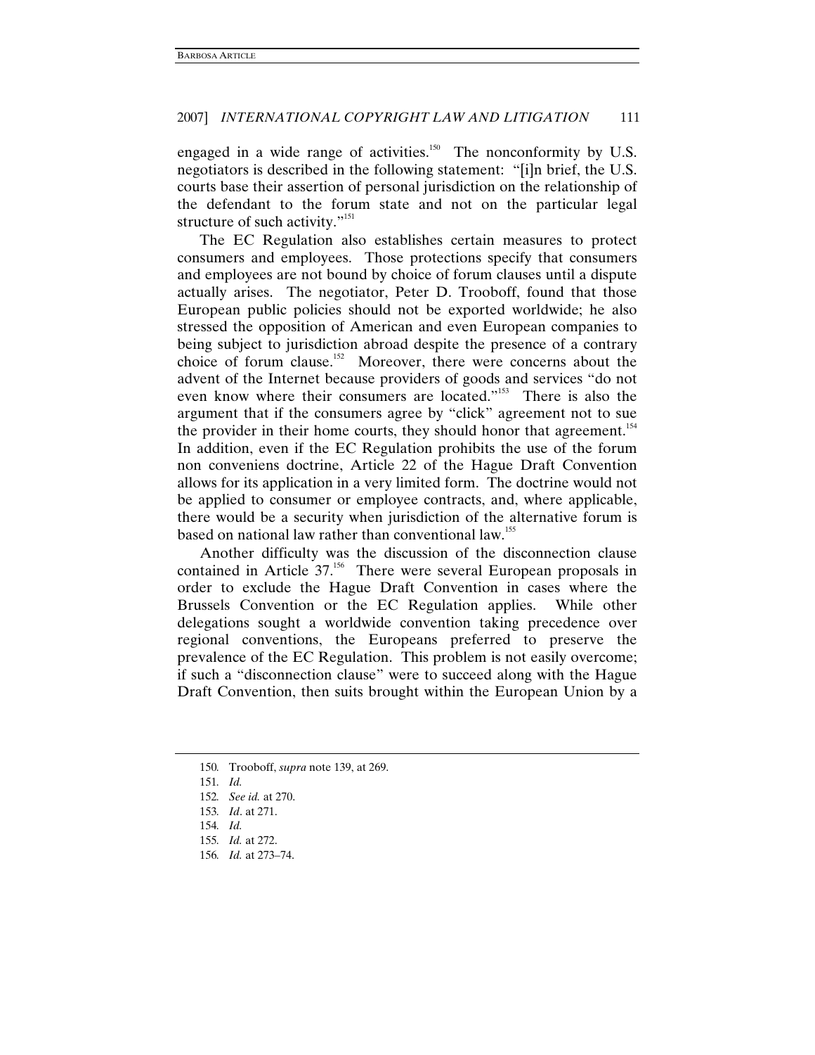engaged in a wide range of activities.[150] The nonconformity by U.S. negotiators is described in the following statement: "[i]n brief, the U.S. courts base their assertion of personal jurisdiction on the relationship of the defendant to the forum state and not on the particular legal structure of such activity."[151]

The EC Regulation also establishes certain measures to protect consumers and employees. Those protections specify that consumers and employees are not bound by choice of forum clauses until a dispute actually arises. The negotiator, Peter D. Trooboff, found that those European public policies should not be exported worldwide; he also stressed the opposition of American and even European companies to being subject to jurisdiction abroad despite the presence of a contrary choice of forum clause.[152] Moreover, there were concerns about the advent of the Internet because providers of goods and services "do not even know where their consumers are located."[153] There is also the argument that if the consumers agree by "click" agreement not to sue the provider in their home courts, they should honor that agreement.[154] In addition, even if the EC Regulation prohibits the use of the forum non conveniens doctrine, Article 22 of the Hague Draft Convention allows for its application in a very limited form. The doctrine would not be applied to consumer or employee contracts, and, where applicable, there would be a security when jurisdiction of the alternative forum is based on national law rather than conventional law.[155]

Another difficulty was the discussion of the disconnection clause contained in Article 37.[156] There were several European proposals in order to exclude the Hague Draft Convention in cases where the Brussels Convention or the EC Regulation applies. While other delegations sought a worldwide convention taking precedence over regional conventions, the Europeans preferred to preserve the prevalence of the EC Regulation. This problem is not easily overcome; if such a "disconnection clause" were to succeed along with the Hague Draft Convention, then suits brought within the European Union by a

---

150. Trooboff, *supra* note 139, at 269.

151. *Id.*

152. *See id.* at 270.

153. *Id*. at 271.

154. *Id.*

155. *Id.* at 272.

156. *Id.* at 273–74.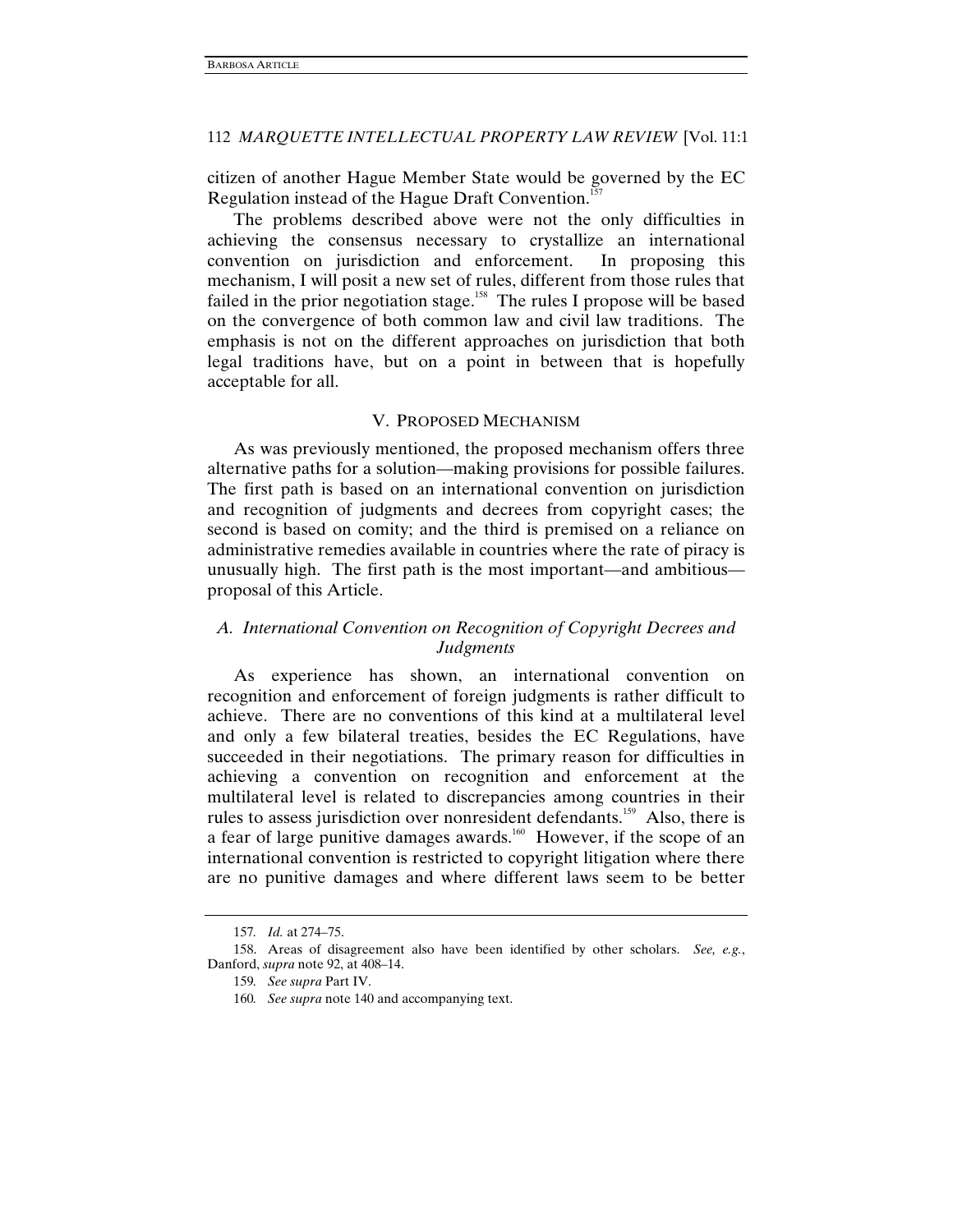citizen of another Hague Member State would be governed by the EC Regulation instead of the Hague Draft Convention.[157]

The problems described above were not the only difficulties in achieving the consensus necessary to crystallize an international convention on jurisdiction and enforcement. In proposing this mechanism, I will posit a new set of rules, different from those rules that failed in the prior negotiation stage.[158] The rules I propose will be based on the convergence of both common law and civil law traditions. The emphasis is not on the different approaches on jurisdiction that both legal traditions have, but on a point in between that is hopefully acceptable for all.

## V. Proposed Mechanism

As was previously mentioned, the proposed mechanism offers three alternative paths for a solution—making provisions for possible failures. The first path is based on an international convention on jurisdiction and recognition of judgments and decrees from copyright cases; the second is based on comity; and the third is premised on a reliance on administrative remedies available in countries where the rate of piracy is unusually high. The first path is the most important—and ambitious—proposal of this Article.

### *A. International Convention on Recognition of Copyright Decrees and Judgments*

As experience has shown, an international convention on recognition and enforcement of foreign judgments is rather difficult to achieve. There are no conventions of this kind at a multilateral level and only a few bilateral treaties, besides the EC Regulations, have succeeded in their negotiations. The primary reason for difficulties in achieving a convention on recognition and enforcement at the multilateral level is related to discrepancies among countries in their rules to assess jurisdiction over nonresident defendants.[159] Also, there is a fear of large punitive damages awards.[160] However, if the scope of an international convention is restricted to copyright litigation where there are no punitive damages and where different laws seem to be better

---

157. *Id.* at 274–75.

158. Areas of disagreement also have been identified by other scholars. *See, e.g.*, Danford, *supra* note 92, at 408–14.

159. *See supra* Part IV.

160. *See supra* note 140 and accompanying text.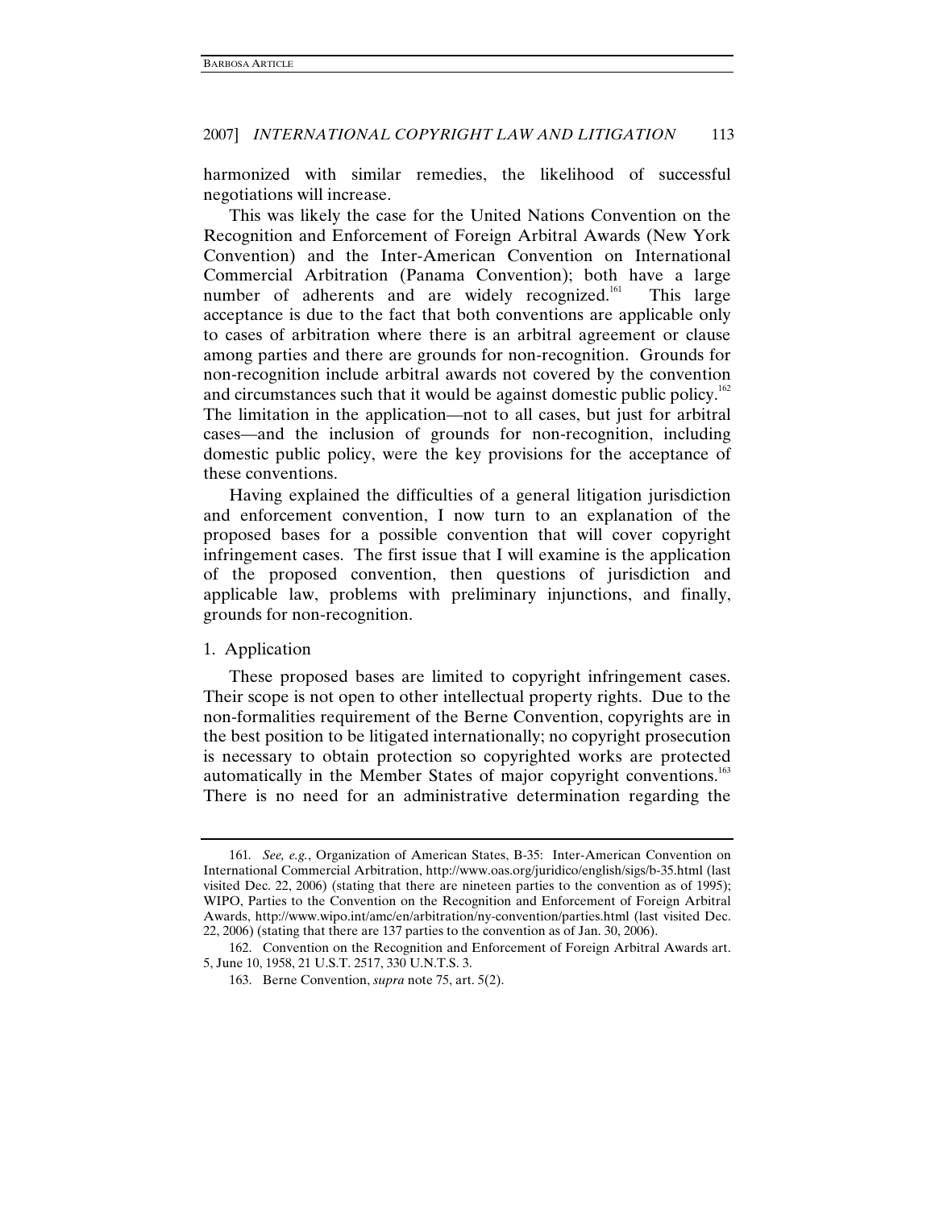harmonized with similar remedies, the likelihood of successful negotiations will increase.

This was likely the case for the United Nations Convention on the Recognition and Enforcement of Foreign Arbitral Awards (New York Convention) and the Inter-American Convention on International Commercial Arbitration (Panama Convention); both have a large number of adherents and are widely recognized.[161] This large acceptance is due to the fact that both conventions are applicable only to cases of arbitration where there is an arbitral agreement or clause among parties and there are grounds for non-recognition. Grounds for non-recognition include arbitral awards not covered by the convention and circumstances such that it would be against domestic public policy.[162] The limitation in the application—not to all cases, but just for arbitral cases—and the inclusion of grounds for non-recognition, including domestic public policy, were the key provisions for the acceptance of these conventions.

Having explained the difficulties of a general litigation jurisdiction and enforcement convention, I now turn to an explanation of the proposed bases for a possible convention that will cover copyright infringement cases. The first issue that I will examine is the application of the proposed convention, then questions of jurisdiction and applicable law, problems with preliminary injunctions, and finally, grounds for non-recognition.

1. Application

These proposed bases are limited to copyright infringement cases. Their scope is not open to other intellectual property rights. Due to the non-formalities requirement of the Berne Convention, copyrights are in the best position to be litigated internationally; no copyright prosecution is necessary to obtain protection so copyrighted works are protected automatically in the Member States of major copyright conventions.[163] There is no need for an administrative determination regarding the

---

161. *See, e.g.*, Organization of American States, B-35: Inter-American Convention on International Commercial Arbitration, http://www.oas.org/juridico/english/sigs/b-35.html (last visited Dec. 22, 2006) (stating that there are nineteen parties to the convention as of 1995); WIPO, Parties to the Convention on the Recognition and Enforcement of Foreign Arbitral Awards, http://www.wipo.int/amc/en/arbitration/ny-convention/parties.html (last visited Dec. 22, 2006) (stating that there are 137 parties to the convention as of Jan. 30, 2006).

162. Convention on the Recognition and Enforcement of Foreign Arbitral Awards art. 5, June 10, 1958, 21 U.S.T. 2517, 330 U.N.T.S. 3.

163. Berne Convention, *supra* note 75, art. 5(2).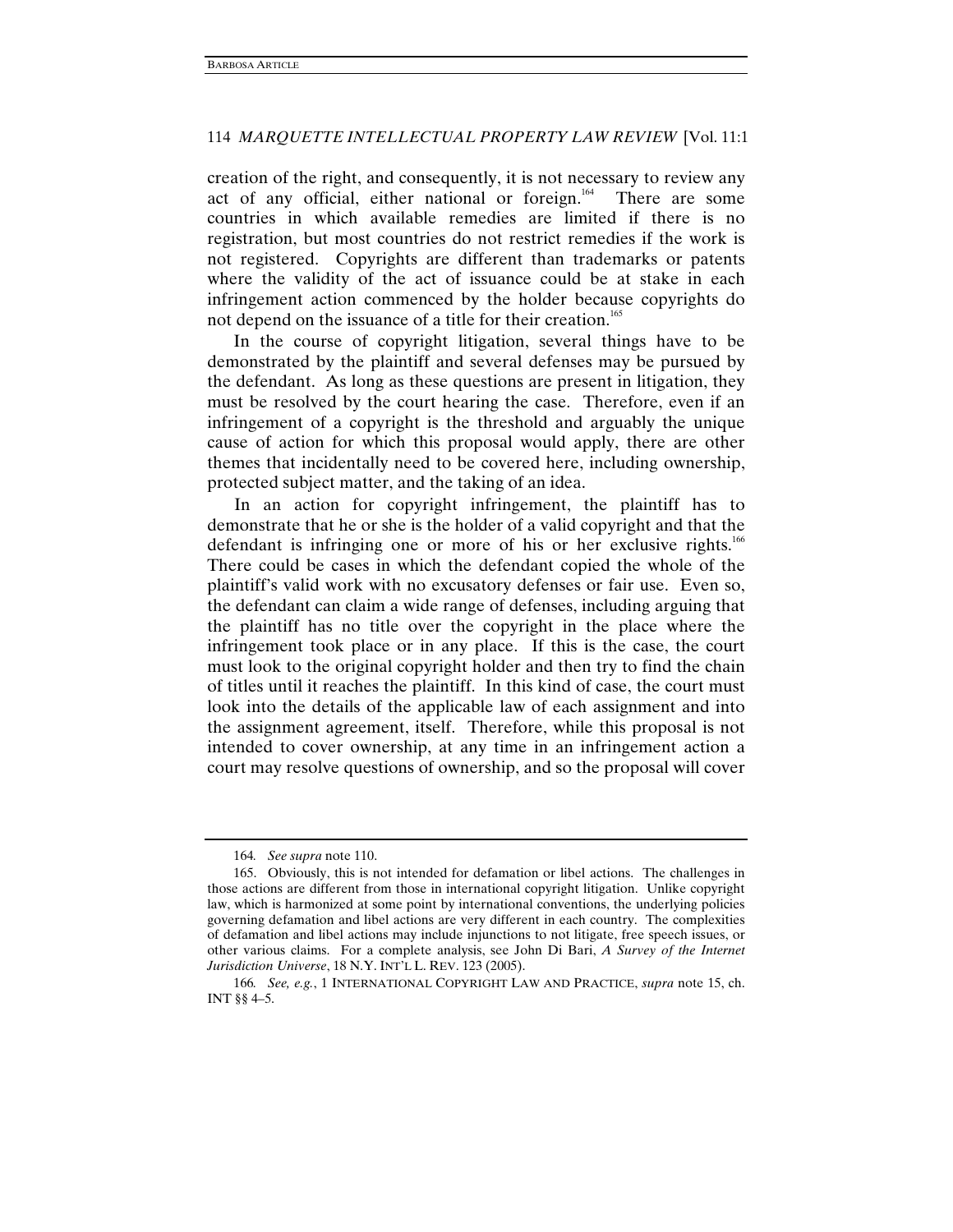creation of the right, and consequently, it is not necessary to review any act of any official, either national or foreign.[164] There are some countries in which available remedies are limited if there is no registration, but most countries do not restrict remedies if the work is not registered. Copyrights are different than trademarks or patents where the validity of the act of issuance could be at stake in each infringement action commenced by the holder because copyrights do not depend on the issuance of a title for their creation.[165]

In the course of copyright litigation, several things have to be demonstrated by the plaintiff and several defenses may be pursued by the defendant. As long as these questions are present in litigation, they must be resolved by the court hearing the case. Therefore, even if an infringement of a copyright is the threshold and arguably the unique cause of action for which this proposal would apply, there are other themes that incidentally need to be covered here, including ownership, protected subject matter, and the taking of an idea.

In an action for copyright infringement, the plaintiff has to demonstrate that he or she is the holder of a valid copyright and that the defendant is infringing one or more of his or her exclusive rights.[166] There could be cases in which the defendant copied the whole of the plaintiff's valid work with no excusatory defenses or fair use. Even so, the defendant can claim a wide range of defenses, including arguing that the plaintiff has no title over the copyright in the place where the infringement took place or in any place. If this is the case, the court must look to the original copyright holder and then try to find the chain of titles until it reaches the plaintiff. In this kind of case, the court must look into the details of the applicable law of each assignment and into the assignment agreement, itself. Therefore, while this proposal is not intended to cover ownership, at any time in an infringement action a court may resolve questions of ownership, and so the proposal will cover

---

164. *See supra* note 110.

165. Obviously, this is not intended for defamation or libel actions. The challenges in those actions are different from those in international copyright litigation. Unlike copyright law, which is harmonized at some point by international conventions, the underlying policies governing defamation and libel actions are very different in each country. The complexities of defamation and libel actions may include injunctions to not litigate, free speech issues, or other various claims. For a complete analysis, see John Di Bari, *A Survey of the Internet Jurisdiction Universe*, 18 N.Y. INT'L L. REV. 123 (2005).

166. *See, e.g.*, 1 INTERNATIONAL COPYRIGHT LAW AND PRACTICE, *supra* note 15, ch. INT §§ 4–5.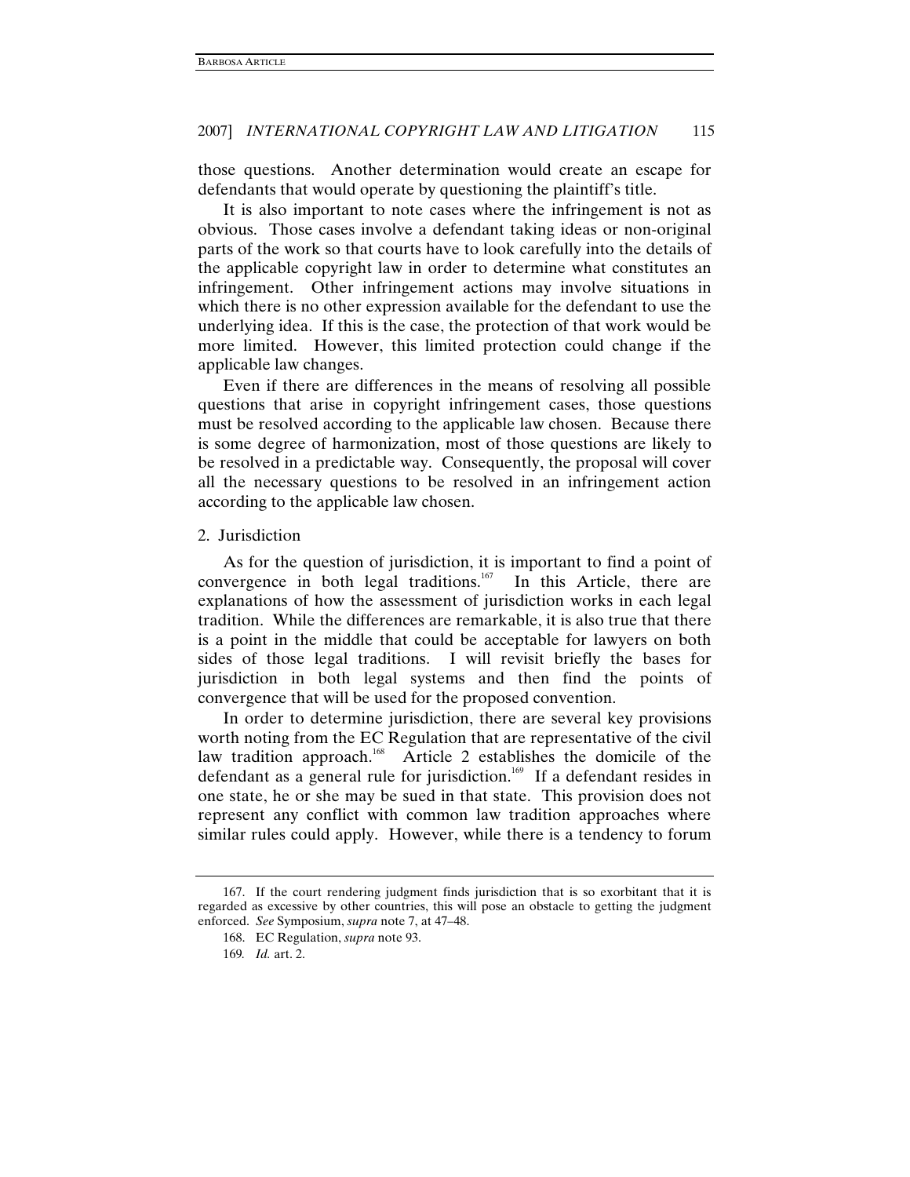those questions. Another determination would create an escape for defendants that would operate by questioning the plaintiff's title.

It is also important to note cases where the infringement is not as obvious. Those cases involve a defendant taking ideas or non-original parts of the work so that courts have to look carefully into the details of the applicable copyright law in order to determine what constitutes an infringement. Other infringement actions may involve situations in which there is no other expression available for the defendant to use the underlying idea. If this is the case, the protection of that work would be more limited. However, this limited protection could change if the applicable law changes.

Even if there are differences in the means of resolving all possible questions that arise in copyright infringement cases, those questions must be resolved according to the applicable law chosen. Because there is some degree of harmonization, most of those questions are likely to be resolved in a predictable way. Consequently, the proposal will cover all the necessary questions to be resolved in an infringement action according to the applicable law chosen.

2. Jurisdiction

As for the question of jurisdiction, it is important to find a point of convergence in both legal traditions.[167] In this Article, there are explanations of how the assessment of jurisdiction works in each legal tradition. While the differences are remarkable, it is also true that there is a point in the middle that could be acceptable for lawyers on both sides of those legal traditions. I will revisit briefly the bases for jurisdiction in both legal systems and then find the points of convergence that will be used for the proposed convention.

In order to determine jurisdiction, there are several key provisions worth noting from the EC Regulation that are representative of the civil law tradition approach.[168] Article 2 establishes the domicile of the defendant as a general rule for jurisdiction.[169] If a defendant resides in one state, he or she may be sued in that state. This provision does not represent any conflict with common law tradition approaches where similar rules could apply. However, while there is a tendency to forum

---

167. If the court rendering judgment finds jurisdiction that is so exorbitant that it is regarded as excessive by other countries, this will pose an obstacle to getting the judgment enforced. *See* Symposium, *supra* note 7, at 47–48.

168. EC Regulation, *supra* note 93.

169. *Id.* art. 2.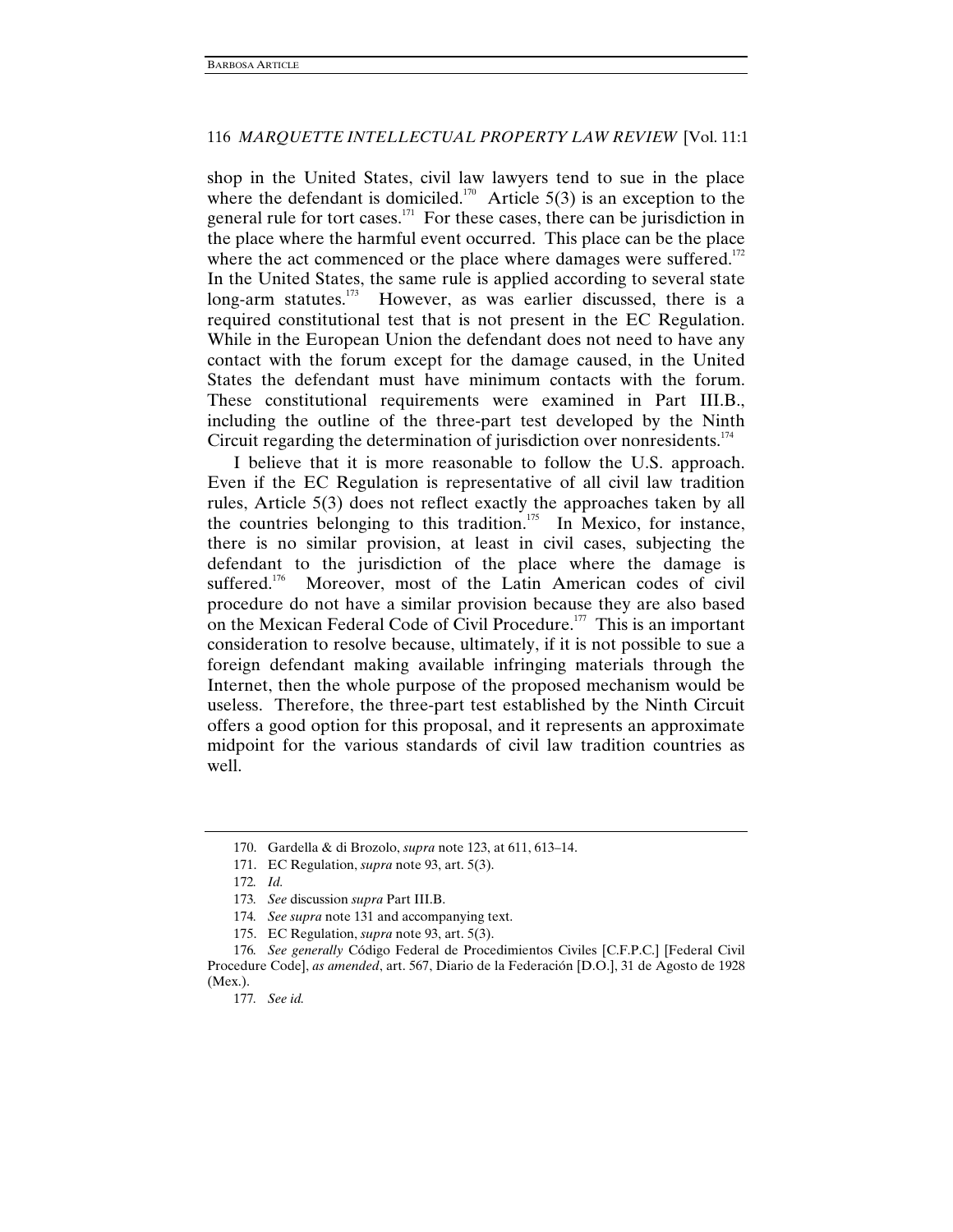shop in the United States, civil law lawyers tend to sue in the place where the defendant is domiciled.[170] Article 5(3) is an exception to the general rule for tort cases.[171] For these cases, there can be jurisdiction in the place where the harmful event occurred. This place can be the place where the act commenced or the place where damages were suffered.[172] In the United States, the same rule is applied according to several state long-arm statutes.[173] However, as was earlier discussed, there is a required constitutional test that is not present in the EC Regulation. While in the European Union the defendant does not need to have any contact with the forum except for the damage caused, in the United States the defendant must have minimum contacts with the forum. These constitutional requirements were examined in Part III.B., including the outline of the three-part test developed by the Ninth Circuit regarding the determination of jurisdiction over nonresidents.[174]

I believe that it is more reasonable to follow the U.S. approach. Even if the EC Regulation is representative of all civil law tradition rules, Article 5(3) does not reflect exactly the approaches taken by all the countries belonging to this tradition.[175] In Mexico, for instance, there is no similar provision, at least in civil cases, subjecting the defendant to the jurisdiction of the place where the damage is suffered.[176] Moreover, most of the Latin American codes of civil procedure do not have a similar provision because they are also based on the Mexican Federal Code of Civil Procedure.[177] This is an important consideration to resolve because, ultimately, if it is not possible to sue a foreign defendant making available infringing materials through the Internet, then the whole purpose of the proposed mechanism would be useless. Therefore, the three-part test established by the Ninth Circuit offers a good option for this proposal, and it represents an approximate midpoint for the various standards of civil law tradition countries as well.

---

170. Gardella & di Brozolo, *supra* note 123, at 611, 613–14.

171. EC Regulation, *supra* note 93, art. 5(3).

172. *Id.*

173. *See* discussion *supra* Part III.B.

174. *See supra* note 131 and accompanying text.

175. EC Regulation, *supra* note 93, art. 5(3).

176. *See generally* Código Federal de Procedimientos Civiles [C.F.P.C.] [Federal Civil Procedure Code], *as amended*, art. 567, Diario de la Federación [D.O.], 31 de Agosto de 1928 (Mex.).

177. *See id.*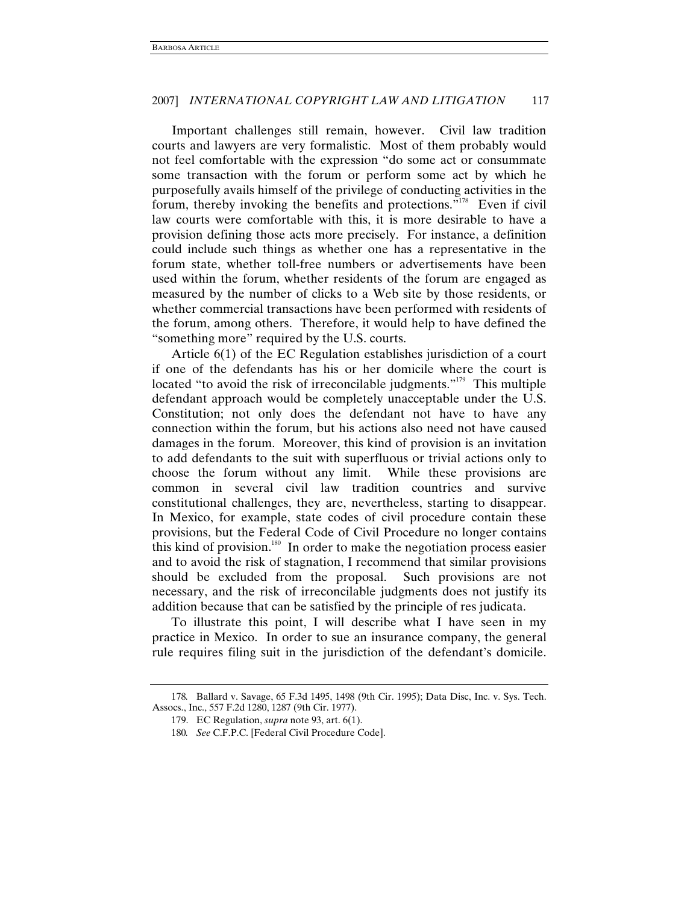Important challenges still remain, however. Civil law tradition courts and lawyers are very formalistic. Most of them probably would not feel comfortable with the expression "do some act or consummate some transaction with the forum or perform some act by which he purposefully avails himself of the privilege of conducting activities in the forum, thereby invoking the benefits and protections."[178] Even if civil law courts were comfortable with this, it is more desirable to have a provision defining those acts more precisely. For instance, a definition could include such things as whether one has a representative in the forum state, whether toll-free numbers or advertisements have been used within the forum, whether residents of the forum are engaged as measured by the number of clicks to a Web site by those residents, or whether commercial transactions have been performed with residents of the forum, among others. Therefore, it would help to have defined the "something more" required by the U.S. courts.

Article 6(1) of the EC Regulation establishes jurisdiction of a court if one of the defendants has his or her domicile where the court is located "to avoid the risk of irreconcilable judgments."[179] This multiple defendant approach would be completely unacceptable under the U.S. Constitution; not only does the defendant not have to have any connection within the forum, but his actions also need not have caused damages in the forum. Moreover, this kind of provision is an invitation to add defendants to the suit with superfluous or trivial actions only to choose the forum without any limit. While these provisions are common in several civil law tradition countries and survive constitutional challenges, they are, nevertheless, starting to disappear. In Mexico, for example, state codes of civil procedure contain these provisions, but the Federal Code of Civil Procedure no longer contains this kind of provision.[180] In order to make the negotiation process easier and to avoid the risk of stagnation, I recommend that similar provisions should be excluded from the proposal. Such provisions are not necessary, and the risk of irreconcilable judgments does not justify its addition because that can be satisfied by the principle of res judicata.

To illustrate this point, I will describe what I have seen in my practice in Mexico. In order to sue an insurance company, the general rule requires filing suit in the jurisdiction of the defendant's domicile.

---

178. Ballard v. Savage, 65 F.3d 1495, 1498 (9th Cir. 1995); Data Disc, Inc. v. Sys. Tech. Assocs., Inc., 557 F.2d 1280, 1287 (9th Cir. 1977).

179. EC Regulation, *supra* note 93, art. 6(1).

180. *See* C.F.P.C. [Federal Civil Procedure Code].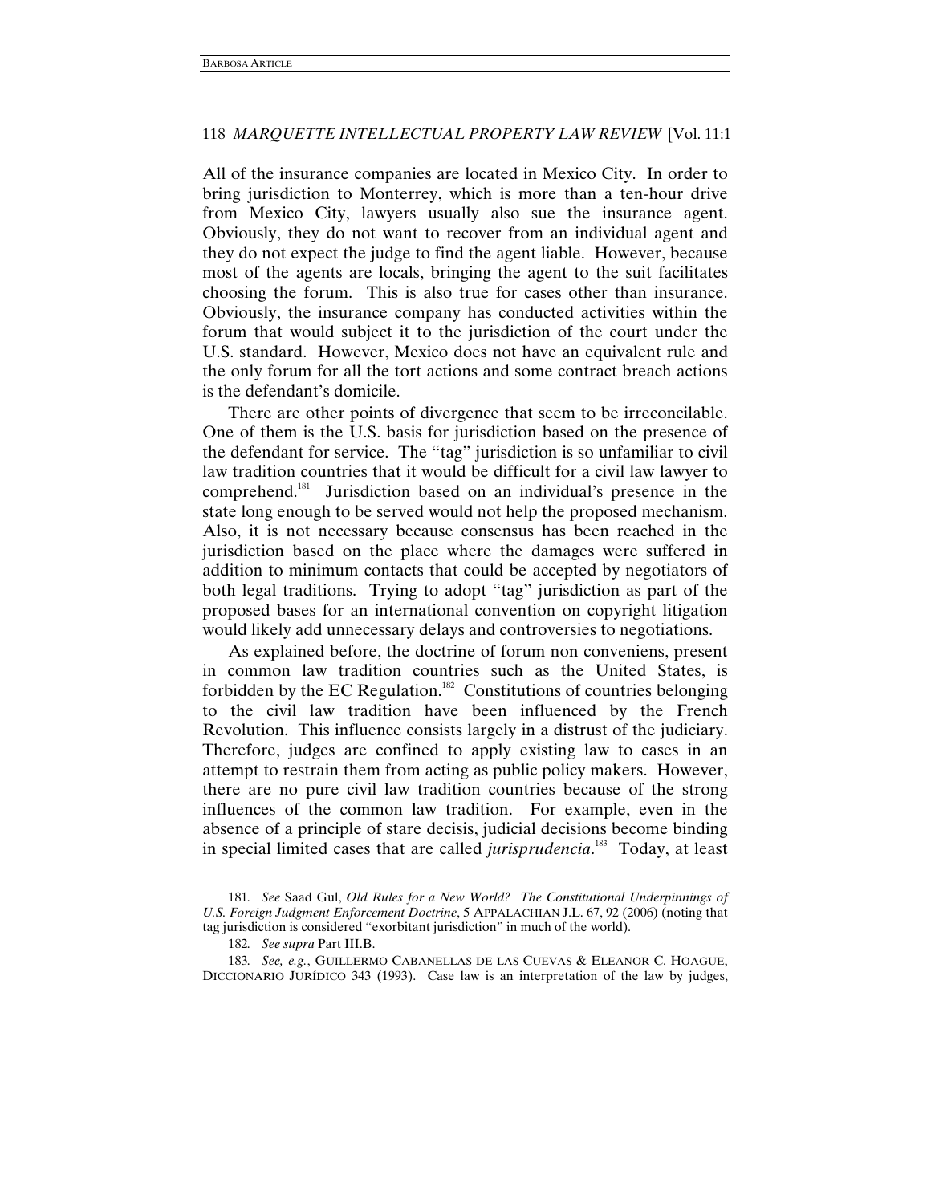All of the insurance companies are located in Mexico City. In order to bring jurisdiction to Monterrey, which is more than a ten-hour drive from Mexico City, lawyers usually also sue the insurance agent. Obviously, they do not want to recover from an individual agent and they do not expect the judge to find the agent liable. However, because most of the agents are locals, bringing the agent to the suit facilitates choosing the forum. This is also true for cases other than insurance. Obviously, the insurance company has conducted activities within the forum that would subject it to the jurisdiction of the court under the U.S. standard. However, Mexico does not have an equivalent rule and the only forum for all the tort actions and some contract breach actions is the defendant's domicile.

There are other points of divergence that seem to be irreconcilable. One of them is the U.S. basis for jurisdiction based on the presence of the defendant for service. The "tag" jurisdiction is so unfamiliar to civil law tradition countries that it would be difficult for a civil law lawyer to comprehend.[181] Jurisdiction based on an individual's presence in the state long enough to be served would not help the proposed mechanism. Also, it is not necessary because consensus has been reached in the jurisdiction based on the place where the damages were suffered in addition to minimum contacts that could be accepted by negotiators of both legal traditions. Trying to adopt "tag" jurisdiction as part of the proposed bases for an international convention on copyright litigation would likely add unnecessary delays and controversies to negotiations.

As explained before, the doctrine of forum non conveniens, present in common law tradition countries such as the United States, is forbidden by the EC Regulation.[182] Constitutions of countries belonging to the civil law tradition have been influenced by the French Revolution. This influence consists largely in a distrust of the judiciary. Therefore, judges are confined to apply existing law to cases in an attempt to restrain them from acting as public policy makers. However, there are no pure civil law tradition countries because of the strong influences of the common law tradition. For example, even in the absence of a principle of stare decisis, judicial decisions become binding in special limited cases that are called *jurisprudencia*.[183] Today, at least

---

181. *See* Saad Gul, *Old Rules for a New World? The Constitutional Underpinnings of U.S. Foreign Judgment Enforcement Doctrine*, 5 APPALACHIAN J.L. 67, 92 (2006) (noting that tag jurisdiction is considered "exorbitant jurisdiction" in much of the world).

182. *See supra* Part III.B.

183. *See, e.g.*, GUILLERMO CABANELLAS DE LAS CUEVAS & ELEANOR C. HOAGUE, DICCIONARIO JURÍDICO 343 (1993). Case law is an interpretation of the law by judges,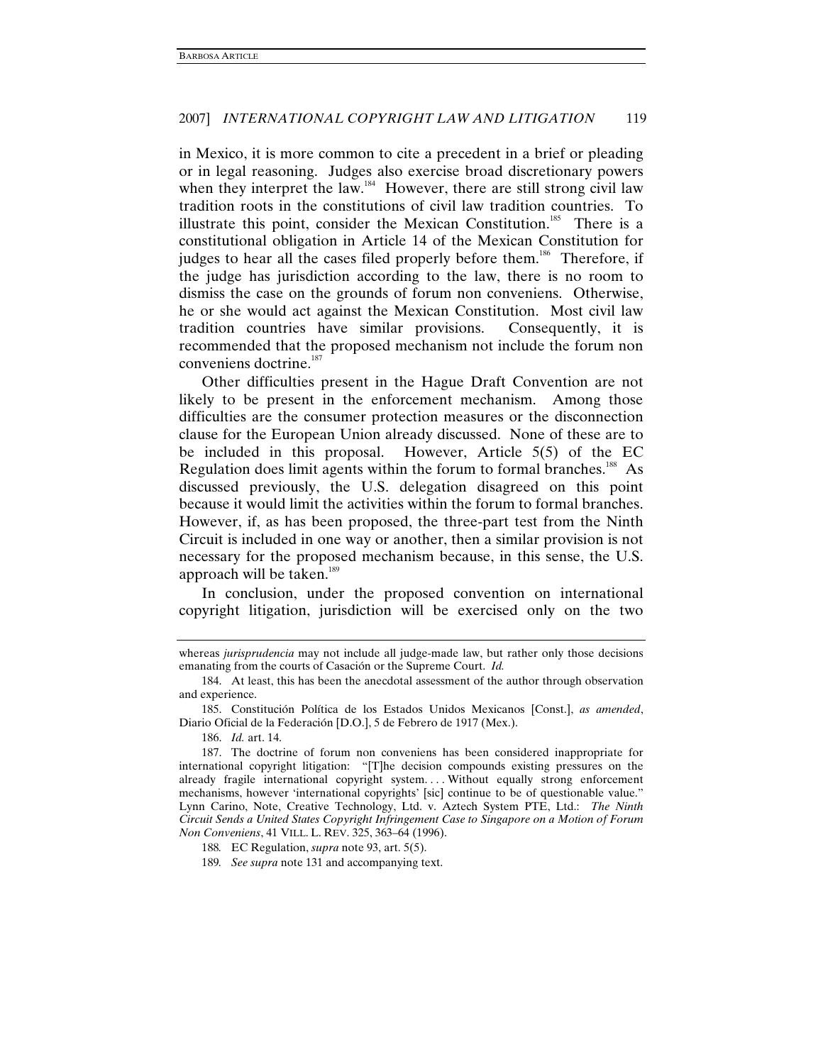in Mexico, it is more common to cite a precedent in a brief or pleading or in legal reasoning. Judges also exercise broad discretionary powers when they interpret the law.[184] However, there are still strong civil law tradition roots in the constitutions of civil law tradition countries. To illustrate this point, consider the Mexican Constitution.[185] There is a constitutional obligation in Article 14 of the Mexican Constitution for judges to hear all the cases filed properly before them.[186] Therefore, if the judge has jurisdiction according to the law, there is no room to dismiss the case on the grounds of forum non conveniens. Otherwise, he or she would act against the Mexican Constitution. Most civil law tradition countries have similar provisions. Consequently, it is recommended that the proposed mechanism not include the forum non conveniens doctrine.[187]

Other difficulties present in the Hague Draft Convention are not likely to be present in the enforcement mechanism. Among those difficulties are the consumer protection measures or the disconnection clause for the European Union already discussed. None of these are to be included in this proposal. However, Article 5(5) of the EC Regulation does limit agents within the forum to formal branches.[188] As discussed previously, the U.S. delegation disagreed on this point because it would limit the activities within the forum to formal branches. However, if, as has been proposed, the three-part test from the Ninth Circuit is included in one way or another, then a similar provision is not necessary for the proposed mechanism because, in this sense, the U.S. approach will be taken.[189]

In conclusion, under the proposed convention on international copyright litigation, jurisdiction will be exercised only on the two

---

whereas *jurisprudencia* may not include all judge-made law, but rather only those decisions emanating from the courts of Casación or the Supreme Court. *Id.*

184. At least, this has been the anecdotal assessment of the author through observation and experience.

185. Constitución Política de los Estados Unidos Mexicanos [Const.], *as amended*, Diario Oficial de la Federación [D.O.], 5 de Febrero de 1917 (Mex.).

186. *Id.* art. 14.

187. The doctrine of forum non conveniens has been considered inappropriate for international copyright litigation: "[T]he decision compounds existing pressures on the already fragile international copyright system. . . . Without equally strong enforcement mechanisms, however 'international copyrights' [sic] continue to be of questionable value." Lynn Carino, Note, Creative Technology, Ltd. v. Aztech System PTE, Ltd.: *The Ninth Circuit Sends a United States Copyright Infringement Case to Singapore on a Motion of Forum Non Conveniens*, 41 VILL. L. REV. 325, 363–64 (1996).

188. EC Regulation, *supra* note 93, art. 5(5).

189. *See supra* note 131 and accompanying text.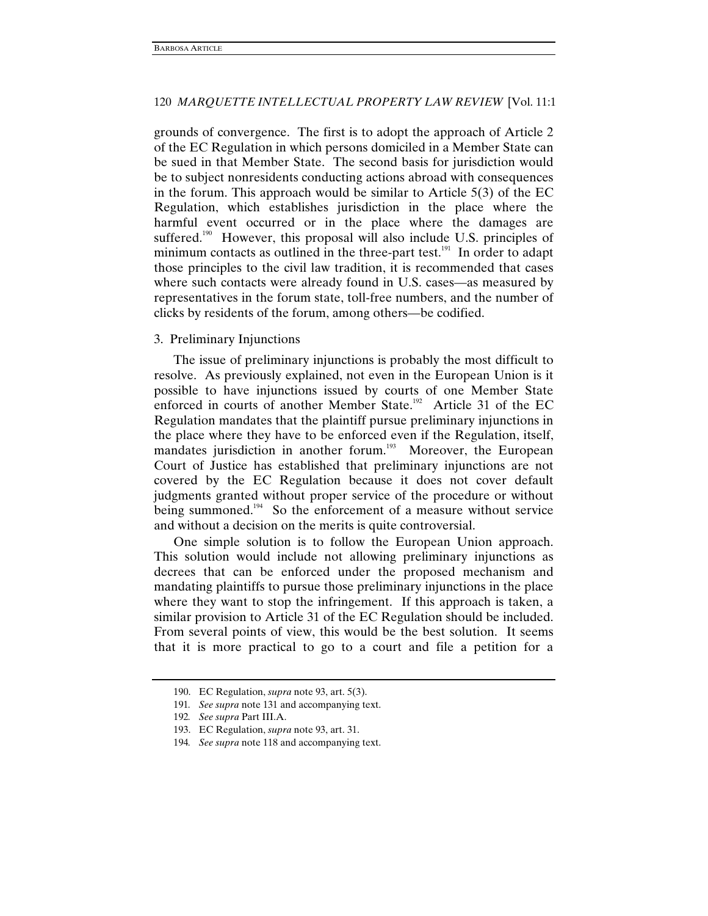grounds of convergence. The first is to adopt the approach of Article 2 of the EC Regulation in which persons domiciled in a Member State can be sued in that Member State. The second basis for jurisdiction would be to subject nonresidents conducting actions abroad with consequences in the forum. This approach would be similar to Article 5(3) of the EC Regulation, which establishes jurisdiction in the place where the harmful event occurred or in the place where the damages are suffered.[190] However, this proposal will also include U.S. principles of minimum contacts as outlined in the three-part test.[191] In order to adapt those principles to the civil law tradition, it is recommended that cases where such contacts were already found in U.S. cases—as measured by representatives in the forum state, toll-free numbers, and the number of clicks by residents of the forum, among others—be codified.

### 3. Preliminary Injunctions

The issue of preliminary injunctions is probably the most difficult to resolve. As previously explained, not even in the European Union is it possible to have injunctions issued by courts of one Member State enforced in courts of another Member State.[192] Article 31 of the EC Regulation mandates that the plaintiff pursue preliminary injunctions in the place where they have to be enforced even if the Regulation, itself, mandates jurisdiction in another forum.[193] Moreover, the European Court of Justice has established that preliminary injunctions are not covered by the EC Regulation because it does not cover default judgments granted without proper service of the procedure or without being summoned.[194] So the enforcement of a measure without service and without a decision on the merits is quite controversial.

One simple solution is to follow the European Union approach. This solution would include not allowing preliminary injunctions as decrees that can be enforced under the proposed mechanism and mandating plaintiffs to pursue those preliminary injunctions in the place where they want to stop the infringement. If this approach is taken, a similar provision to Article 31 of the EC Regulation should be included. From several points of view, this would be the best solution. It seems that it is more practical to go to a court and file a petition for a

---

190. EC Regulation, *supra* note 93, art. 5(3).

191. *See supra* note 131 and accompanying text.

192. *See supra* Part III.A.

193. EC Regulation, *supra* note 93, art. 31.

194. *See supra* note 118 and accompanying text.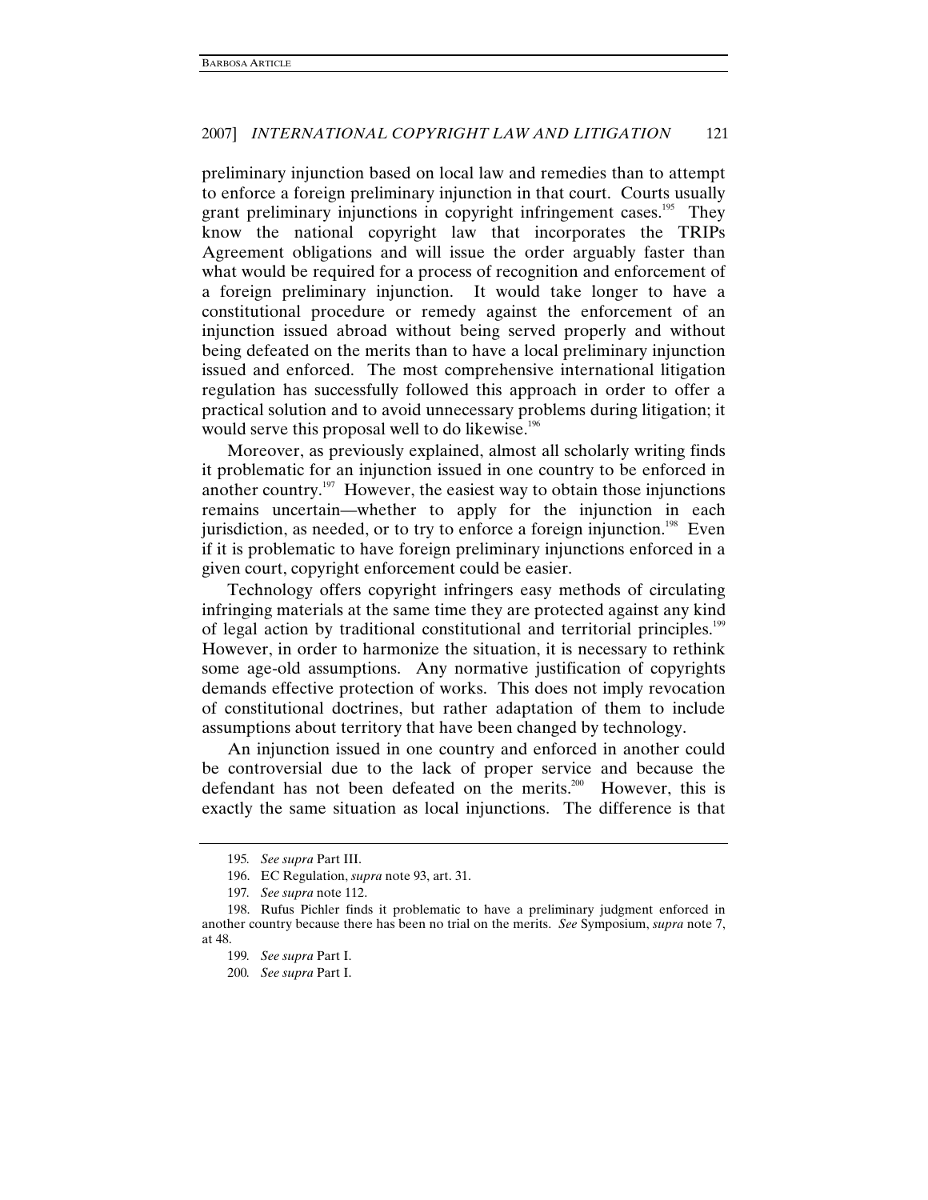preliminary injunction based on local law and remedies than to attempt to enforce a foreign preliminary injunction in that court. Courts usually grant preliminary injunctions in copyright infringement cases.[195] They know the national copyright law that incorporates the TRIPs Agreement obligations and will issue the order arguably faster than what would be required for a process of recognition and enforcement of a foreign preliminary injunction. It would take longer to have a constitutional procedure or remedy against the enforcement of an injunction issued abroad without being served properly and without being defeated on the merits than to have a local preliminary injunction issued and enforced. The most comprehensive international litigation regulation has successfully followed this approach in order to offer a practical solution and to avoid unnecessary problems during litigation; it would serve this proposal well to do likewise.[196]

Moreover, as previously explained, almost all scholarly writing finds it problematic for an injunction issued in one country to be enforced in another country.[197] However, the easiest way to obtain those injunctions remains uncertain—whether to apply for the injunction in each jurisdiction, as needed, or to try to enforce a foreign injunction.[198] Even if it is problematic to have foreign preliminary injunctions enforced in a given court, copyright enforcement could be easier.

Technology offers copyright infringers easy methods of circulating infringing materials at the same time they are protected against any kind of legal action by traditional constitutional and territorial principles.[199] However, in order to harmonize the situation, it is necessary to rethink some age-old assumptions. Any normative justification of copyrights demands effective protection of works. This does not imply revocation of constitutional doctrines, but rather adaptation of them to include assumptions about territory that have been changed by technology.

An injunction issued in one country and enforced in another could be controversial due to the lack of proper service and because the defendant has not been defeated on the merits.[200] However, this is exactly the same situation as local injunctions. The difference is that

---

195. *See supra* Part III.

196. EC Regulation, *supra* note 93, art. 31.

197. *See supra* note 112.

198. Rufus Pichler finds it problematic to have a preliminary judgment enforced in another country because there has been no trial on the merits. *See* Symposium, *supra* note 7, at 48.

199. *See supra* Part I.

200. *See supra* Part I.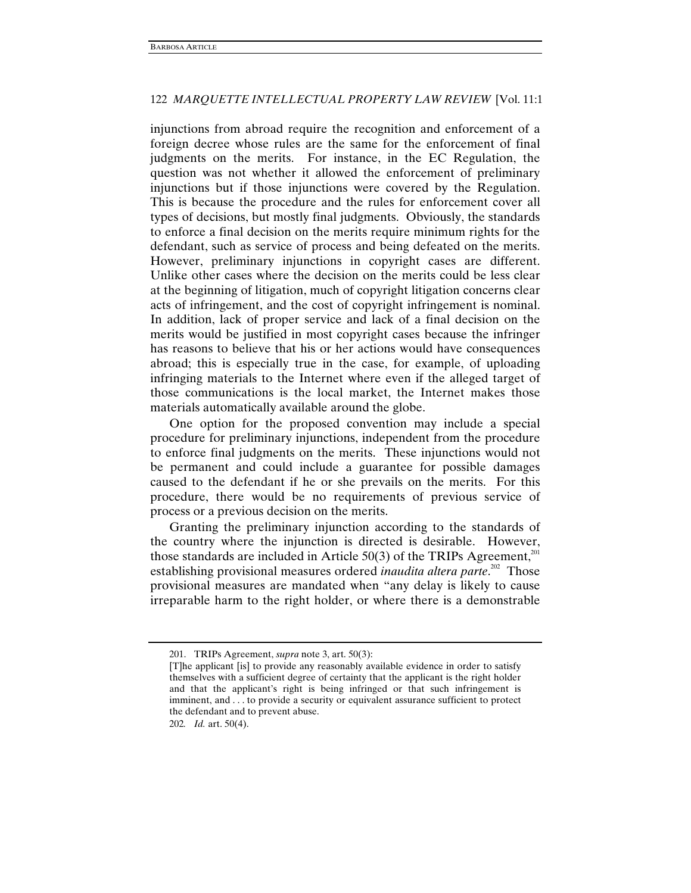injunctions from abroad require the recognition and enforcement of a foreign decree whose rules are the same for the enforcement of final judgments on the merits. For instance, in the EC Regulation, the question was not whether it allowed the enforcement of preliminary injunctions but if those injunctions were covered by the Regulation. This is because the procedure and the rules for enforcement cover all types of decisions, but mostly final judgments. Obviously, the standards to enforce a final decision on the merits require minimum rights for the defendant, such as service of process and being defeated on the merits. However, preliminary injunctions in copyright cases are different. Unlike other cases where the decision on the merits could be less clear at the beginning of litigation, much of copyright litigation concerns clear acts of infringement, and the cost of copyright infringement is nominal. In addition, lack of proper service and lack of a final decision on the merits would be justified in most copyright cases because the infringer has reasons to believe that his or her actions would have consequences abroad; this is especially true in the case, for example, of uploading infringing materials to the Internet where even if the alleged target of those communications is the local market, the Internet makes those materials automatically available around the globe.

One option for the proposed convention may include a special procedure for preliminary injunctions, independent from the procedure to enforce final judgments on the merits. These injunctions would not be permanent and could include a guarantee for possible damages caused to the defendant if he or she prevails on the merits. For this procedure, there would be no requirements of previous service of process or a previous decision on the merits.

Granting the preliminary injunction according to the standards of the country where the injunction is directed is desirable. However, those standards are included in Article 50(3) of the TRIPs Agreement,[201] establishing provisional measures ordered *inaudita altera parte*.[202] Those provisional measures are mandated when "any delay is likely to cause irreparable harm to the right holder, or where there is a demonstrable

---

201. TRIPs Agreement, *supra* note 3, art. 50(3):

[T]he applicant [is] to provide any reasonably available evidence in order to satisfy themselves with a sufficient degree of certainty that the applicant is the right holder and that the applicant's right is being infringed or that such infringement is imminent, and . . . to provide a security or equivalent assurance sufficient to protect the defendant and to prevent abuse.

202. *Id.* art. 50(4).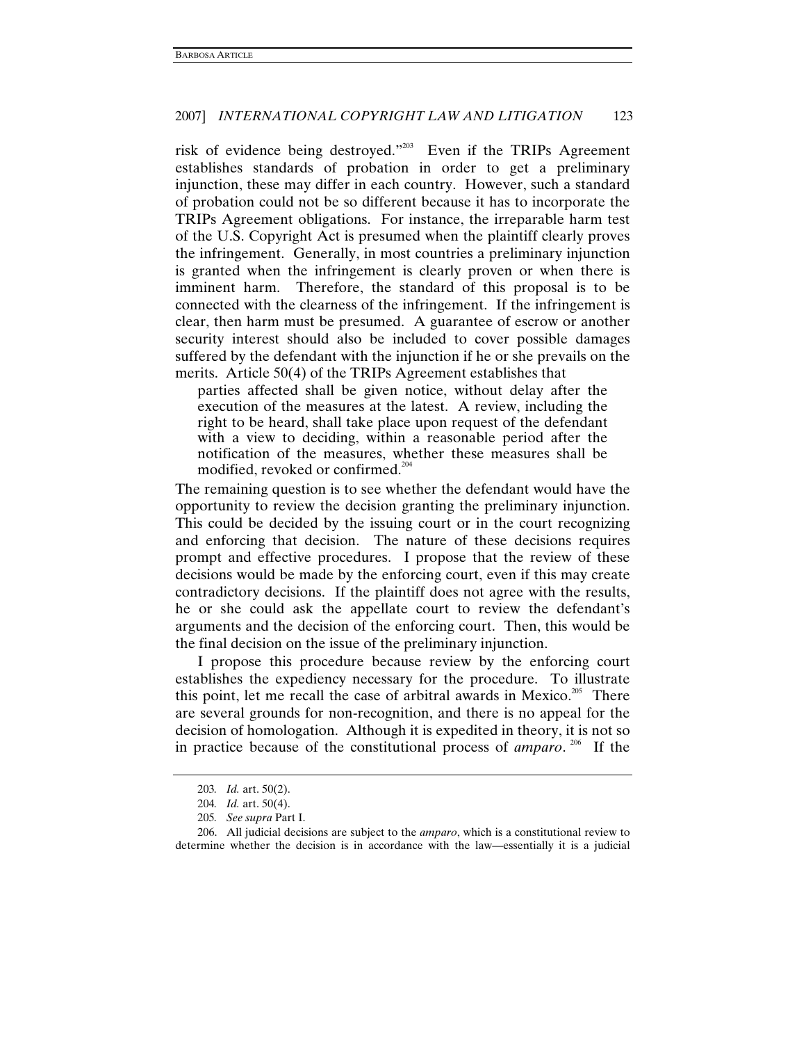risk of evidence being destroyed."[203] Even if the TRIPs Agreement establishes standards of probation in order to get a preliminary injunction, these may differ in each country. However, such a standard of probation could not be so different because it has to incorporate the TRIPs Agreement obligations. For instance, the irreparable harm test of the U.S. Copyright Act is presumed when the plaintiff clearly proves the infringement. Generally, in most countries a preliminary injunction is granted when the infringement is clearly proven or when there is imminent harm. Therefore, the standard of this proposal is to be connected with the clearness of the infringement. If the infringement is clear, then harm must be presumed. A guarantee of escrow or another security interest should also be included to cover possible damages suffered by the defendant with the injunction if he or she prevails on the merits. Article 50(4) of the TRIPs Agreement establishes that

> parties affected shall be given notice, without delay after the execution of the measures at the latest. A review, including the right to be heard, shall take place upon request of the defendant with a view to deciding, within a reasonable period after the notification of the measures, whether these measures shall be modified, revoked or confirmed.[204]

The remaining question is to see whether the defendant would have the opportunity to review the decision granting the preliminary injunction. This could be decided by the issuing court or in the court recognizing and enforcing that decision. The nature of these decisions requires prompt and effective procedures. I propose that the review of these decisions would be made by the enforcing court, even if this may create contradictory decisions. If the plaintiff does not agree with the results, he or she could ask the appellate court to review the defendant's arguments and the decision of the enforcing court. Then, this would be the final decision on the issue of the preliminary injunction.

I propose this procedure because review by the enforcing court establishes the expediency necessary for the procedure. To illustrate this point, let me recall the case of arbitral awards in Mexico.[205] There are several grounds for non-recognition, and there is no appeal for the decision of homologation. Although it is expedited in theory, it is not so in practice because of the constitutional process of *amparo*.[206] If the

---

203. *Id.* art. 50(2).

204. *Id.* art. 50(4).

205. *See supra* Part I.

206. All judicial decisions are subject to the *amparo*, which is a constitutional review to determine whether the decision is in accordance with the law—essentially it is a judicial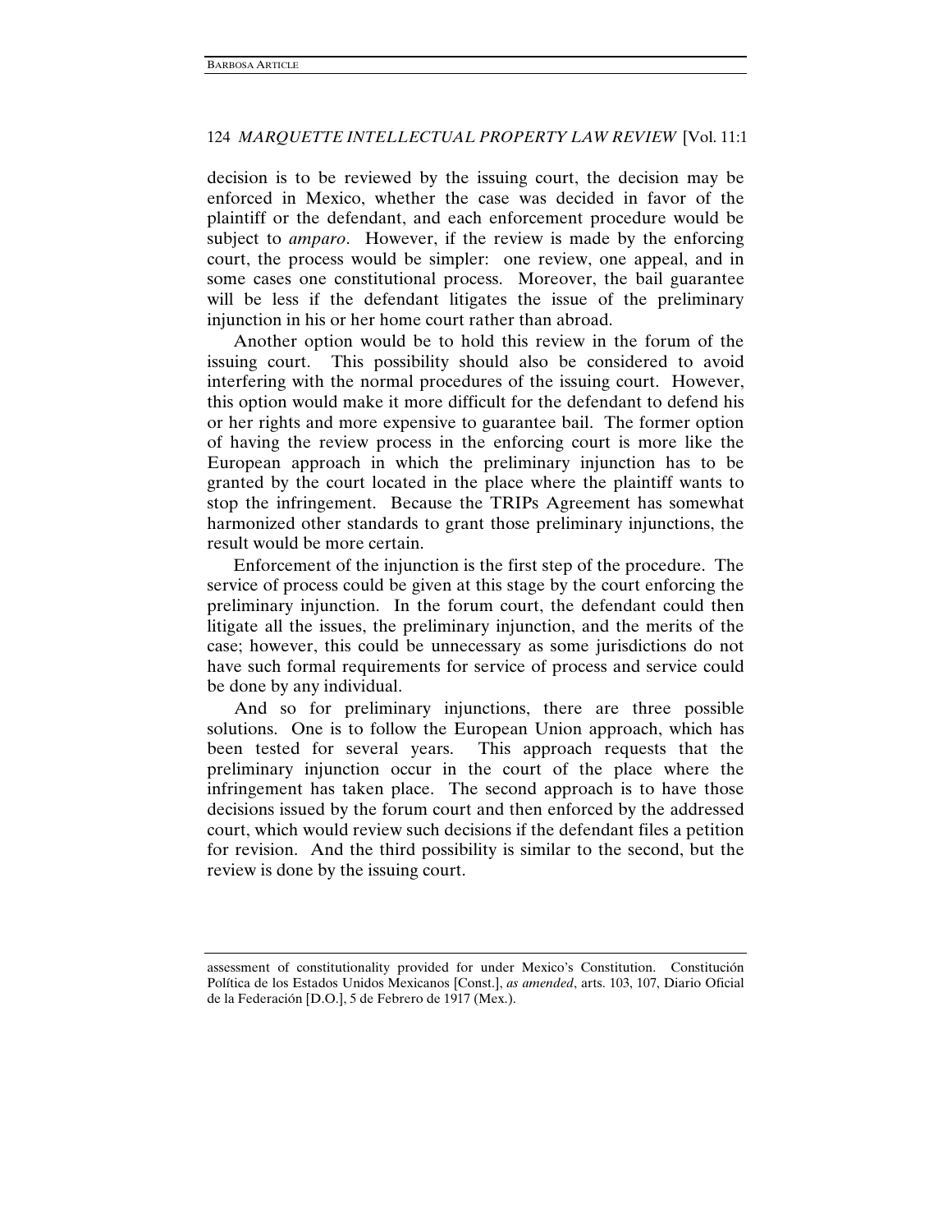decision is to be reviewed by the issuing court, the decision may be enforced in Mexico, whether the case was decided in favor of the plaintiff or the defendant, and each enforcement procedure would be subject to *amparo*. However, if the review is made by the enforcing court, the process would be simpler: one review, one appeal, and in some cases one constitutional process. Moreover, the bail guarantee will be less if the defendant litigates the issue of the preliminary injunction in his or her home court rather than abroad.

Another option would be to hold this review in the forum of the issuing court. This possibility should also be considered to avoid interfering with the normal procedures of the issuing court. However, this option would make it more difficult for the defendant to defend his or her rights and more expensive to guarantee bail. The former option of having the review process in the enforcing court is more like the European approach in which the preliminary injunction has to be granted by the court located in the place where the plaintiff wants to stop the infringement. Because the TRIPs Agreement has somewhat harmonized other standards to grant those preliminary injunctions, the result would be more certain.

Enforcement of the injunction is the first step of the procedure. The service of process could be given at this stage by the court enforcing the preliminary injunction. In the forum court, the defendant could then litigate all the issues, the preliminary injunction, and the merits of the case; however, this could be unnecessary as some jurisdictions do not have such formal requirements for service of process and service could be done by any individual.

And so for preliminary injunctions, there are three possible solutions. One is to follow the European Union approach, which has been tested for several years. This approach requests that the preliminary injunction occur in the court of the place where the infringement has taken place. The second approach is to have those decisions issued by the forum court and then enforced by the addressed court, which would review such decisions if the defendant files a petition for revision. And the third possibility is similar to the second, but the review is done by the issuing court.

---

assessment of constitutionality provided for under Mexico's Constitution. Constitución Política de los Estados Unidos Mexicanos [Const.], *as amended*, arts. 103, 107, Diario Oficial de la Federación [D.O.], 5 de Febrero de 1917 (Mex.).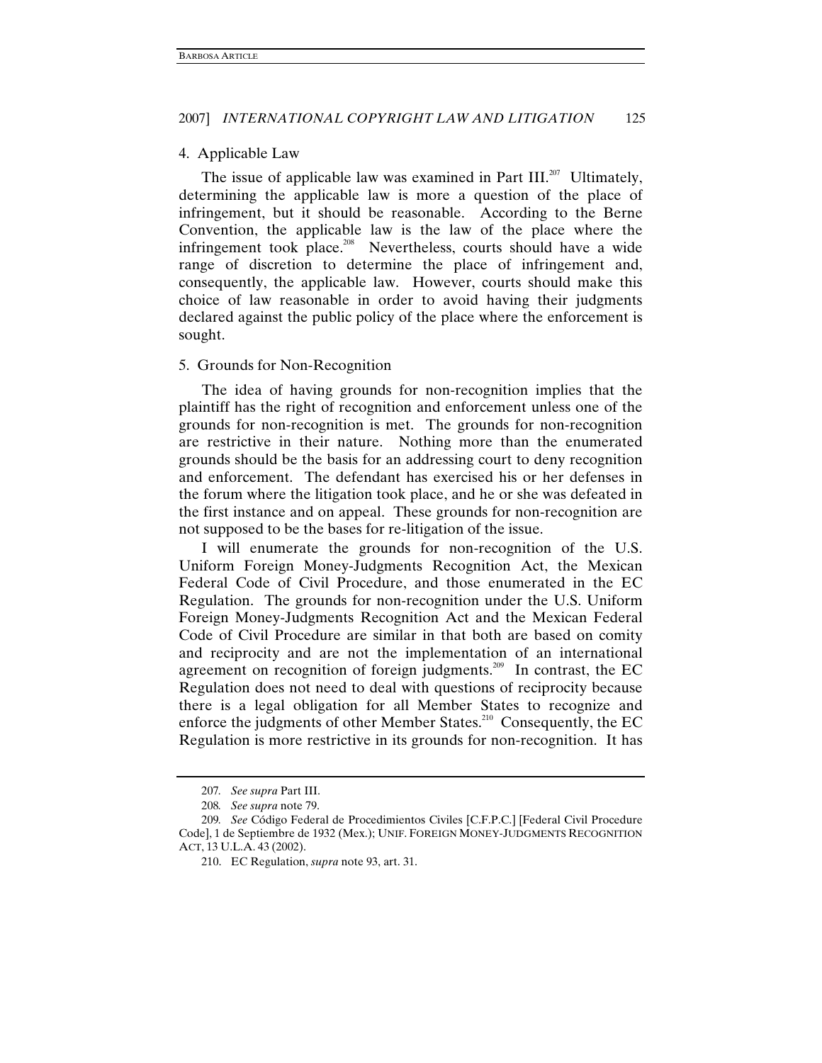### 4. Applicable Law

The issue of applicable law was examined in Part III.[207] Ultimately, determining the applicable law is more a question of the place of infringement, but it should be reasonable. According to the Berne Convention, the applicable law is the law of the place where the infringement took place.[208] Nevertheless, courts should have a wide range of discretion to determine the place of infringement and, consequently, the applicable law. However, courts should make this choice of law reasonable in order to avoid having their judgments declared against the public policy of the place where the enforcement is sought.

### 5. Grounds for Non-Recognition

The idea of having grounds for non-recognition implies that the plaintiff has the right of recognition and enforcement unless one of the grounds for non-recognition is met. The grounds for non-recognition are restrictive in their nature. Nothing more than the enumerated grounds should be the basis for an addressing court to deny recognition and enforcement. The defendant has exercised his or her defenses in the forum where the litigation took place, and he or she was defeated in the first instance and on appeal. These grounds for non-recognition are not supposed to be the bases for re-litigation of the issue.

I will enumerate the grounds for non-recognition of the U.S. Uniform Foreign Money-Judgments Recognition Act, the Mexican Federal Code of Civil Procedure, and those enumerated in the EC Regulation. The grounds for non-recognition under the U.S. Uniform Foreign Money-Judgments Recognition Act and the Mexican Federal Code of Civil Procedure are similar in that both are based on comity and reciprocity and are not the implementation of an international agreement on recognition of foreign judgments.[209] In contrast, the EC Regulation does not need to deal with questions of reciprocity because there is a legal obligation for all Member States to recognize and enforce the judgments of other Member States.[210] Consequently, the EC Regulation is more restrictive in its grounds for non-recognition. It has

---

207. *See supra* Part III.

208. *See supra* note 79.

209. *See* Código Federal de Procedimientos Civiles [C.F.P.C.] [Federal Civil Procedure Code], 1 de Septiembre de 1932 (Mex.); UNIF. FOREIGN MONEY-JUDGMENTS RECOGNITION ACT, 13 U.L.A. 43 (2002).

210. EC Regulation, *supra* note 93, art. 31.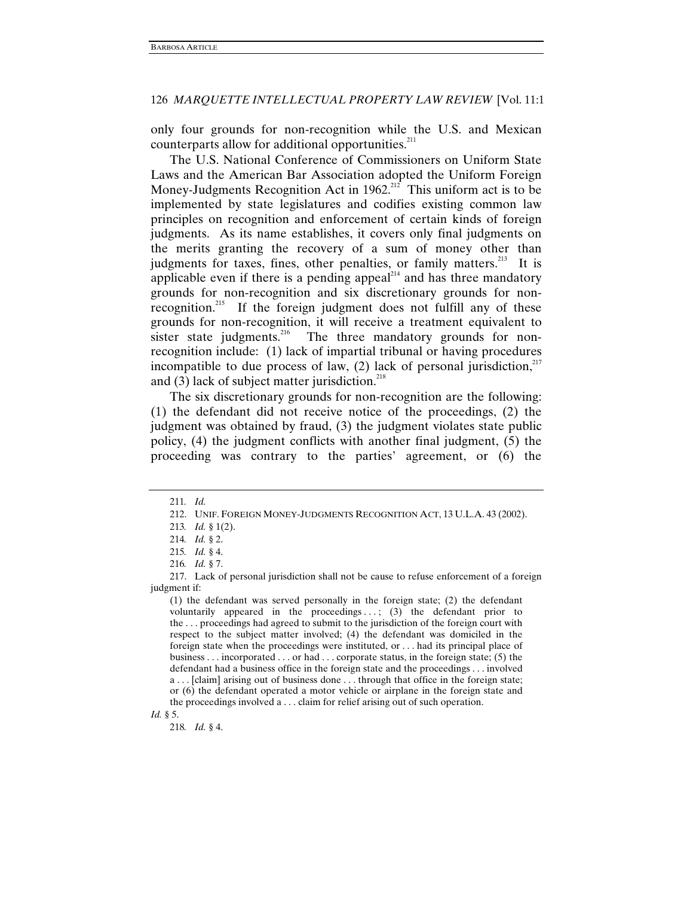only four grounds for non-recognition while the U.S. and Mexican counterparts allow for additional opportunities.[211]

The U.S. National Conference of Commissioners on Uniform State Laws and the American Bar Association adopted the Uniform Foreign Money-Judgments Recognition Act in 1962.[212] This uniform act is to be implemented by state legislatures and codifies existing common law principles on recognition and enforcement of certain kinds of foreign judgments. As its name establishes, it covers only final judgments on the merits granting the recovery of a sum of money other than judgments for taxes, fines, other penalties, or family matters.[213] It is applicable even if there is a pending appeal[214] and has three mandatory grounds for non-recognition and six discretionary grounds for non-recognition.[215] If the foreign judgment does not fulfill any of these grounds for non-recognition, it will receive a treatment equivalent to sister state judgments.[216] The three mandatory grounds for non-recognition include: (1) lack of impartial tribunal or having procedures incompatible to due process of law, (2) lack of personal jurisdiction,[217] and (3) lack of subject matter jurisdiction.[218]

The six discretionary grounds for non-recognition are the following: (1) the defendant did not receive notice of the proceedings, (2) the judgment was obtained by fraud, (3) the judgment violates state public policy, (4) the judgment conflicts with another final judgment, (5) the proceeding was contrary to the parties' agreement, or (6) the

---

211. *Id.*

212. UNIF. FOREIGN MONEY-JUDGMENTS RECOGNITION ACT, 13 U.L.A. 43 (2002).

213. *Id.* § 1(2).

214. *Id.* § 2.

215. *Id.* § 4.

216. *Id.* § 7.

217. Lack of personal jurisdiction shall not be cause to refuse enforcement of a foreign judgment if:

> (1) the defendant was served personally in the foreign state; (2) the defendant voluntarily appeared in the proceedings . . . ; (3) the defendant prior to the . . . proceedings had agreed to submit to the jurisdiction of the foreign court with respect to the subject matter involved; (4) the defendant was domiciled in the foreign state when the proceedings were instituted, or . . . had its principal place of business . . . incorporated . . . or had . . . corporate status, in the foreign state; (5) the defendant had a business office in the foreign state and the proceedings . . . involved a . . . [claim] arising out of business done . . . through that office in the foreign state; or (6) the defendant operated a motor vehicle or airplane in the foreign state and the proceedings involved a . . . claim for relief arising out of such operation.

*Id.* § 5.

218. *Id.* § 4.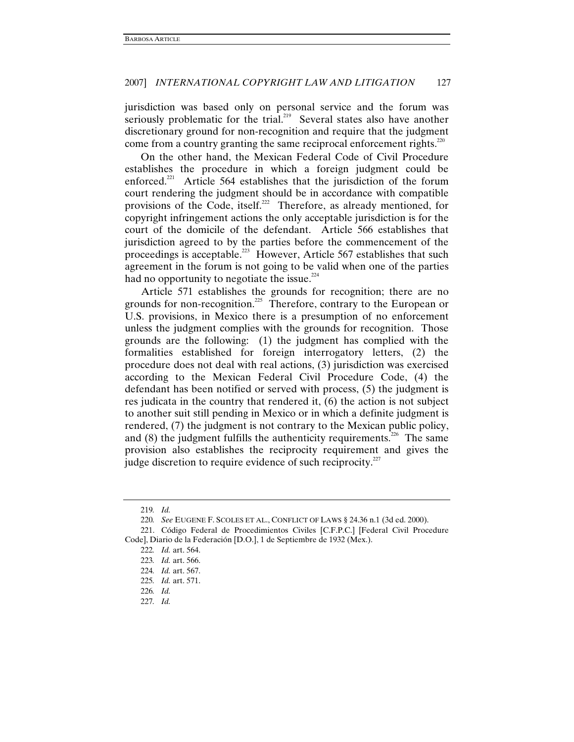jurisdiction was based only on personal service and the forum was seriously problematic for the trial.[219] Several states also have another discretionary ground for non-recognition and require that the judgment come from a country granting the same reciprocal enforcement rights.[220]

On the other hand, the Mexican Federal Code of Civil Procedure establishes the procedure in which a foreign judgment could be enforced.[221] Article 564 establishes that the jurisdiction of the forum court rendering the judgment should be in accordance with compatible provisions of the Code, itself.[222] Therefore, as already mentioned, for copyright infringement actions the only acceptable jurisdiction is for the court of the domicile of the defendant. Article 566 establishes that jurisdiction agreed to by the parties before the commencement of the proceedings is acceptable.[223] However, Article 567 establishes that such agreement in the forum is not going to be valid when one of the parties had no opportunity to negotiate the issue.[224]

Article 571 establishes the grounds for recognition; there are no grounds for non-recognition.[225] Therefore, contrary to the European or U.S. provisions, in Mexico there is a presumption of no enforcement unless the judgment complies with the grounds for recognition. Those grounds are the following: (1) the judgment has complied with the formalities established for foreign interrogatory letters, (2) the procedure does not deal with real actions, (3) jurisdiction was exercised according to the Mexican Federal Civil Procedure Code, (4) the defendant has been notified or served with process, (5) the judgment is res judicata in the country that rendered it, (6) the action is not subject to another suit still pending in Mexico or in which a definite judgment is rendered, (7) the judgment is not contrary to the Mexican public policy, and (8) the judgment fulfills the authenticity requirements.[226] The same provision also establishes the reciprocity requirement and gives the judge discretion to require evidence of such reciprocity.[227]

---

219. *Id.*

220. *See* EUGENE F. SCOLES ET AL., CONFLICT OF LAWS § 24.36 n.1 (3d ed. 2000).

221. Código Federal de Procedimientos Civiles [C.F.P.C.] [Federal Civil Procedure Code], Diario de la Federación [D.O.], 1 de Septiembre de 1932 (Mex.).

222. *Id.* art. 564.

223. *Id.* art. 566.

224. *Id.* art. 567.

225. *Id.* art. 571.

226. *Id.*

227. *Id.*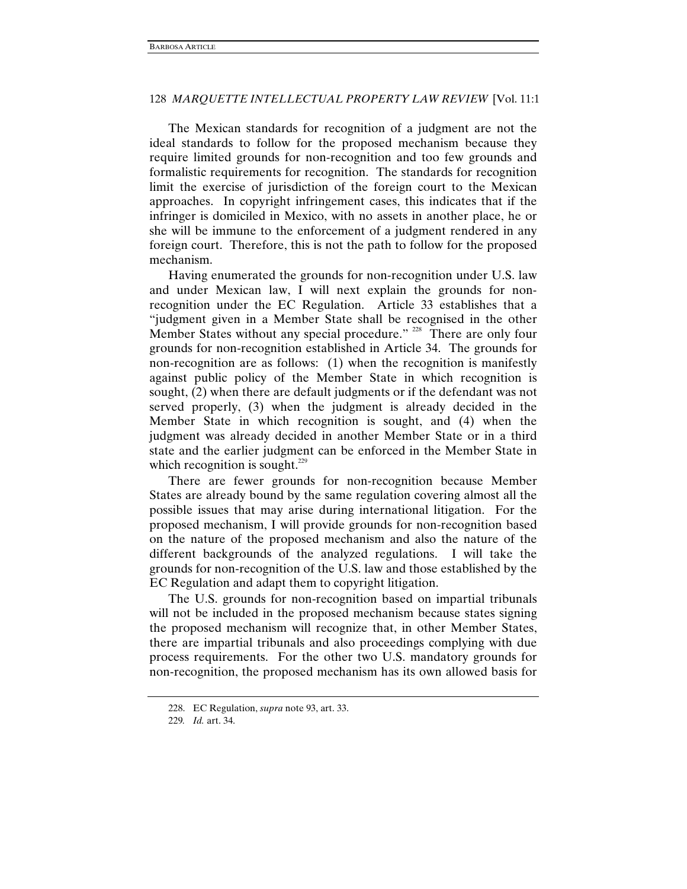The Mexican standards for recognition of a judgment are not the ideal standards to follow for the proposed mechanism because they require limited grounds for non-recognition and too few grounds and formalistic requirements for recognition. The standards for recognition limit the exercise of jurisdiction of the foreign court to the Mexican approaches. In copyright infringement cases, this indicates that if the infringer is domiciled in Mexico, with no assets in another place, he or she will be immune to the enforcement of a judgment rendered in any foreign court. Therefore, this is not the path to follow for the proposed mechanism.

Having enumerated the grounds for non-recognition under U.S. law and under Mexican law, I will next explain the grounds for non-recognition under the EC Regulation. Article 33 establishes that a "judgment given in a Member State shall be recognised in the other Member States without any special procedure."[228] There are only four grounds for non-recognition established in Article 34. The grounds for non-recognition are as follows: (1) when the recognition is manifestly against public policy of the Member State in which recognition is sought, (2) when there are default judgments or if the defendant was not served properly, (3) when the judgment is already decided in the Member State in which recognition is sought, and (4) when the judgment was already decided in another Member State or in a third state and the earlier judgment can be enforced in the Member State in which recognition is sought.[229]

There are fewer grounds for non-recognition because Member States are already bound by the same regulation covering almost all the possible issues that may arise during international litigation. For the proposed mechanism, I will provide grounds for non-recognition based on the nature of the proposed mechanism and also the nature of the different backgrounds of the analyzed regulations. I will take the grounds for non-recognition of the U.S. law and those established by the EC Regulation and adapt them to copyright litigation.

The U.S. grounds for non-recognition based on impartial tribunals will not be included in the proposed mechanism because states signing the proposed mechanism will recognize that, in other Member States, there are impartial tribunals and also proceedings complying with due process requirements. For the other two U.S. mandatory grounds for non-recognition, the proposed mechanism has its own allowed basis for

---

228. EC Regulation, *supra* note 93, art. 33.

229. *Id.* art. 34.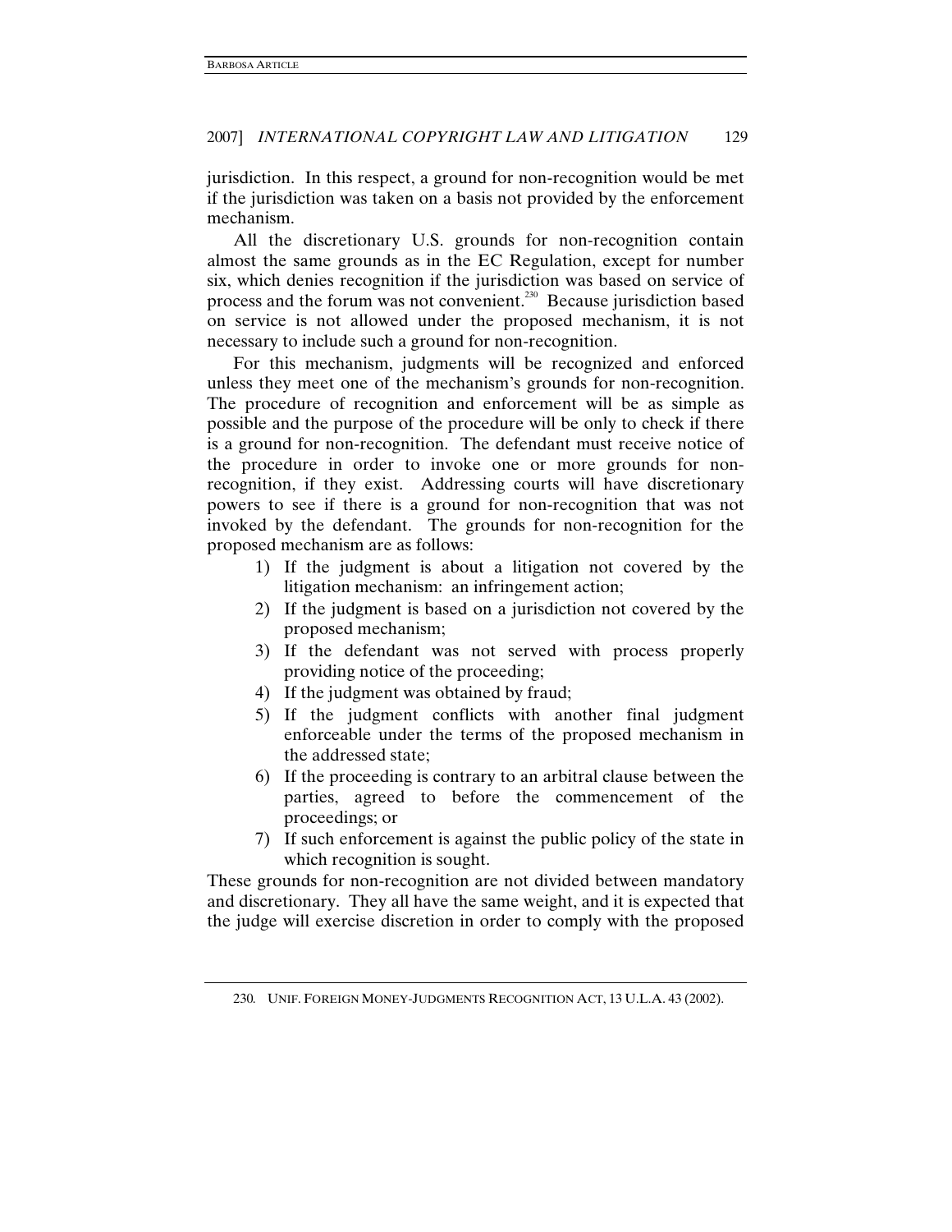jurisdiction. In this respect, a ground for non-recognition would be met if the jurisdiction was taken on a basis not provided by the enforcement mechanism.

All the discretionary U.S. grounds for non-recognition contain almost the same grounds as in the EC Regulation, except for number six, which denies recognition if the jurisdiction was based on service of process and the forum was not convenient.[230] Because jurisdiction based on service is not allowed under the proposed mechanism, it is not necessary to include such a ground for non-recognition.

For this mechanism, judgments will be recognized and enforced unless they meet one of the mechanism's grounds for non-recognition. The procedure of recognition and enforcement will be as simple as possible and the purpose of the procedure will be only to check if there is a ground for non-recognition. The defendant must receive notice of the procedure in order to invoke one or more grounds for non-recognition, if they exist. Addressing courts will have discretionary powers to see if there is a ground for non-recognition that was not invoked by the defendant. The grounds for non-recognition for the proposed mechanism are as follows:

1) If the judgment is about a litigation not covered by the litigation mechanism: an infringement action;
2) If the judgment is based on a jurisdiction not covered by the proposed mechanism;
3) If the defendant was not served with process properly providing notice of the proceeding;
4) If the judgment was obtained by fraud;
5) If the judgment conflicts with another final judgment enforceable under the terms of the proposed mechanism in the addressed state;
6) If the proceeding is contrary to an arbitral clause between the parties, agreed to before the commencement of the proceedings; or
7) If such enforcement is against the public policy of the state in which recognition is sought.

These grounds for non-recognition are not divided between mandatory and discretionary. They all have the same weight, and it is expected that the judge will exercise discretion in order to comply with the proposed

230. UNIF. FOREIGN MONEY-JUDGMENTS RECOGNITION ACT, 13 U.L.A. 43 (2002).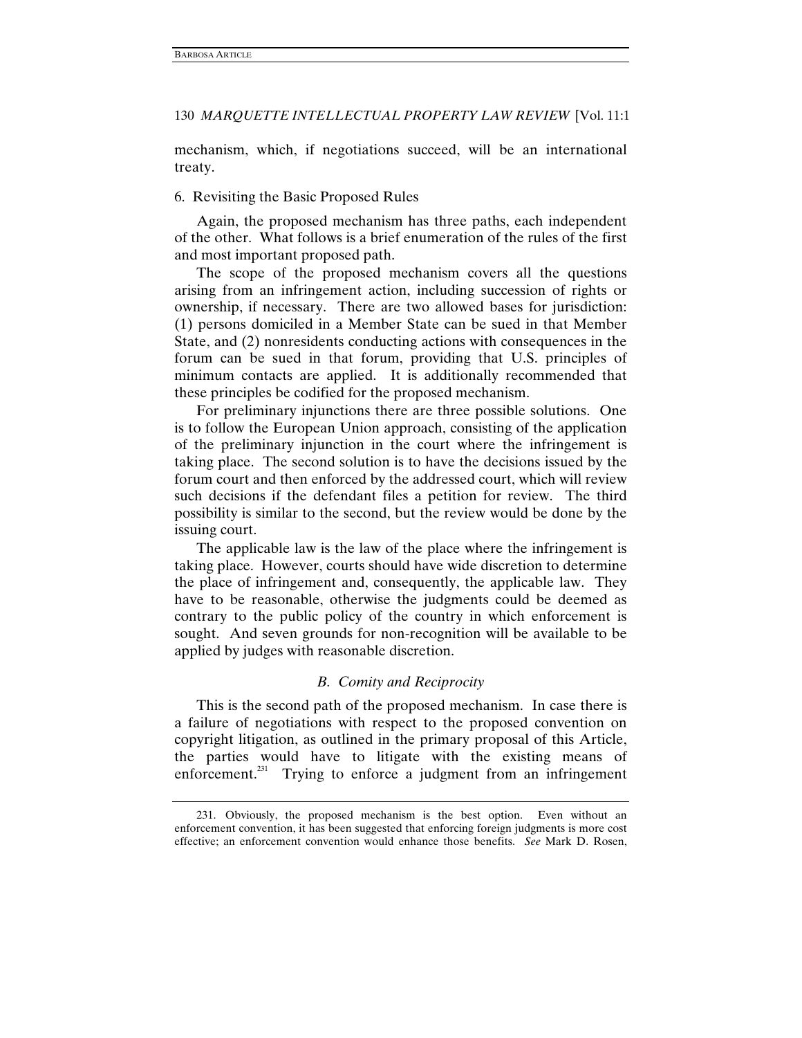mechanism, which, if negotiations succeed, will be an international treaty.

6. Revisiting the Basic Proposed Rules

Again, the proposed mechanism has three paths, each independent of the other. What follows is a brief enumeration of the rules of the first and most important proposed path.

The scope of the proposed mechanism covers all the questions arising from an infringement action, including succession of rights or ownership, if necessary. There are two allowed bases for jurisdiction: (1) persons domiciled in a Member State can be sued in that Member State, and (2) nonresidents conducting actions with consequences in the forum can be sued in that forum, providing that U.S. principles of minimum contacts are applied. It is additionally recommended that these principles be codified for the proposed mechanism.

For preliminary injunctions there are three possible solutions. One is to follow the European Union approach, consisting of the application of the preliminary injunction in the court where the infringement is taking place. The second solution is to have the decisions issued by the forum court and then enforced by the addressed court, which will review such decisions if the defendant files a petition for review. The third possibility is similar to the second, but the review would be done by the issuing court.

The applicable law is the law of the place where the infringement is taking place. However, courts should have wide discretion to determine the place of infringement and, consequently, the applicable law. They have to be reasonable, otherwise the judgments could be deemed as contrary to the public policy of the country in which enforcement is sought. And seven grounds for non-recognition will be available to be applied by judges with reasonable discretion.

### *B. Comity and Reciprocity*

This is the second path of the proposed mechanism. In case there is a failure of negotiations with respect to the proposed convention on copyright litigation, as outlined in the primary proposal of this Article, the parties would have to litigate with the existing means of enforcement.[231] Trying to enforce a judgment from an infringement

---

231. Obviously, the proposed mechanism is the best option. Even without an enforcement convention, it has been suggested that enforcing foreign judgments is more cost effective; an enforcement convention would enhance those benefits. *See* Mark D. Rosen,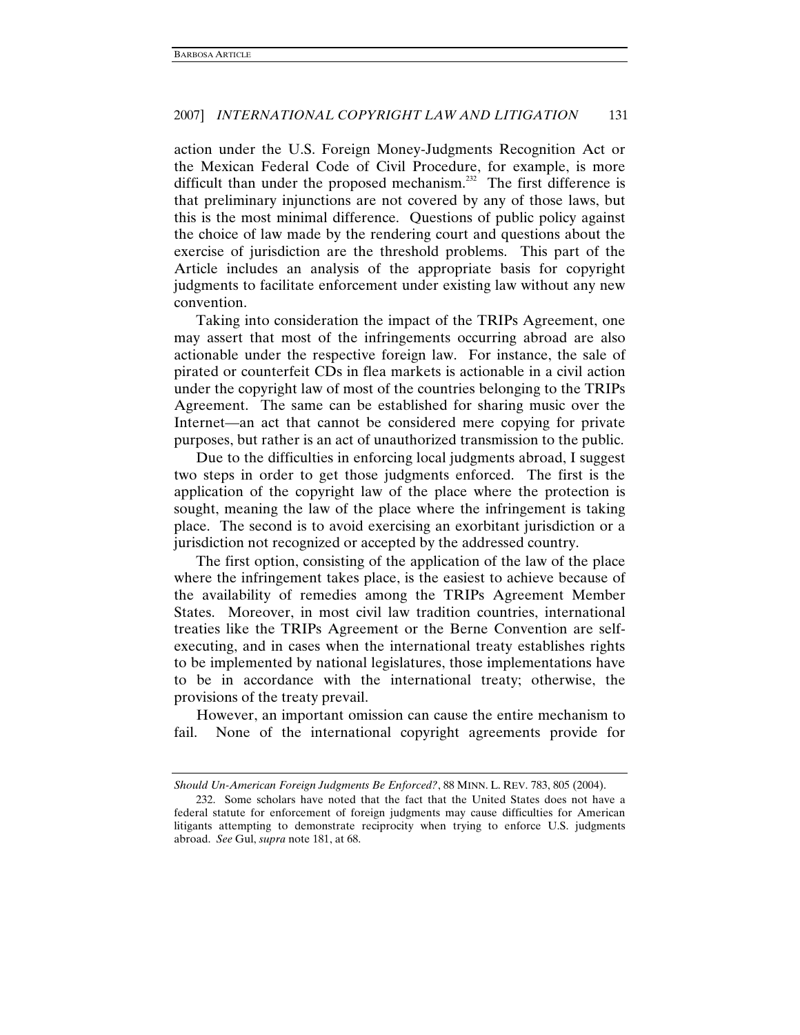action under the U.S. Foreign Money-Judgments Recognition Act or the Mexican Federal Code of Civil Procedure, for example, is more difficult than under the proposed mechanism.[232] The first difference is that preliminary injunctions are not covered by any of those laws, but this is the most minimal difference. Questions of public policy against the choice of law made by the rendering court and questions about the exercise of jurisdiction are the threshold problems. This part of the Article includes an analysis of the appropriate basis for copyright judgments to facilitate enforcement under existing law without any new convention.

Taking into consideration the impact of the TRIPs Agreement, one may assert that most of the infringements occurring abroad are also actionable under the respective foreign law. For instance, the sale of pirated or counterfeit CDs in flea markets is actionable in a civil action under the copyright law of most of the countries belonging to the TRIPs Agreement. The same can be established for sharing music over the Internet—an act that cannot be considered mere copying for private purposes, but rather is an act of unauthorized transmission to the public.

Due to the difficulties in enforcing local judgments abroad, I suggest two steps in order to get those judgments enforced. The first is the application of the copyright law of the place where the protection is sought, meaning the law of the place where the infringement is taking place. The second is to avoid exercising an exorbitant jurisdiction or a jurisdiction not recognized or accepted by the addressed country.

The first option, consisting of the application of the law of the place where the infringement takes place, is the easiest to achieve because of the availability of remedies among the TRIPs Agreement Member States. Moreover, in most civil law tradition countries, international treaties like the TRIPs Agreement or the Berne Convention are self-executing, and in cases when the international treaty establishes rights to be implemented by national legislatures, those implementations have to be in accordance with the international treaty; otherwise, the provisions of the treaty prevail.

However, an important omission can cause the entire mechanism to fail. None of the international copyright agreements provide for

---

*Should Un-American Foreign Judgments Be Enforced?*, 88 MINN. L. REV. 783, 805 (2004).

232. Some scholars have noted that the fact that the United States does not have a federal statute for enforcement of foreign judgments may cause difficulties for American litigants attempting to demonstrate reciprocity when trying to enforce U.S. judgments abroad. *See* Gul, *supra* note 181, at 68.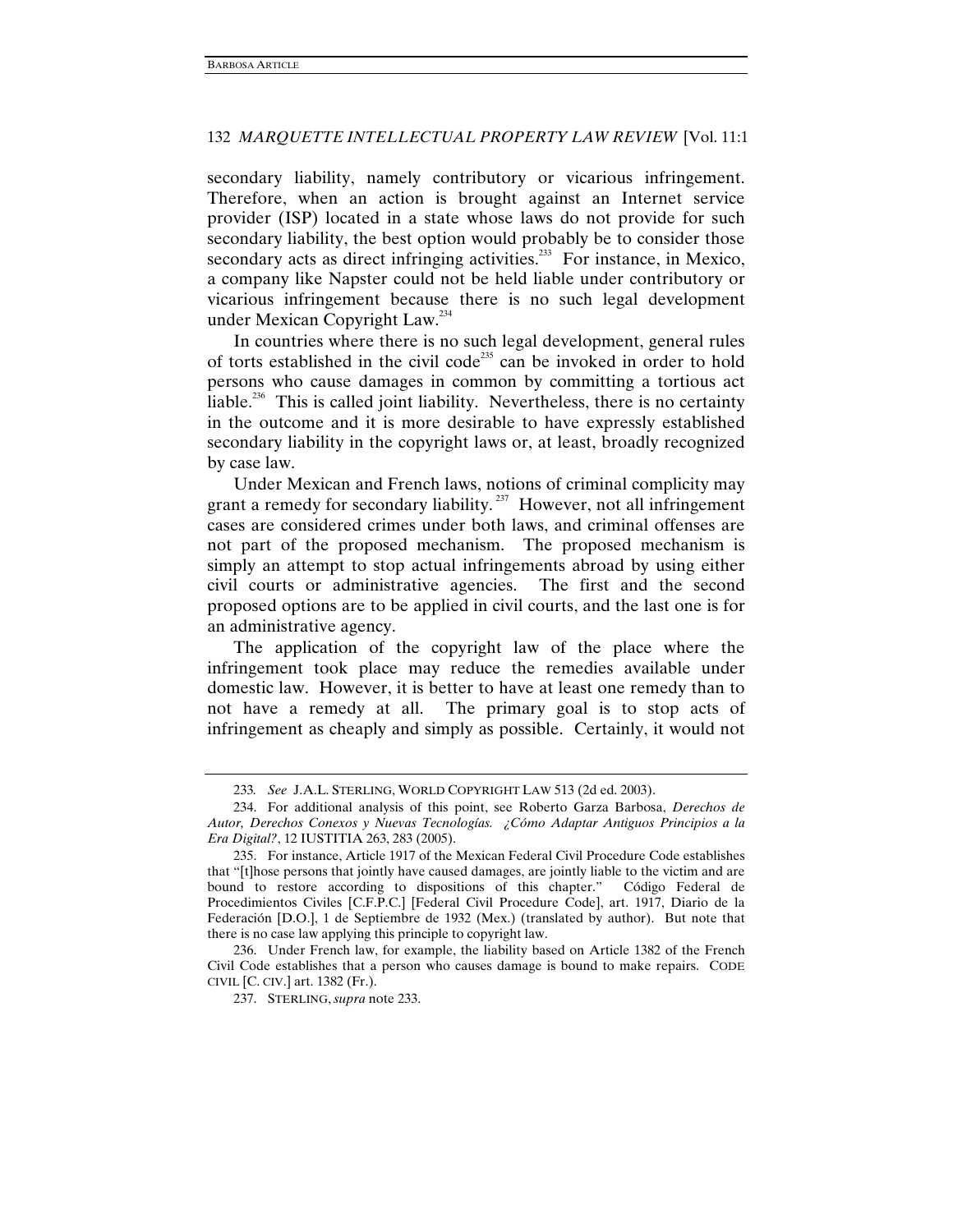secondary liability, namely contributory or vicarious infringement. Therefore, when an action is brought against an Internet service provider (ISP) located in a state whose laws do not provide for such secondary liability, the best option would probably be to consider those secondary acts as direct infringing activities.[233] For instance, in Mexico, a company like Napster could not be held liable under contributory or vicarious infringement because there is no such legal development under Mexican Copyright Law.[234]

In countries where there is no such legal development, general rules of torts established in the civil code[235] can be invoked in order to hold persons who cause damages in common by committing a tortious act liable.[236] This is called joint liability. Nevertheless, there is no certainty in the outcome and it is more desirable to have expressly established secondary liability in the copyright laws or, at least, broadly recognized by case law.

Under Mexican and French laws, notions of criminal complicity may grant a remedy for secondary liability.[237] However, not all infringement cases are considered crimes under both laws, and criminal offenses are not part of the proposed mechanism. The proposed mechanism is simply an attempt to stop actual infringements abroad by using either civil courts or administrative agencies. The first and the second proposed options are to be applied in civil courts, and the last one is for an administrative agency.

The application of the copyright law of the place where the infringement took place may reduce the remedies available under domestic law. However, it is better to have at least one remedy than to not have a remedy at all. The primary goal is to stop acts of infringement as cheaply and simply as possible. Certainly, it would not

---

233. *See* J.A.L. STERLING, WORLD COPYRIGHT LAW 513 (2d ed. 2003).

234. For additional analysis of this point, see Roberto Garza Barbosa, *Derechos de Autor, Derechos Conexos y Nuevas Tecnologías. ¿Cómo Adaptar Antiguos Principios a la Era Digital?*, 12 IUSTITIA 263, 283 (2005).

235. For instance, Article 1917 of the Mexican Federal Civil Procedure Code establishes that "[t]hose persons that jointly have caused damages, are jointly liable to the victim and are bound to restore according to dispositions of this chapter." Código Federal de Procedimientos Civiles [C.F.P.C.] [Federal Civil Procedure Code], art. 1917, Diario de la Federación [D.O.], 1 de Septiembre de 1932 (Mex.) (translated by author). But note that there is no case law applying this principle to copyright law.

236. Under French law, for example, the liability based on Article 1382 of the French Civil Code establishes that a person who causes damage is bound to make repairs. CODE CIVIL [C. CIV.] art. 1382 (Fr.).

237. STERLING, *supra* note 233.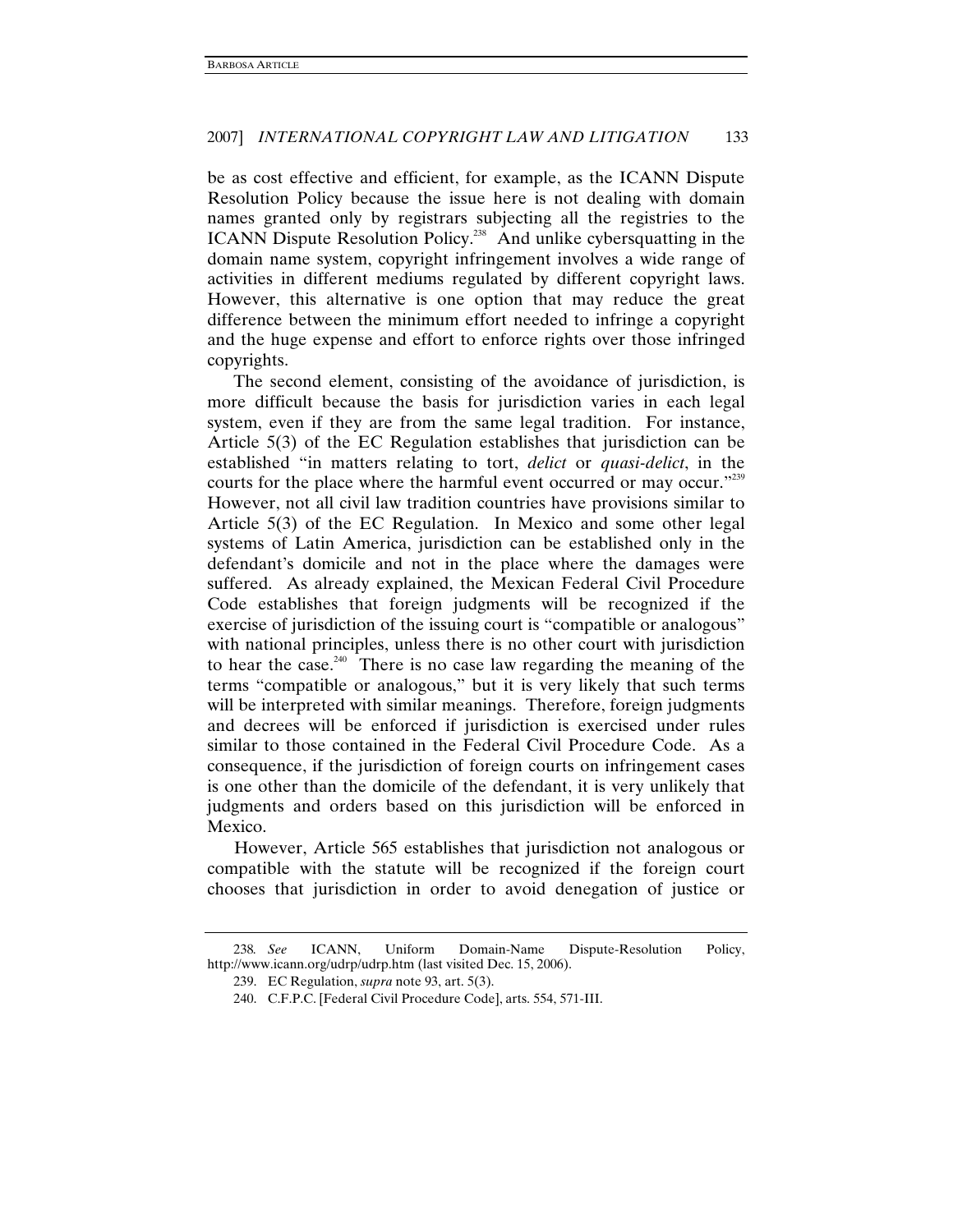be as cost effective and efficient, for example, as the ICANN Dispute Resolution Policy because the issue here is not dealing with domain names granted only by registrars subjecting all the registries to the ICANN Dispute Resolution Policy.[238] And unlike cybersquatting in the domain name system, copyright infringement involves a wide range of activities in different mediums regulated by different copyright laws. However, this alternative is one option that may reduce the great difference between the minimum effort needed to infringe a copyright and the huge expense and effort to enforce rights over those infringed copyrights.

The second element, consisting of the avoidance of jurisdiction, is more difficult because the basis for jurisdiction varies in each legal system, even if they are from the same legal tradition. For instance, Article 5(3) of the EC Regulation establishes that jurisdiction can be established "in matters relating to tort, *delict* or *quasi-delict*, in the courts for the place where the harmful event occurred or may occur."[239] However, not all civil law tradition countries have provisions similar to Article 5(3) of the EC Regulation. In Mexico and some other legal systems of Latin America, jurisdiction can be established only in the defendant's domicile and not in the place where the damages were suffered. As already explained, the Mexican Federal Civil Procedure Code establishes that foreign judgments will be recognized if the exercise of jurisdiction of the issuing court is "compatible or analogous" with national principles, unless there is no other court with jurisdiction to hear the case.[240] There is no case law regarding the meaning of the terms "compatible or analogous," but it is very likely that such terms will be interpreted with similar meanings. Therefore, foreign judgments and decrees will be enforced if jurisdiction is exercised under rules similar to those contained in the Federal Civil Procedure Code. As a consequence, if the jurisdiction of foreign courts on infringement cases is one other than the domicile of the defendant, it is very unlikely that judgments and orders based on this jurisdiction will be enforced in Mexico.

However, Article 565 establishes that jurisdiction not analogous or compatible with the statute will be recognized if the foreign court chooses that jurisdiction in order to avoid denegation of justice or

---

238. *See* ICANN, Uniform Domain-Name Dispute-Resolution Policy, http://www.icann.org/udrp/udrp.htm (last visited Dec. 15, 2006).

239. EC Regulation, *supra* note 93, art. 5(3).

240. C.F.P.C. [Federal Civil Procedure Code], arts. 554, 571-III.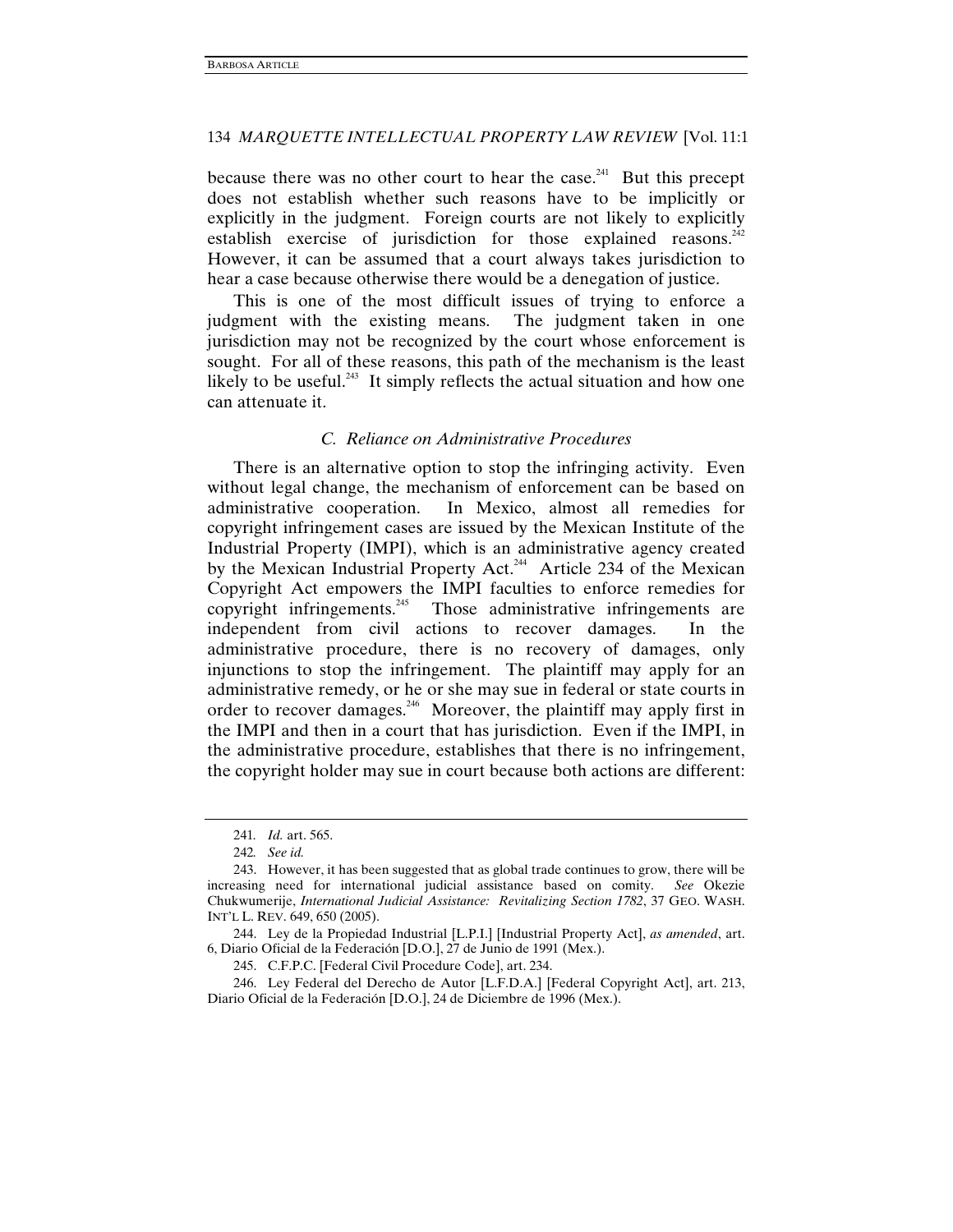because there was no other court to hear the case.[241] But this precept does not establish whether such reasons have to be implicitly or explicitly in the judgment. Foreign courts are not likely to explicitly establish exercise of jurisdiction for those explained reasons.[242] However, it can be assumed that a court always takes jurisdiction to hear a case because otherwise there would be a denegation of justice.

This is one of the most difficult issues of trying to enforce a judgment with the existing means. The judgment taken in one jurisdiction may not be recognized by the court whose enforcement is sought. For all of these reasons, this path of the mechanism is the least likely to be useful.[243] It simply reflects the actual situation and how one can attenuate it.

### *C. Reliance on Administrative Procedures*

There is an alternative option to stop the infringing activity. Even without legal change, the mechanism of enforcement can be based on administrative cooperation. In Mexico, almost all remedies for copyright infringement cases are issued by the Mexican Institute of the Industrial Property (IMPI), which is an administrative agency created by the Mexican Industrial Property Act.[244] Article 234 of the Mexican Copyright Act empowers the IMPI faculties to enforce remedies for copyright infringements.[245] Those administrative infringements are independent from civil actions to recover damages. In the administrative procedure, there is no recovery of damages, only injunctions to stop the infringement. The plaintiff may apply for an administrative remedy, or he or she may sue in federal or state courts in order to recover damages.[246] Moreover, the plaintiff may apply first in the IMPI and then in a court that has jurisdiction. Even if the IMPI, in the administrative procedure, establishes that there is no infringement, the copyright holder may sue in court because both actions are different:

---

241. *Id.* art. 565.

242. *See id.*

243. However, it has been suggested that as global trade continues to grow, there will be increasing need for international judicial assistance based on comity. *See* Okezie Chukwumerije, *International Judicial Assistance: Revitalizing Section 1782*, 37 GEO. WASH. INT'L L. REV. 649, 650 (2005).

244. Ley de la Propiedad Industrial [L.P.I.] [Industrial Property Act], *as amended*, art. 6, Diario Oficial de la Federación [D.O.], 27 de Junio de 1991 (Mex.).

245. C.F.P.C. [Federal Civil Procedure Code], art. 234.

246. Ley Federal del Derecho de Autor [L.F.D.A.] [Federal Copyright Act], art. 213, Diario Oficial de la Federación [D.O.], 24 de Diciembre de 1996 (Mex.).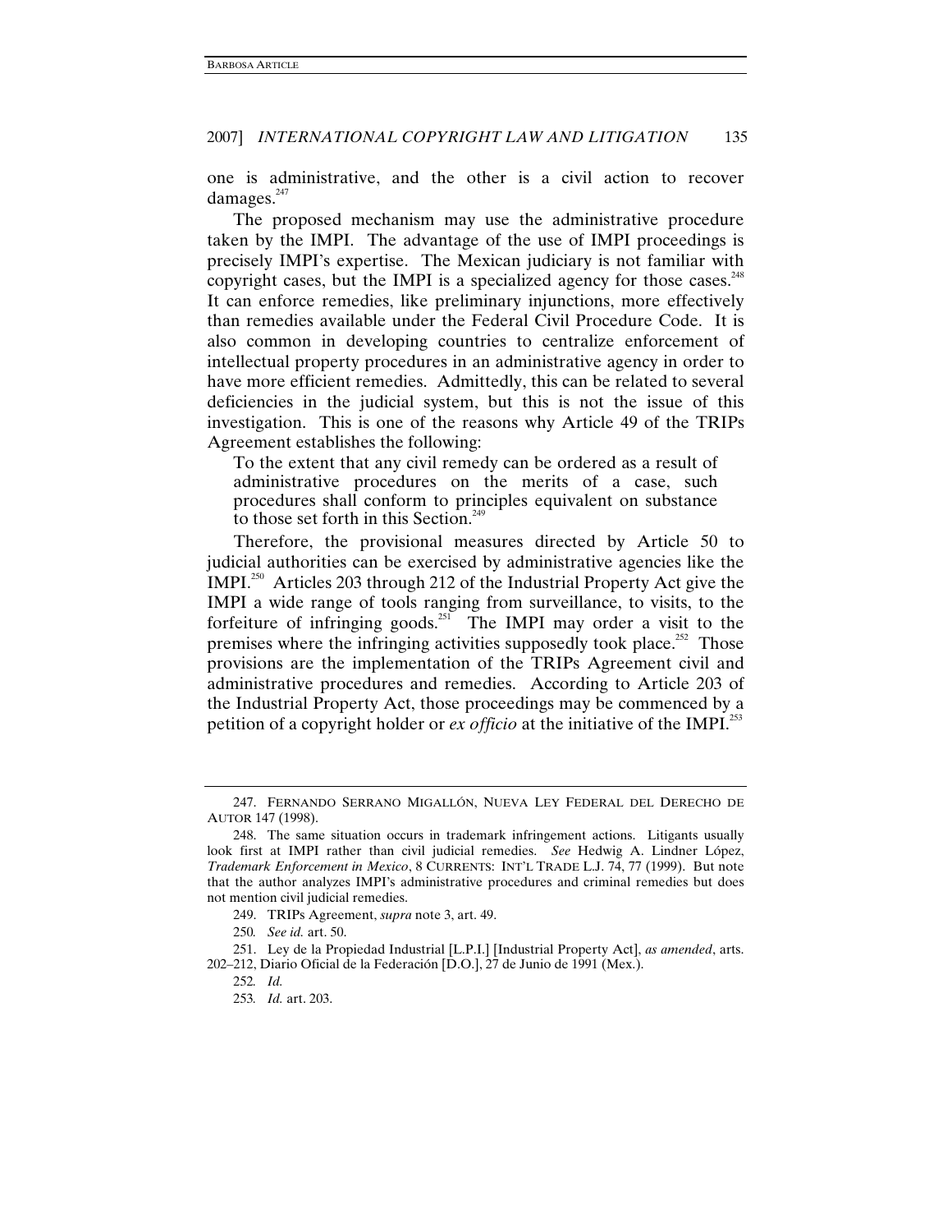one is administrative, and the other is a civil action to recover damages.[247]

The proposed mechanism may use the administrative procedure taken by the IMPI. The advantage of the use of IMPI proceedings is precisely IMPI's expertise. The Mexican judiciary is not familiar with copyright cases, but the IMPI is a specialized agency for those cases.[248] It can enforce remedies, like preliminary injunctions, more effectively than remedies available under the Federal Civil Procedure Code. It is also common in developing countries to centralize enforcement of intellectual property procedures in an administrative agency in order to have more efficient remedies. Admittedly, this can be related to several deficiencies in the judicial system, but this is not the issue of this investigation. This is one of the reasons why Article 49 of the TRIPs Agreement establishes the following:

> To the extent that any civil remedy can be ordered as a result of administrative procedures on the merits of a case, such procedures shall conform to principles equivalent on substance to those set forth in this Section.[249]

Therefore, the provisional measures directed by Article 50 to judicial authorities can be exercised by administrative agencies like the IMPI.[250] Articles 203 through 212 of the Industrial Property Act give the IMPI a wide range of tools ranging from surveillance, to visits, to the forfeiture of infringing goods.[251] The IMPI may order a visit to the premises where the infringing activities supposedly took place.[252] Those provisions are the implementation of the TRIPs Agreement civil and administrative procedures and remedies. According to Article 203 of the Industrial Property Act, those proceedings may be commenced by a petition of a copyright holder or *ex officio* at the initiative of the IMPI.[253]

---

247. FERNANDO SERRANO MIGALLÓN, NUEVA LEY FEDERAL DEL DERECHO DE AUTOR 147 (1998).

248. The same situation occurs in trademark infringement actions. Litigants usually look first at IMPI rather than civil judicial remedies. *See* Hedwig A. Lindner López, *Trademark Enforcement in Mexico*, 8 CURRENTS: INT'L TRADE L.J. 74, 77 (1999). But note that the author analyzes IMPI's administrative procedures and criminal remedies but does not mention civil judicial remedies.

249. TRIPs Agreement, *supra* note 3, art. 49.

250. *See id.* art. 50.

251. Ley de la Propiedad Industrial [L.P.I.] [Industrial Property Act], *as amended*, arts. 202–212, Diario Oficial de la Federación [D.O.], 27 de Junio de 1991 (Mex.).

252. *Id.*

253. *Id.* art. 203.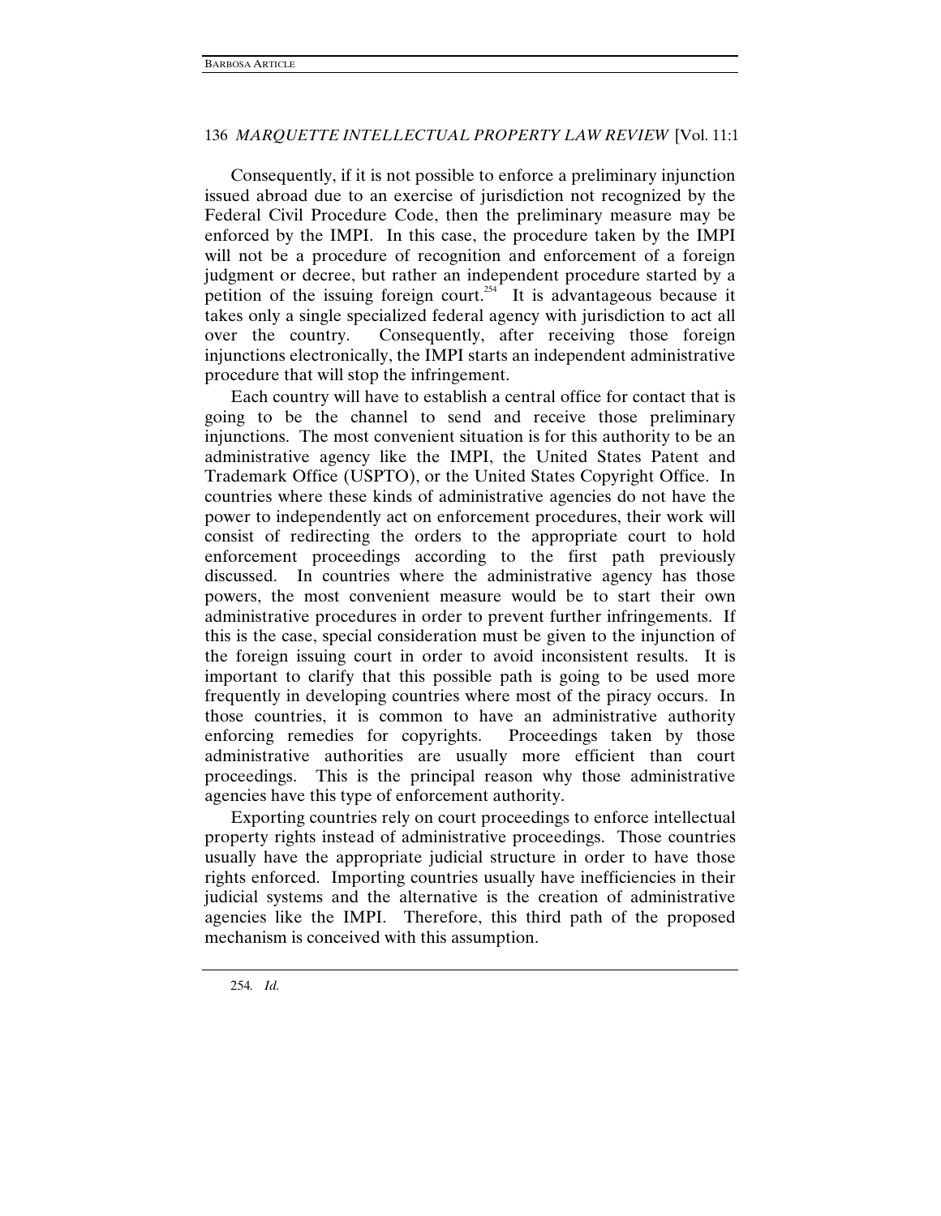Consequently, if it is not possible to enforce a preliminary injunction issued abroad due to an exercise of jurisdiction not recognized by the Federal Civil Procedure Code, then the preliminary measure may be enforced by the IMPI. In this case, the procedure taken by the IMPI will not be a procedure of recognition and enforcement of a foreign judgment or decree, but rather an independent procedure started by a petition of the issuing foreign court.[254] It is advantageous because it takes only a single specialized federal agency with jurisdiction to act all over the country. Consequently, after receiving those foreign injunctions electronically, the IMPI starts an independent administrative procedure that will stop the infringement.

Each country will have to establish a central office for contact that is going to be the channel to send and receive those preliminary injunctions. The most convenient situation is for this authority to be an administrative agency like the IMPI, the United States Patent and Trademark Office (USPTO), or the United States Copyright Office. In countries where these kinds of administrative agencies do not have the power to independently act on enforcement procedures, their work will consist of redirecting the orders to the appropriate court to hold enforcement proceedings according to the first path previously discussed. In countries where the administrative agency has those powers, the most convenient measure would be to start their own administrative procedures in order to prevent further infringements. If this is the case, special consideration must be given to the injunction of the foreign issuing court in order to avoid inconsistent results. It is important to clarify that this possible path is going to be used more frequently in developing countries where most of the piracy occurs. In those countries, it is common to have an administrative authority enforcing remedies for copyrights. Proceedings taken by those administrative authorities are usually more efficient than court proceedings. This is the principal reason why those administrative agencies have this type of enforcement authority.

Exporting countries rely on court proceedings to enforce intellectual property rights instead of administrative proceedings. Those countries usually have the appropriate judicial structure in order to have those rights enforced. Importing countries usually have inefficiencies in their judicial systems and the alternative is the creation of administrative agencies like the IMPI. Therefore, this third path of the proposed mechanism is conceived with this assumption.

---

254. *Id.*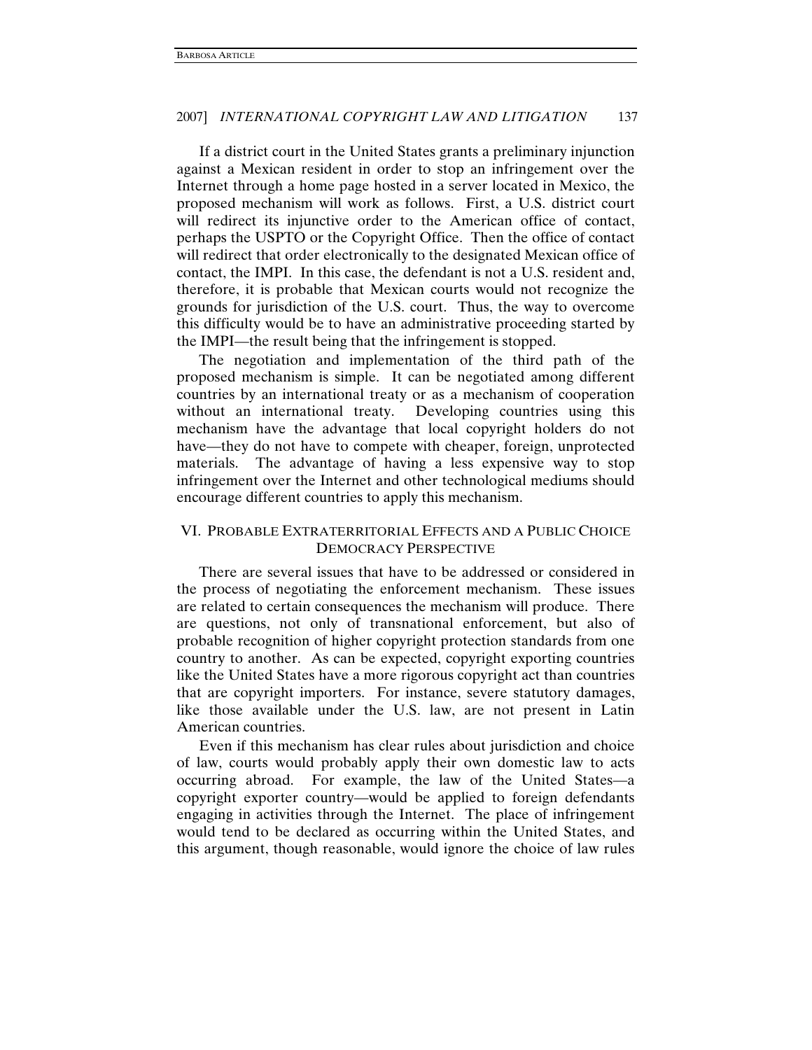If a district court in the United States grants a preliminary injunction against a Mexican resident in order to stop an infringement over the Internet through a home page hosted in a server located in Mexico, the proposed mechanism will work as follows. First, a U.S. district court will redirect its injunctive order to the American office of contact, perhaps the USPTO or the Copyright Office. Then the office of contact will redirect that order electronically to the designated Mexican office of contact, the IMPI. In this case, the defendant is not a U.S. resident and, therefore, it is probable that Mexican courts would not recognize the grounds for jurisdiction of the U.S. court. Thus, the way to overcome this difficulty would be to have an administrative proceeding started by the IMPI—the result being that the infringement is stopped.

The negotiation and implementation of the third path of the proposed mechanism is simple. It can be negotiated among different countries by an international treaty or as a mechanism of cooperation without an international treaty. Developing countries using this mechanism have the advantage that local copyright holders do not have—they do not have to compete with cheaper, foreign, unprotected materials. The advantage of having a less expensive way to stop infringement over the Internet and other technological mediums should encourage different countries to apply this mechanism.

## VI. PROBABLE EXTRATERRITORIAL EFFECTS AND A PUBLIC CHOICE DEMOCRACY PERSPECTIVE

There are several issues that have to be addressed or considered in the process of negotiating the enforcement mechanism. These issues are related to certain consequences the mechanism will produce. There are questions, not only of transnational enforcement, but also of probable recognition of higher copyright protection standards from one country to another. As can be expected, copyright exporting countries like the United States have a more rigorous copyright act than countries that are copyright importers. For instance, severe statutory damages, like those available under the U.S. law, are not present in Latin American countries.

Even if this mechanism has clear rules about jurisdiction and choice of law, courts would probably apply their own domestic law to acts occurring abroad. For example, the law of the United States—a copyright exporter country—would be applied to foreign defendants engaging in activities through the Internet. The place of infringement would tend to be declared as occurring within the United States, and this argument, though reasonable, would ignore the choice of law rules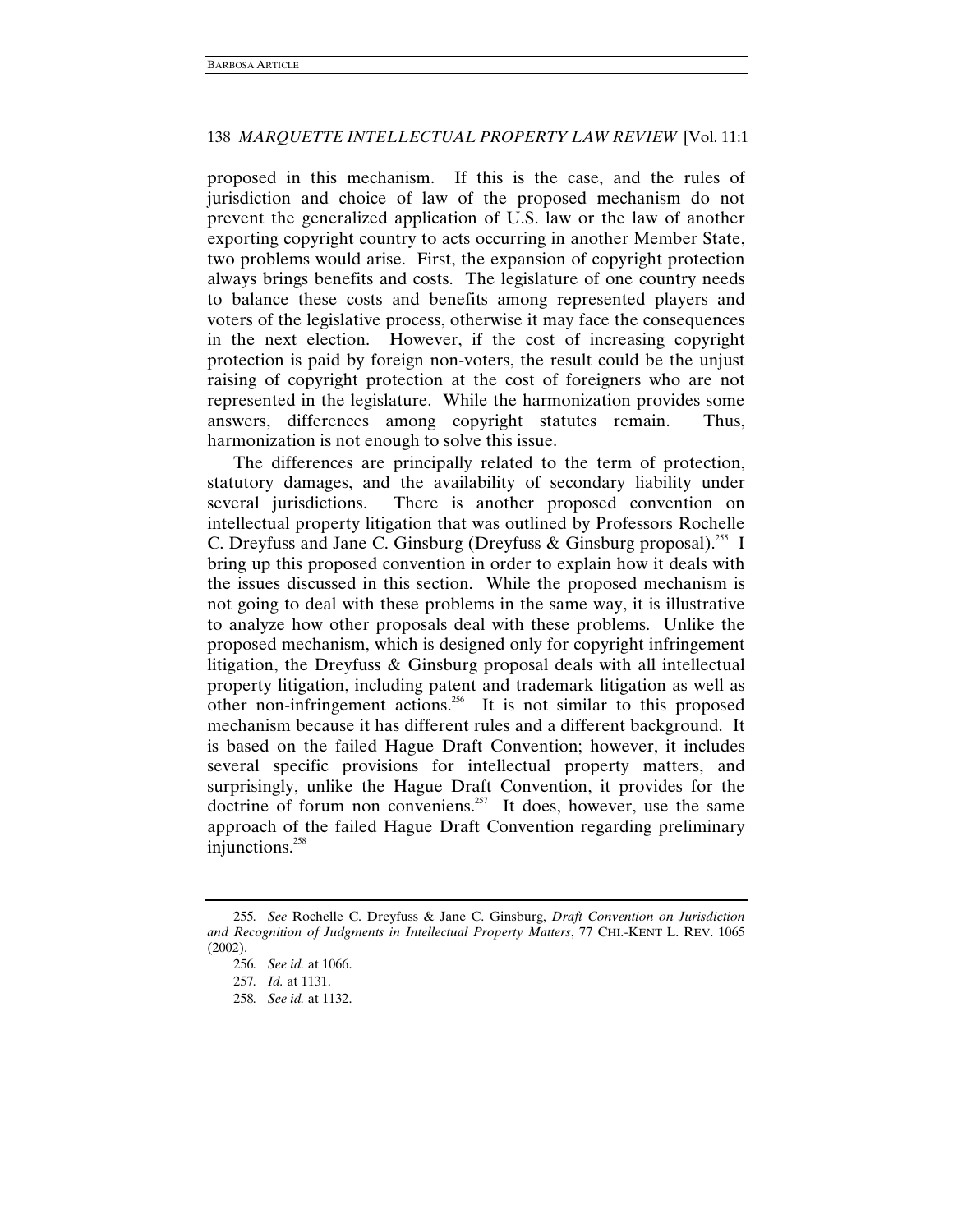proposed in this mechanism. If this is the case, and the rules of jurisdiction and choice of law of the proposed mechanism do not prevent the generalized application of U.S. law or the law of another exporting copyright country to acts occurring in another Member State, two problems would arise. First, the expansion of copyright protection always brings benefits and costs. The legislature of one country needs to balance these costs and benefits among represented players and voters of the legislative process, otherwise it may face the consequences in the next election. However, if the cost of increasing copyright protection is paid by foreign non-voters, the result could be the unjust raising of copyright protection at the cost of foreigners who are not represented in the legislature. While the harmonization provides some answers, differences among copyright statutes remain. Thus, harmonization is not enough to solve this issue.

The differences are principally related to the term of protection, statutory damages, and the availability of secondary liability under several jurisdictions. There is another proposed convention on intellectual property litigation that was outlined by Professors Rochelle C. Dreyfuss and Jane C. Ginsburg (Dreyfuss & Ginsburg proposal).[255] I bring up this proposed convention in order to explain how it deals with the issues discussed in this section. While the proposed mechanism is not going to deal with these problems in the same way, it is illustrative to analyze how other proposals deal with these problems. Unlike the proposed mechanism, which is designed only for copyright infringement litigation, the Dreyfuss & Ginsburg proposal deals with all intellectual property litigation, including patent and trademark litigation as well as other non-infringement actions.[256] It is not similar to this proposed mechanism because it has different rules and a different background. It is based on the failed Hague Draft Convention; however, it includes several specific provisions for intellectual property matters, and surprisingly, unlike the Hague Draft Convention, it provides for the doctrine of forum non conveniens.[257] It does, however, use the same approach of the failed Hague Draft Convention regarding preliminary injunctions.[258]

---

255. *See* Rochelle C. Dreyfuss & Jane C. Ginsburg, *Draft Convention on Jurisdiction and Recognition of Judgments in Intellectual Property Matters*, 77 CHI.-KENT L. REV. 1065 (2002).

256. *See id.* at 1066.

257. *Id.* at 1131.

258. *See id.* at 1132.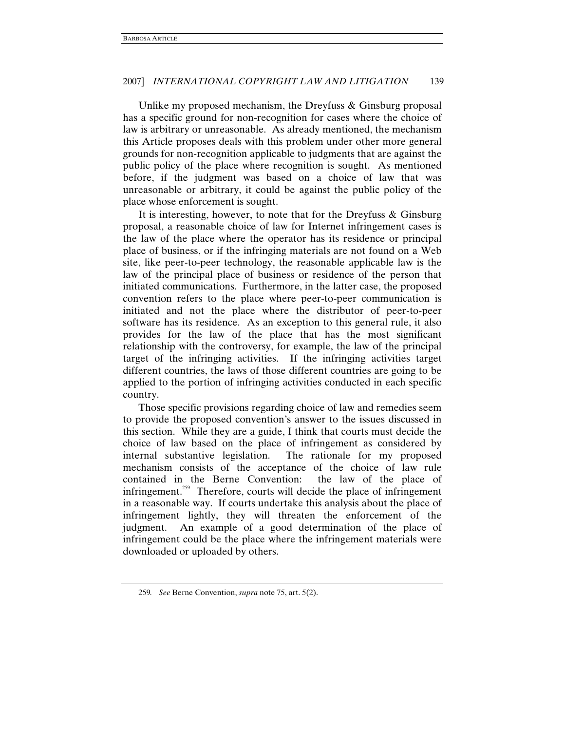Unlike my proposed mechanism, the Dreyfuss & Ginsburg proposal has a specific ground for non-recognition for cases where the choice of law is arbitrary or unreasonable. As already mentioned, the mechanism this Article proposes deals with this problem under other more general grounds for non-recognition applicable to judgments that are against the public policy of the place where recognition is sought. As mentioned before, if the judgment was based on a choice of law that was unreasonable or arbitrary, it could be against the public policy of the place whose enforcement is sought.

It is interesting, however, to note that for the Dreyfuss & Ginsburg proposal, a reasonable choice of law for Internet infringement cases is the law of the place where the operator has its residence or principal place of business, or if the infringing materials are not found on a Web site, like peer-to-peer technology, the reasonable applicable law is the law of the principal place of business or residence of the person that initiated communications. Furthermore, in the latter case, the proposed convention refers to the place where peer-to-peer communication is initiated and not the place where the distributor of peer-to-peer software has its residence. As an exception to this general rule, it also provides for the law of the place that has the most significant relationship with the controversy, for example, the law of the principal target of the infringing activities. If the infringing activities target different countries, the laws of those different countries are going to be applied to the portion of infringing activities conducted in each specific country.

Those specific provisions regarding choice of law and remedies seem to provide the proposed convention's answer to the issues discussed in this section. While they are a guide, I think that courts must decide the choice of law based on the place of infringement as considered by internal substantive legislation. The rationale for my proposed mechanism consists of the acceptance of the choice of law rule contained in the Berne Convention: the law of the place of infringement.[259] Therefore, courts will decide the place of infringement in a reasonable way. If courts undertake this analysis about the place of infringement lightly, they will threaten the enforcement of the judgment. An example of a good determination of the place of infringement could be the place where the infringement materials were downloaded or uploaded by others.

---

259. *See* Berne Convention, *supra* note 75, art. 5(2).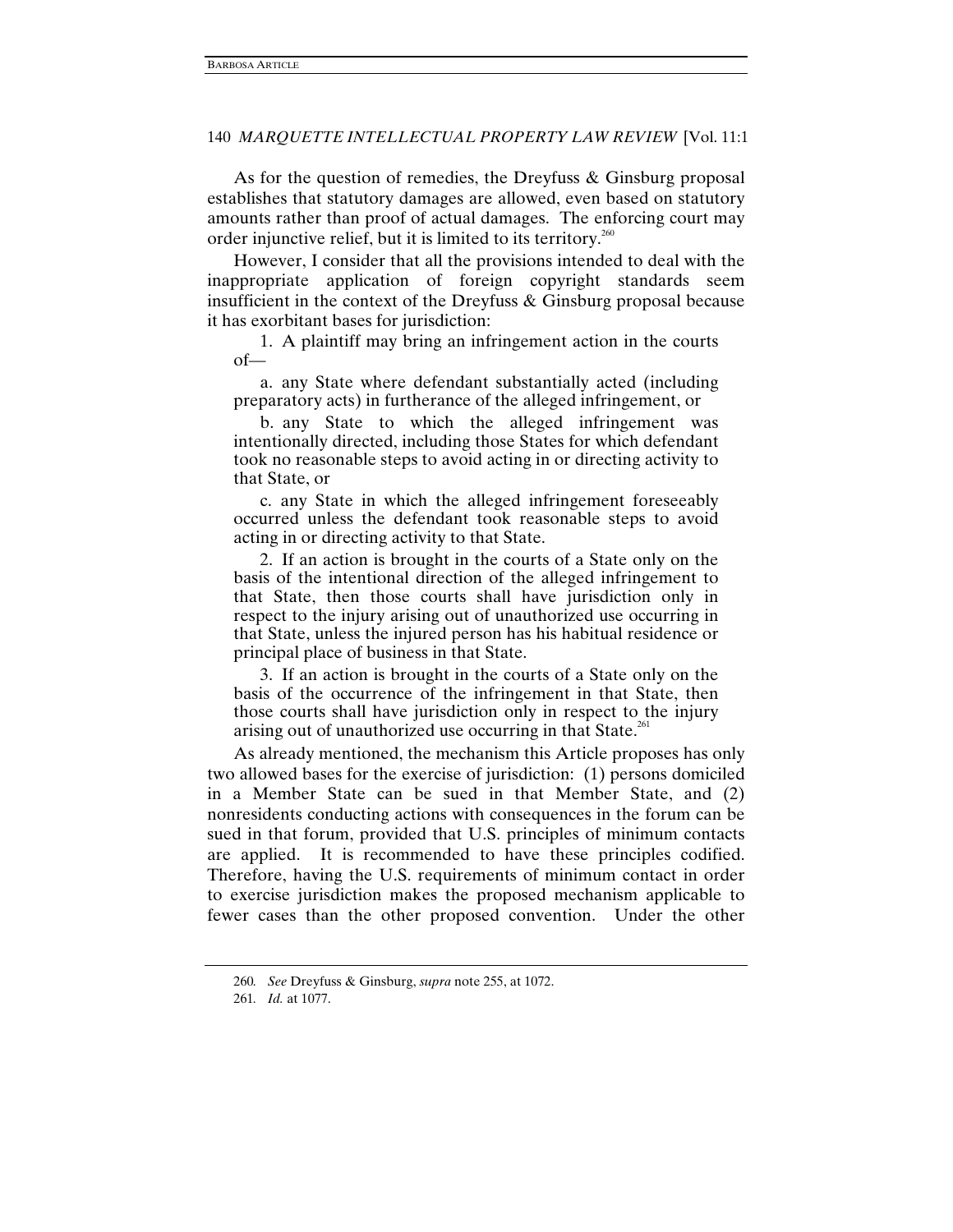As for the question of remedies, the Dreyfuss & Ginsburg proposal establishes that statutory damages are allowed, even based on statutory amounts rather than proof of actual damages. The enforcing court may order injunctive relief, but it is limited to its territory.[260]

However, I consider that all the provisions intended to deal with the inappropriate application of foreign copyright standards seem insufficient in the context of the Dreyfuss & Ginsburg proposal because it has exorbitant bases for jurisdiction:

> 1. A plaintiff may bring an infringement action in the courts of—
>
> a. any State where defendant substantially acted (including preparatory acts) in furtherance of the alleged infringement, or
>
> b. any State to which the alleged infringement was intentionally directed, including those States for which defendant took no reasonable steps to avoid acting in or directing activity to that State, or
>
> c. any State in which the alleged infringement foreseeably occurred unless the defendant took reasonable steps to avoid acting in or directing activity to that State.
>
> 2. If an action is brought in the courts of a State only on the basis of the intentional direction of the alleged infringement to that State, then those courts shall have jurisdiction only in respect to the injury arising out of unauthorized use occurring in that State, unless the injured person has his habitual residence or principal place of business in that State.
>
> 3. If an action is brought in the courts of a State only on the basis of the occurrence of the infringement in that State, then those courts shall have jurisdiction only in respect to the injury arising out of unauthorized use occurring in that State.[261]

As already mentioned, the mechanism this Article proposes has only two allowed bases for the exercise of jurisdiction: (1) persons domiciled in a Member State can be sued in that Member State, and (2) nonresidents conducting actions with consequences in the forum can be sued in that forum, provided that U.S. principles of minimum contacts are applied. It is recommended to have these principles codified. Therefore, having the U.S. requirements of minimum contact in order to exercise jurisdiction makes the proposed mechanism applicable to fewer cases than the other proposed convention. Under the other

---

260. *See* Dreyfuss & Ginsburg, *supra* note 255, at 1072.

261. *Id.* at 1077.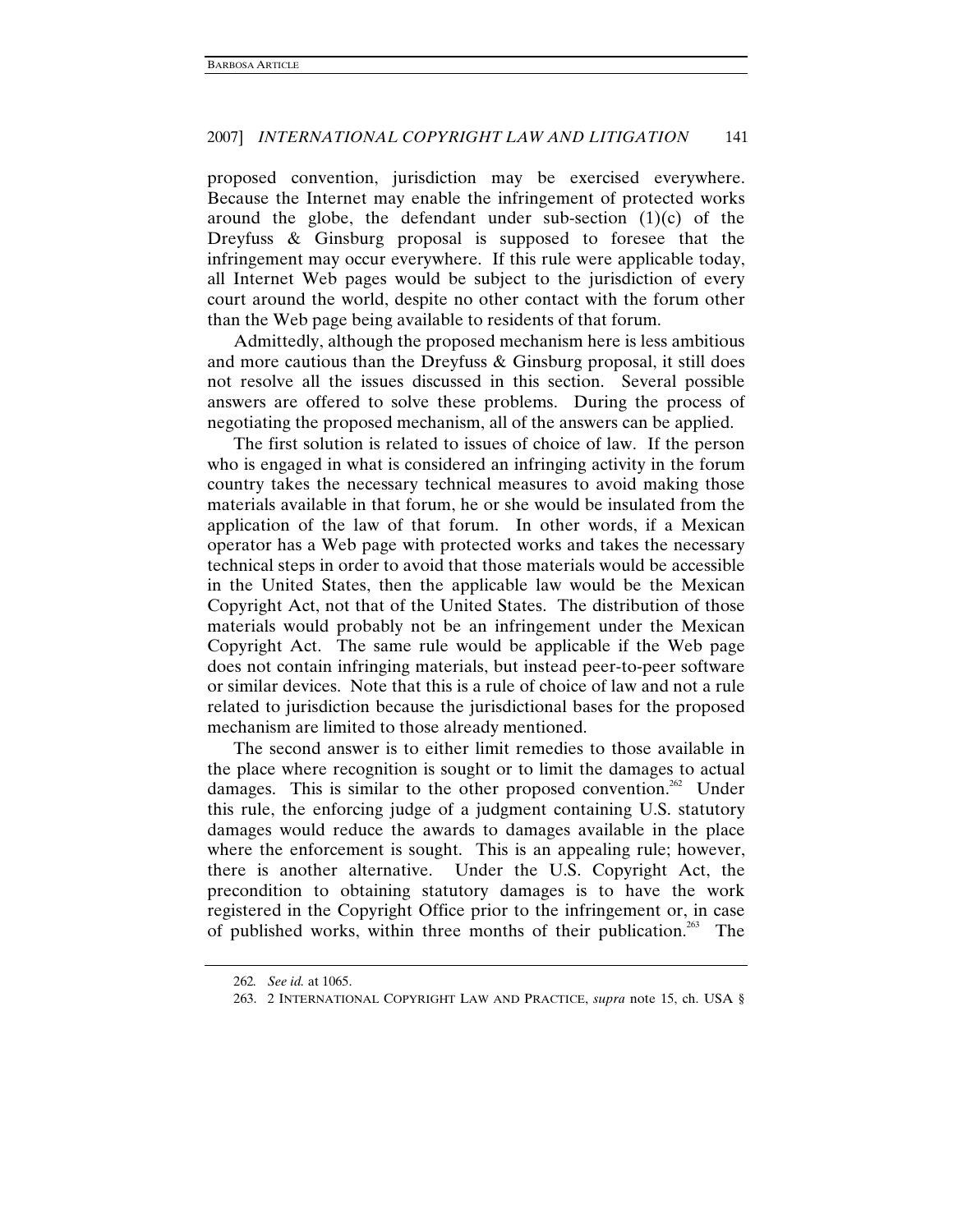proposed convention, jurisdiction may be exercised everywhere. Because the Internet may enable the infringement of protected works around the globe, the defendant under sub-section (1)(c) of the Dreyfuss & Ginsburg proposal is supposed to foresee that the infringement may occur everywhere. If this rule were applicable today, all Internet Web pages would be subject to the jurisdiction of every court around the world, despite no other contact with the forum other than the Web page being available to residents of that forum.

Admittedly, although the proposed mechanism here is less ambitious and more cautious than the Dreyfuss & Ginsburg proposal, it still does not resolve all the issues discussed in this section. Several possible answers are offered to solve these problems. During the process of negotiating the proposed mechanism, all of the answers can be applied.

The first solution is related to issues of choice of law. If the person who is engaged in what is considered an infringing activity in the forum country takes the necessary technical measures to avoid making those materials available in that forum, he or she would be insulated from the application of the law of that forum. In other words, if a Mexican operator has a Web page with protected works and takes the necessary technical steps in order to avoid that those materials would be accessible in the United States, then the applicable law would be the Mexican Copyright Act, not that of the United States. The distribution of those materials would probably not be an infringement under the Mexican Copyright Act. The same rule would be applicable if the Web page does not contain infringing materials, but instead peer-to-peer software or similar devices. Note that this is a rule of choice of law and not a rule related to jurisdiction because the jurisdictional bases for the proposed mechanism are limited to those already mentioned.

The second answer is to either limit remedies to those available in the place where recognition is sought or to limit the damages to actual damages. This is similar to the other proposed convention.[262] Under this rule, the enforcing judge of a judgment containing U.S. statutory damages would reduce the awards to damages available in the place where the enforcement is sought. This is an appealing rule; however, there is another alternative. Under the U.S. Copyright Act, the precondition to obtaining statutory damages is to have the work registered in the Copyright Office prior to the infringement or, in case of published works, within three months of their publication.[263] The

---

262. *See id.* at 1065.

263. 2 INTERNATIONAL COPYRIGHT LAW AND PRACTICE, *supra* note 15, ch. USA §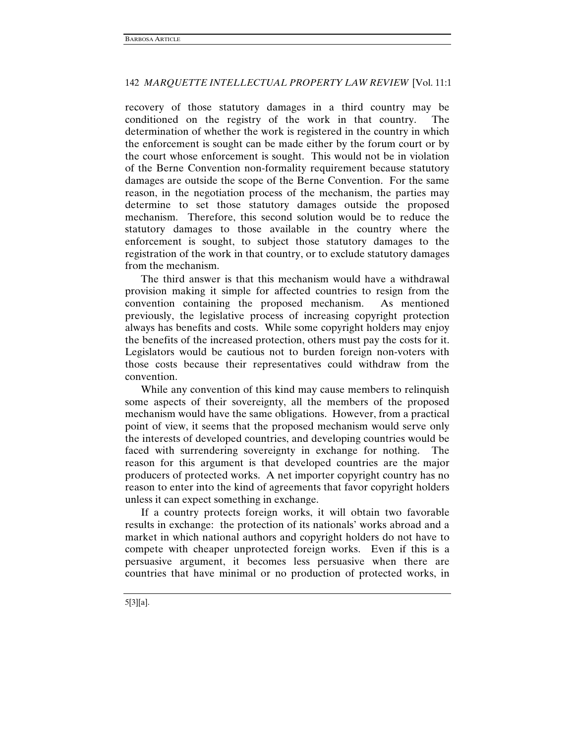recovery of those statutory damages in a third country may be conditioned on the registry of the work in that country. The determination of whether the work is registered in the country in which the enforcement is sought can be made either by the forum court or by the court whose enforcement is sought. This would not be in violation of the Berne Convention non-formality requirement because statutory damages are outside the scope of the Berne Convention. For the same reason, in the negotiation process of the mechanism, the parties may determine to set those statutory damages outside the proposed mechanism. Therefore, this second solution would be to reduce the statutory damages to those available in the country where the enforcement is sought, to subject those statutory damages to the registration of the work in that country, or to exclude statutory damages from the mechanism.

The third answer is that this mechanism would have a withdrawal provision making it simple for affected countries to resign from the convention containing the proposed mechanism. As mentioned previously, the legislative process of increasing copyright protection always has benefits and costs. While some copyright holders may enjoy the benefits of the increased protection, others must pay the costs for it. Legislators would be cautious not to burden foreign non-voters with those costs because their representatives could withdraw from the convention.

While any convention of this kind may cause members to relinquish some aspects of their sovereignty, all the members of the proposed mechanism would have the same obligations. However, from a practical point of view, it seems that the proposed mechanism would serve only the interests of developed countries, and developing countries would be faced with surrendering sovereignty in exchange for nothing. The reason for this argument is that developed countries are the major producers of protected works. A net importer copyright country has no reason to enter into the kind of agreements that favor copyright holders unless it can expect something in exchange.

If a country protects foreign works, it will obtain two favorable results in exchange: the protection of its nationals' works abroad and a market in which national authors and copyright holders do not have to compete with cheaper unprotected foreign works. Even if this is a persuasive argument, it becomes less persuasive when there are countries that have minimal or no production of protected works, in

5[3][a].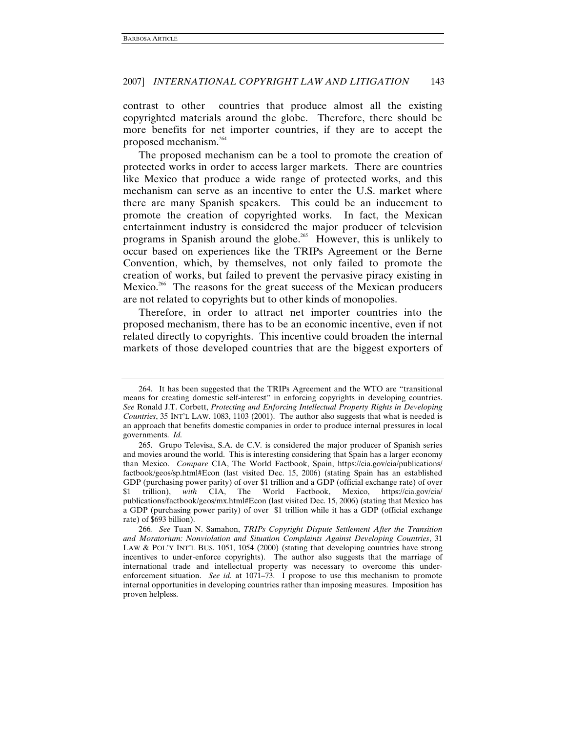contrast to other countries that produce almost all the existing copyrighted materials around the globe. Therefore, there should be more benefits for net importer countries, if they are to accept the proposed mechanism.[264]

The proposed mechanism can be a tool to promote the creation of protected works in order to access larger markets. There are countries like Mexico that produce a wide range of protected works, and this mechanism can serve as an incentive to enter the U.S. market where there are many Spanish speakers. This could be an inducement to promote the creation of copyrighted works. In fact, the Mexican entertainment industry is considered the major producer of television programs in Spanish around the globe.[265] However, this is unlikely to occur based on experiences like the TRIPs Agreement or the Berne Convention, which, by themselves, not only failed to promote the creation of works, but failed to prevent the pervasive piracy existing in Mexico.[266] The reasons for the great success of the Mexican producers are not related to copyrights but to other kinds of monopolies.

Therefore, in order to attract net importer countries into the proposed mechanism, there has to be an economic incentive, even if not related directly to copyrights. This incentive could broaden the internal markets of those developed countries that are the biggest exporters of

---

264. It has been suggested that the TRIPs Agreement and the WTO are "transitional means for creating domestic self-interest" in enforcing copyrights in developing countries. *See* Ronald J.T. Corbett, *Protecting and Enforcing Intellectual Property Rights in Developing Countries*, 35 INT'L LAW. 1083, 1103 (2001). The author also suggests that what is needed is an approach that benefits domestic companies in order to produce internal pressures in local governments. *Id.*

265. Grupo Televisa, S.A. de C.V. is considered the major producer of Spanish series and movies around the world. This is interesting considering that Spain has a larger economy than Mexico. *Compare* CIA, The World Factbook, Spain, https://cia.gov/cia/publications/factbook/geos/sp.html#Econ (last visited Dec. 15, 2006) (stating Spain has an established GDP (purchasing power parity) of over $1 trillion and a GDP (official exchange rate) of over $1 trillion), *with* CIA, The World Factbook, Mexico, https://cia.gov/cia/publications/factbook/geos/mx.html#Econ (last visited Dec. 15, 2006) (stating that Mexico has a GDP (purchasing power parity) of over $1 trillion while it has a GDP (official exchange rate) of $693 billion).

266. *See* Tuan N. Samahon, *TRIPs Copyright Dispute Settlement After the Transition and Moratorium: Nonviolation and Situation Complaints Against Developing Countries*, 31 LAW & POL'Y INT'L BUS. 1051, 1054 (2000) (stating that developing countries have strong incentives to under-enforce copyrights). The author also suggests that the marriage of international trade and intellectual property was necessary to overcome this under-enforcement situation. *See id.* at 1071–73. I propose to use this mechanism to promote internal opportunities in developing countries rather than imposing measures. Imposition has proven helpless.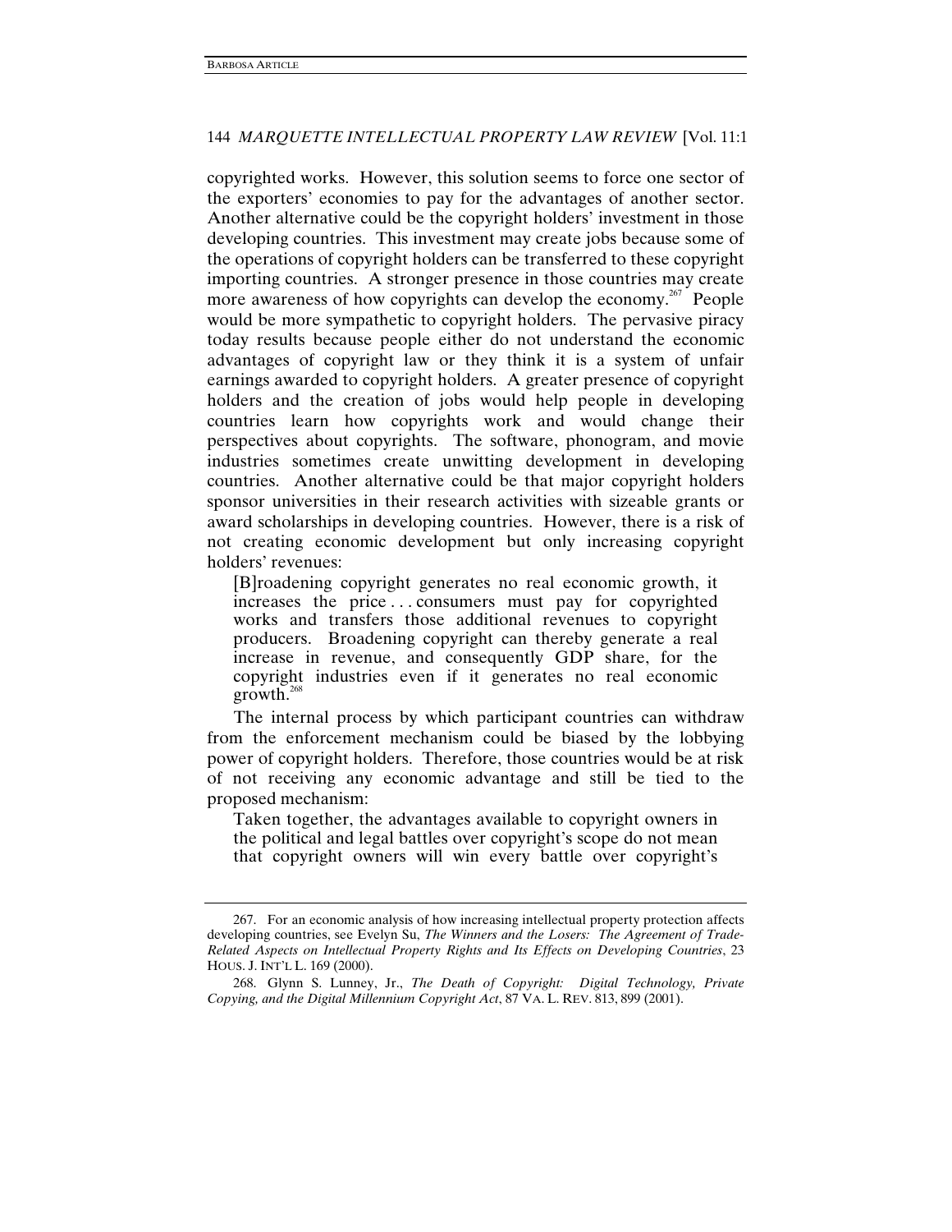copyrighted works. However, this solution seems to force one sector of the exporters' economies to pay for the advantages of another sector. Another alternative could be the copyright holders' investment in those developing countries. This investment may create jobs because some of the operations of copyright holders can be transferred to these copyright importing countries. A stronger presence in those countries may create more awareness of how copyrights can develop the economy.[267] People would be more sympathetic to copyright holders. The pervasive piracy today results because people either do not understand the economic advantages of copyright law or they think it is a system of unfair earnings awarded to copyright holders. A greater presence of copyright holders and the creation of jobs would help people in developing countries learn how copyrights work and would change their perspectives about copyrights. The software, phonogram, and movie industries sometimes create unwitting development in developing countries. Another alternative could be that major copyright holders sponsor universities in their research activities with sizeable grants or award scholarships in developing countries. However, there is a risk of not creating economic development but only increasing copyright holders' revenues:

> [B]roadening copyright generates no real economic growth, it increases the price . . . consumers must pay for copyrighted works and transfers those additional revenues to copyright producers. Broadening copyright can thereby generate a real increase in revenue, and consequently GDP share, for the copyright industries even if it generates no real economic growth.[268]

The internal process by which participant countries can withdraw from the enforcement mechanism could be biased by the lobbying power of copyright holders. Therefore, those countries would be at risk of not receiving any economic advantage and still be tied to the proposed mechanism:

> Taken together, the advantages available to copyright owners in the political and legal battles over copyright's scope do not mean that copyright owners will win every battle over copyright's

---

267. For an economic analysis of how increasing intellectual property protection affects developing countries, see Evelyn Su, *The Winners and the Losers: The Agreement of Trade-Related Aspects on Intellectual Property Rights and Its Effects on Developing Countries*, 23 HOUS. J. INT'L L. 169 (2000).

268. Glynn S. Lunney, Jr., *The Death of Copyright: Digital Technology, Private Copying, and the Digital Millennium Copyright Act*, 87 VA. L. REV. 813, 899 (2001).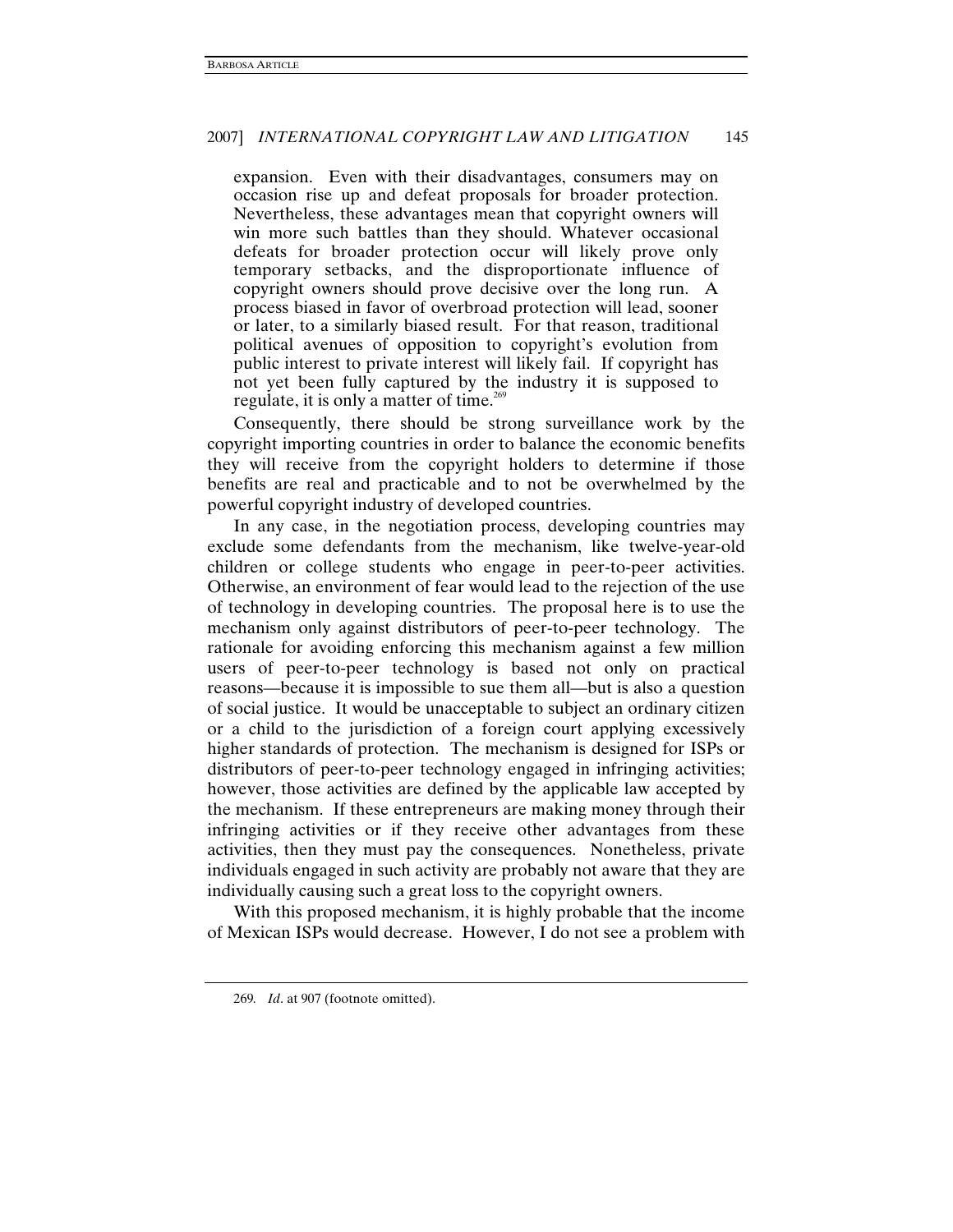> expansion. Even with their disadvantages, consumers may on occasion rise up and defeat proposals for broader protection. Nevertheless, these advantages mean that copyright owners will win more such battles than they should. Whatever occasional defeats for broader protection occur will likely prove only temporary setbacks, and the disproportionate influence of copyright owners should prove decisive over the long run. A process biased in favor of overbroad protection will lead, sooner or later, to a similarly biased result. For that reason, traditional political avenues of opposition to copyright's evolution from public interest to private interest will likely fail. If copyright has not yet been fully captured by the industry it is supposed to regulate, it is only a matter of time.[269]

Consequently, there should be strong surveillance work by the copyright importing countries in order to balance the economic benefits they will receive from the copyright holders to determine if those benefits are real and practicable and to not be overwhelmed by the powerful copyright industry of developed countries.

In any case, in the negotiation process, developing countries may exclude some defendants from the mechanism, like twelve-year-old children or college students who engage in peer-to-peer activities. Otherwise, an environment of fear would lead to the rejection of the use of technology in developing countries. The proposal here is to use the mechanism only against distributors of peer-to-peer technology. The rationale for avoiding enforcing this mechanism against a few million users of peer-to-peer technology is based not only on practical reasons—because it is impossible to sue them all—but is also a question of social justice. It would be unacceptable to subject an ordinary citizen or a child to the jurisdiction of a foreign court applying excessively higher standards of protection. The mechanism is designed for ISPs or distributors of peer-to-peer technology engaged in infringing activities; however, those activities are defined by the applicable law accepted by the mechanism. If these entrepreneurs are making money through their infringing activities or if they receive other advantages from these activities, then they must pay the consequences. Nonetheless, private individuals engaged in such activity are probably not aware that they are individually causing such a great loss to the copyright owners.

With this proposed mechanism, it is highly probable that the income of Mexican ISPs would decrease. However, I do not see a problem with

---

269. *Id*. at 907 (footnote omitted).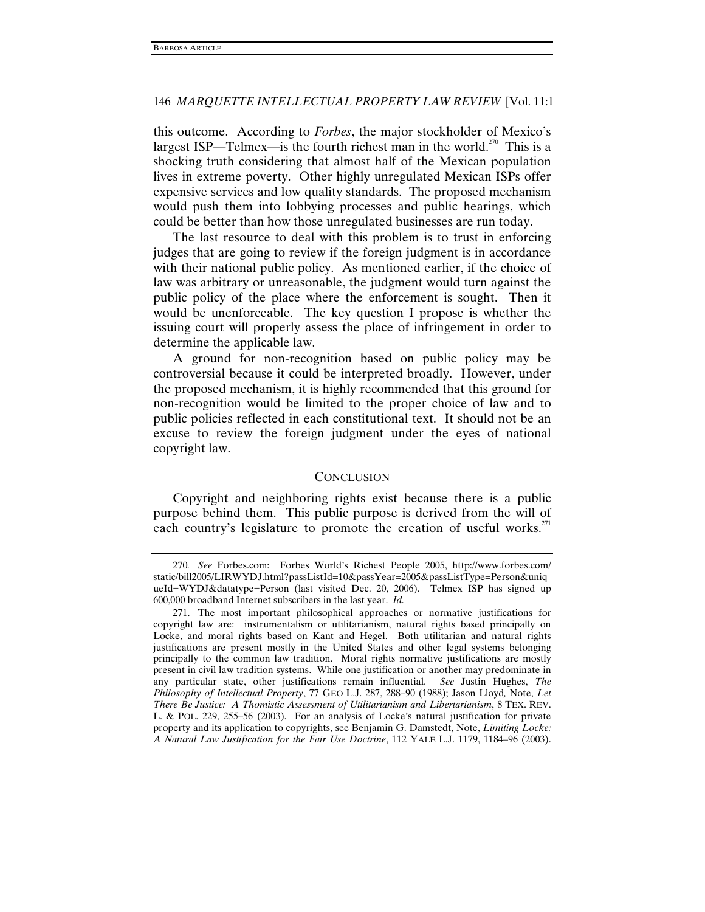this outcome. According to *Forbes*, the major stockholder of Mexico's largest ISP—Telmex—is the fourth richest man in the world.[270] This is a shocking truth considering that almost half of the Mexican population lives in extreme poverty. Other highly unregulated Mexican ISPs offer expensive services and low quality standards. The proposed mechanism would push them into lobbying processes and public hearings, which could be better than how those unregulated businesses are run today.

The last resource to deal with this problem is to trust in enforcing judges that are going to review if the foreign judgment is in accordance with their national public policy. As mentioned earlier, if the choice of law was arbitrary or unreasonable, the judgment would turn against the public policy of the place where the enforcement is sought. Then it would be unenforceable. The key question I propose is whether the issuing court will properly assess the place of infringement in order to determine the applicable law.

A ground for non-recognition based on public policy may be controversial because it could be interpreted broadly. However, under the proposed mechanism, it is highly recommended that this ground for non-recognition would be limited to the proper choice of law and to public policies reflected in each constitutional text. It should not be an excuse to review the foreign judgment under the eyes of national copyright law.

## CONCLUSION

Copyright and neighboring rights exist because there is a public purpose behind them. This public purpose is derived from the will of each country's legislature to promote the creation of useful works.[271]

---

270. *See* Forbes.com: Forbes World's Richest People 2005, http://www.forbes.com/static/bill2005/LIRWYDJ.html?passListId=10&passYear=2005&passListType=Person&uniqueId=WYDJ&datatype=Person (last visited Dec. 20, 2006). Telmex ISP has signed up 600,000 broadband Internet subscribers in the last year. *Id.*

271. The most important philosophical approaches or normative justifications for copyright law are: instrumentalism or utilitarianism, natural rights based principally on Locke, and moral rights based on Kant and Hegel. Both utilitarian and natural rights justifications are present mostly in the United States and other legal systems belonging principally to the common law tradition. Moral rights normative justifications are mostly present in civil law tradition systems. While one justification or another may predominate in any particular state, other justifications remain influential. *See* Justin Hughes, *The Philosophy of Intellectual Property*, 77 GEO L.J. 287, 288–90 (1988); Jason Lloyd, Note, *Let There Be Justice: A Thomistic Assessment of Utilitarianism and Libertarianism*, 8 TEX. REV. L. & POL. 229, 255–56 (2003). For an analysis of Locke's natural justification for private property and its application to copyrights, see Benjamin G. Damstedt, Note, *Limiting Locke: A Natural Law Justification for the Fair Use Doctrine*, 112 YALE L.J. 1179, 1184–96 (2003).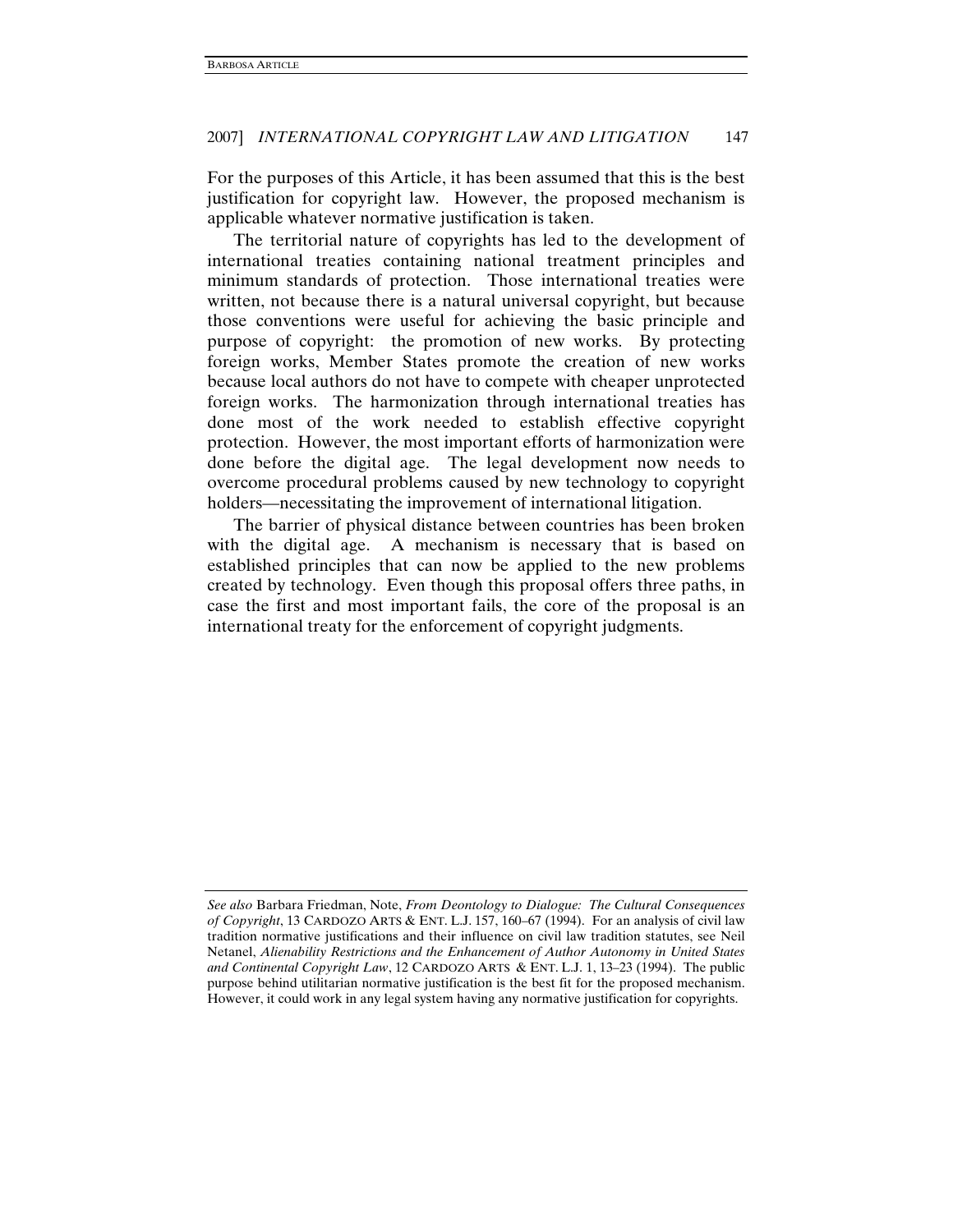For the purposes of this Article, it has been assumed that this is the best justification for copyright law. However, the proposed mechanism is applicable whatever normative justification is taken.

The territorial nature of copyrights has led to the development of international treaties containing national treatment principles and minimum standards of protection. Those international treaties were written, not because there is a natural universal copyright, but because those conventions were useful for achieving the basic principle and purpose of copyright: the promotion of new works. By protecting foreign works, Member States promote the creation of new works because local authors do not have to compete with cheaper unprotected foreign works. The harmonization through international treaties has done most of the work needed to establish effective copyright protection. However, the most important efforts of harmonization were done before the digital age. The legal development now needs to overcome procedural problems caused by new technology to copyright holders—necessitating the improvement of international litigation.

The barrier of physical distance between countries has been broken with the digital age. A mechanism is necessary that is based on established principles that can now be applied to the new problems created by technology. Even though this proposal offers three paths, in case the first and most important fails, the core of the proposal is an international treaty for the enforcement of copyright judgments.

---

*See also* Barbara Friedman, Note, *From Deontology to Dialogue: The Cultural Consequences of Copyright*, 13 CARDOZO ARTS & ENT. L.J. 157, 160–67 (1994). For an analysis of civil law tradition normative justifications and their influence on civil law tradition statutes, see Neil Netanel, *Alienability Restrictions and the Enhancement of Author Autonomy in United States and Continental Copyright Law*, 12 CARDOZO ARTS & ENT. L.J. 1, 13–23 (1994). The public purpose behind utilitarian normative justification is the best fit for the proposed mechanism. However, it could work in any legal system having any normative justification for copyrights.